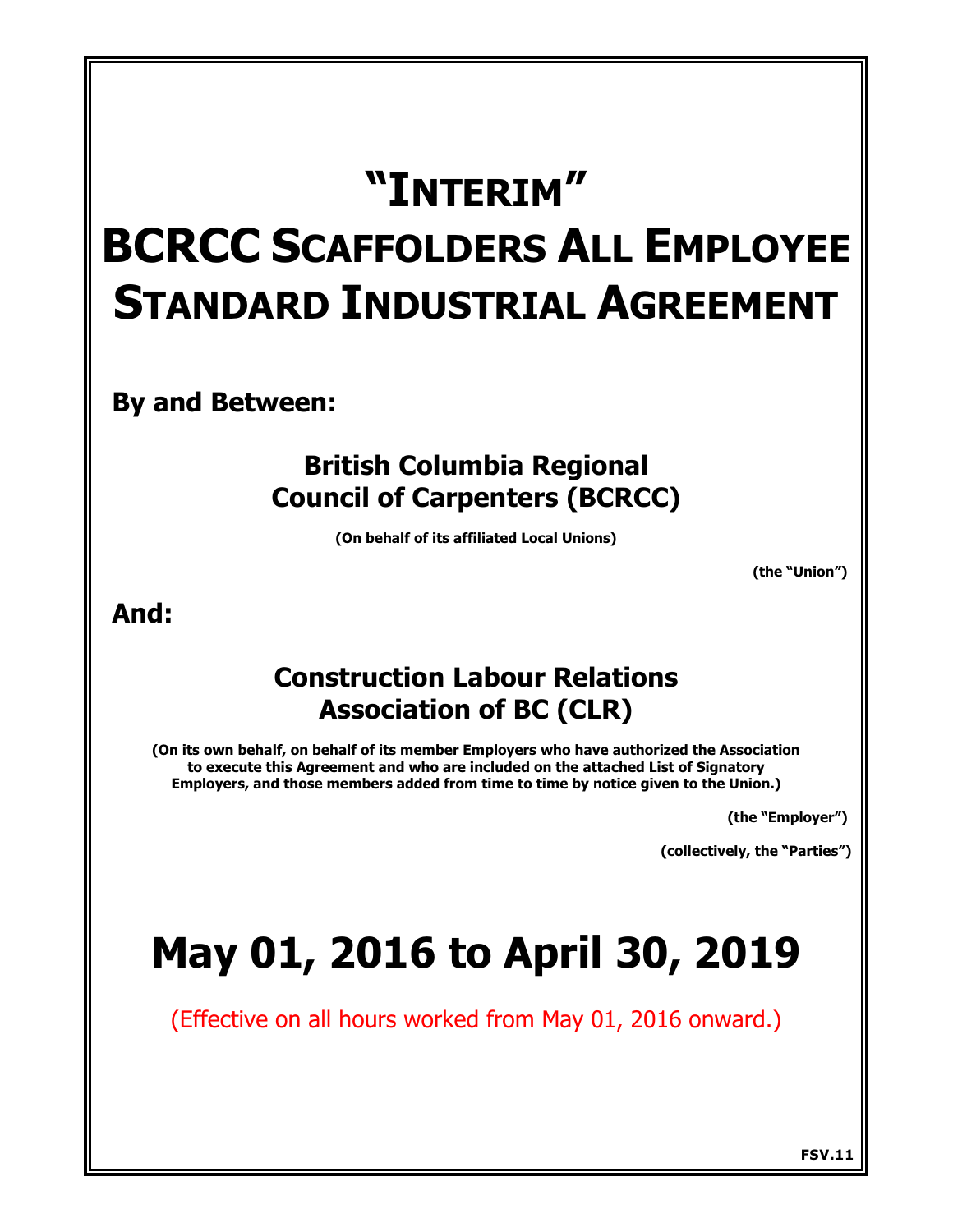# "INTERIM"

# BCRCC SCAFFOLDERS ALL EMPLOYEE STANDARD INDUSTRIAL AGREEMENT

**By and Between:**

**British Columbia Regional Council of Carpenters (BCRCC)**

**(On behalf of its affiliated Local Unions)**

**(the "Union")**

**And:**

**Construction Labour Relations Association of BC (CLR)**

**(On its own behalf, on behalf of its member Employers who have authorized the Association to execute this Agreement and who are included on the attached List of Signatory Employers, and those members added from time to time by notice given to the Union.)**

**(the "Employer")**

**(collectively, the "Parties")**

# May 01, 2016 to April 30, 2019

(Effective on all hours worked from May 01, 2016 onward.)

**FSV.11**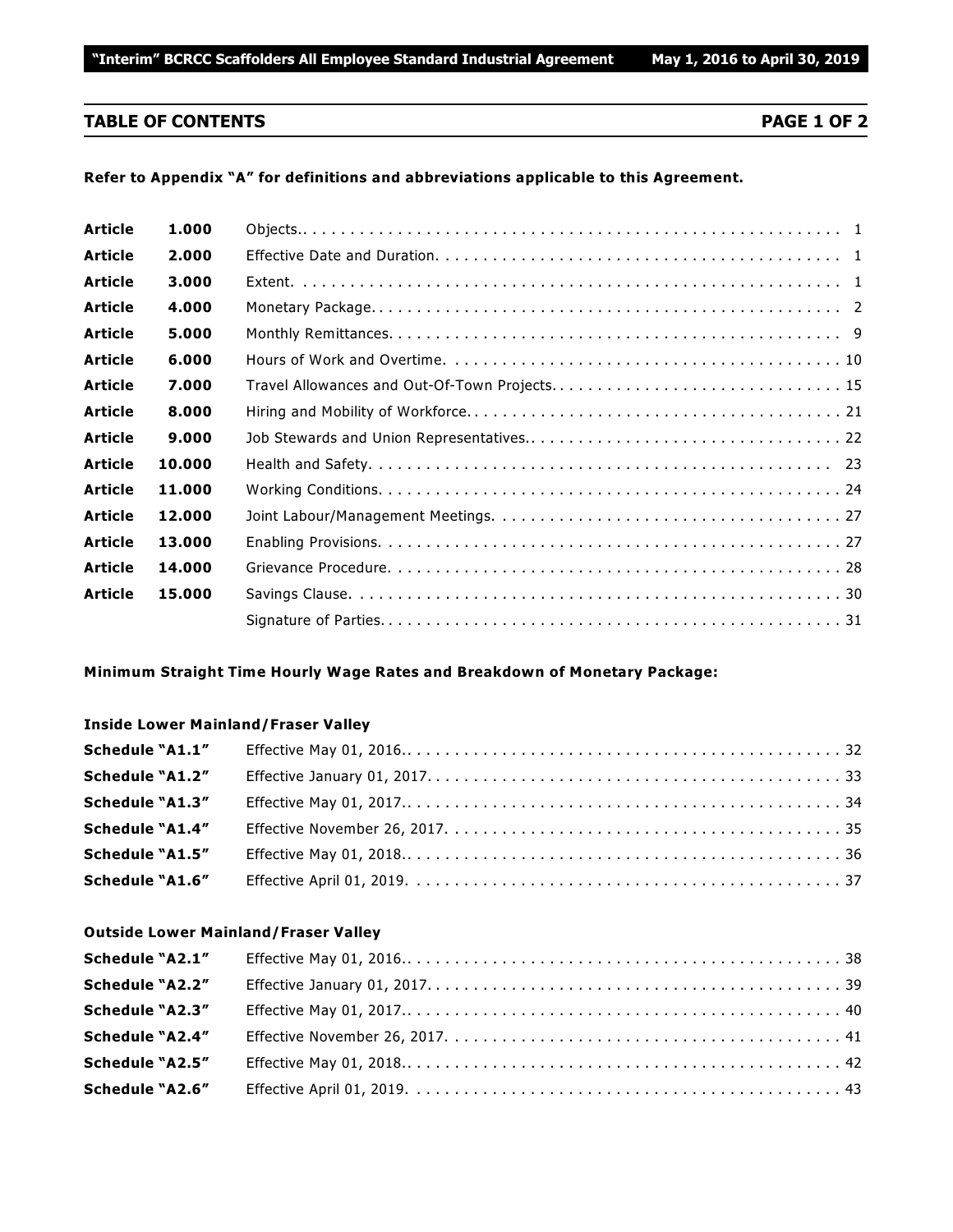## TABLE OF CONTENTS — PAGE 1 OF 2

**Refer to Appendix "A" for definitions and abbreviations applicable to this Agreement.**

| | | | |
|---|---|---|---|
| **Article** | **1.000** | Objects. | 1 |
| **Article** | **2.000** | Effective Date and Duration. | 1 |
| **Article** | **3.000** | Extent. | 1 |
| **Article** | **4.000** | Monetary Package. | 2 |
| **Article** | **5.000** | Monthly Remittances. | 9 |
| **Article** | **6.000** | Hours of Work and Overtime. | 10 |
| **Article** | **7.000** | Travel Allowances and Out-Of-Town Projects. | 15 |
| **Article** | **8.000** | Hiring and Mobility of Workforce. | 21 |
| **Article** | **9.000** | Job Stewards and Union Representatives. | 22 |
| **Article** | **10.000** | Health and Safety. | 23 |
| **Article** | **11.000** | Working Conditions. | 24 |
| **Article** | **12.000** | Joint Labour/Management Meetings. | 27 |
| **Article** | **13.000** | Enabling Provisions. | 27 |
| **Article** | **14.000** | Grievance Procedure. | 28 |
| **Article** | **15.000** | Savings Clause. | 30 |
| | | Signature of Parties. | 31 |

**Minimum Straight Time Hourly Wage Rates and Breakdown of Monetary Package:**

**Inside Lower Mainland/Fraser Valley**

| | | |
|---|---|---|
| **Schedule "A1.1"** | Effective May 01, 2016. | 32 |
| **Schedule "A1.2"** | Effective January 01, 2017. | 33 |
| **Schedule "A1.3"** | Effective May 01, 2017. | 34 |
| **Schedule "A1.4"** | Effective November 26, 2017. | 35 |
| **Schedule "A1.5"** | Effective May 01, 2018. | 36 |
| **Schedule "A1.6"** | Effective April 01, 2019. | 37 |

**Outside Lower Mainland/Fraser Valley**

| | | |
|---|---|---|
| **Schedule "A2.1"** | Effective May 01, 2016. | 38 |
| **Schedule "A2.2"** | Effective January 01, 2017. | 39 |
| **Schedule "A2.3"** | Effective May 01, 2017. | 40 |
| **Schedule "A2.4"** | Effective November 26, 2017. | 41 |
| **Schedule "A2.5"** | Effective May 01, 2018. | 42 |
| **Schedule "A2.6"** | Effective April 01, 2019. | 43 |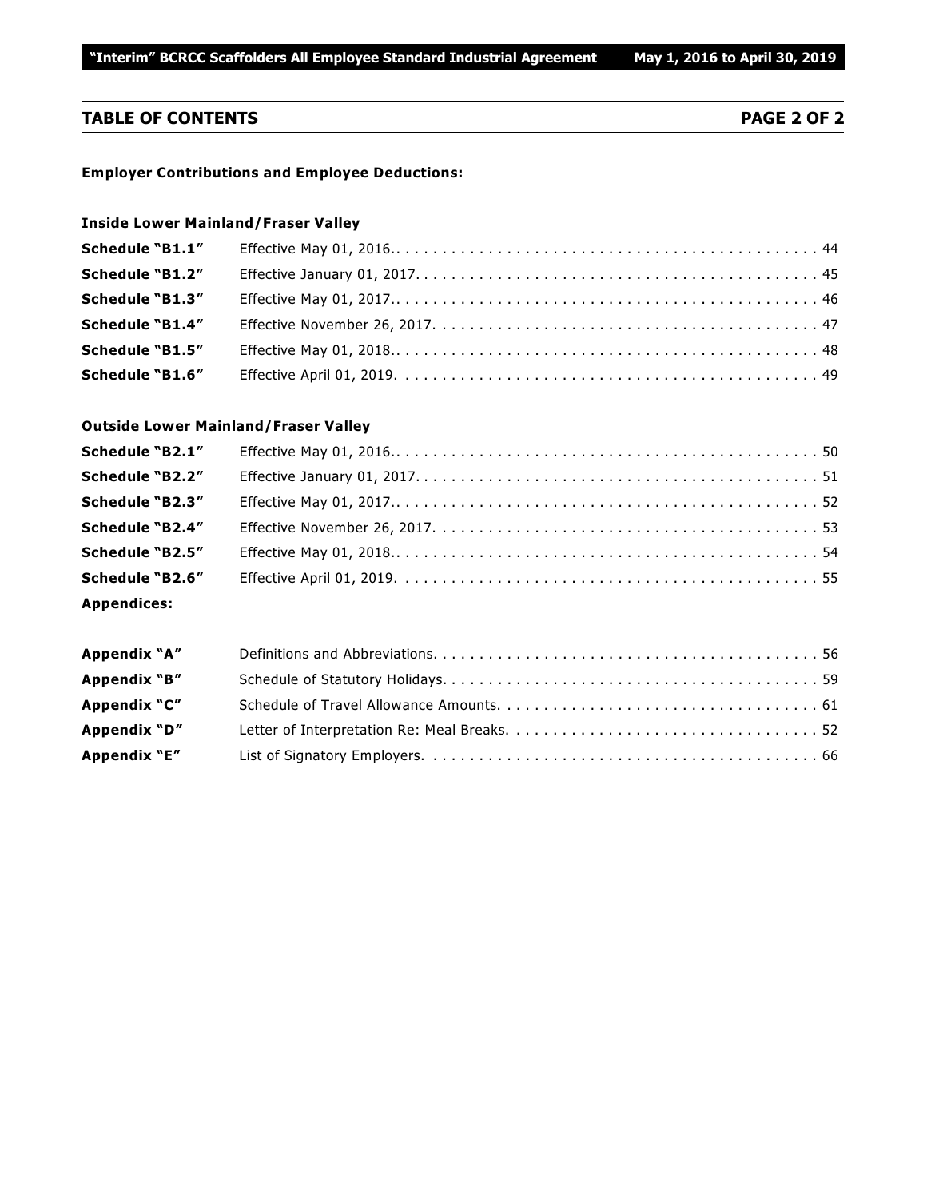## TABLE OF CONTENTS

**PAGE 2 OF 2**

**Employer Contributions and Employee Deductions:**

**Inside Lower Mainland/Fraser Valley**

| | | |
|---|---|---|
| **Schedule "B1.1"** | Effective May 01, 2016.. | 44 |
| **Schedule "B1.2"** | Effective January 01, 2017. | 45 |
| **Schedule "B1.3"** | Effective May 01, 2017.. | 46 |
| **Schedule "B1.4"** | Effective November 26, 2017. | 47 |
| **Schedule "B1.5"** | Effective May 01, 2018.. | 48 |
| **Schedule "B1.6"** | Effective April 01, 2019. | 49 |

**Outside Lower Mainland/Fraser Valley**

| | | |
|---|---|---|
| **Schedule "B2.1"** | Effective May 01, 2016.. | 50 |
| **Schedule "B2.2"** | Effective January 01, 2017. | 51 |
| **Schedule "B2.3"** | Effective May 01, 2017.. | 52 |
| **Schedule "B2.4"** | Effective November 26, 2017. | 53 |
| **Schedule "B2.5"** | Effective May 01, 2018.. | 54 |
| **Schedule "B2.6"** | Effective April 01, 2019. | 55 |

**Appendices:**

| | | |
|---|---|---|
| **Appendix "A"** | Definitions and Abbreviations. | 56 |
| **Appendix "B"** | Schedule of Statutory Holidays. | 59 |
| **Appendix "C"** | Schedule of Travel Allowance Amounts. | 61 |
| **Appendix "D"** | Letter of Interpretation Re: Meal Breaks. | 52 |
| **Appendix "E"** | List of Signatory Employers. | 66 |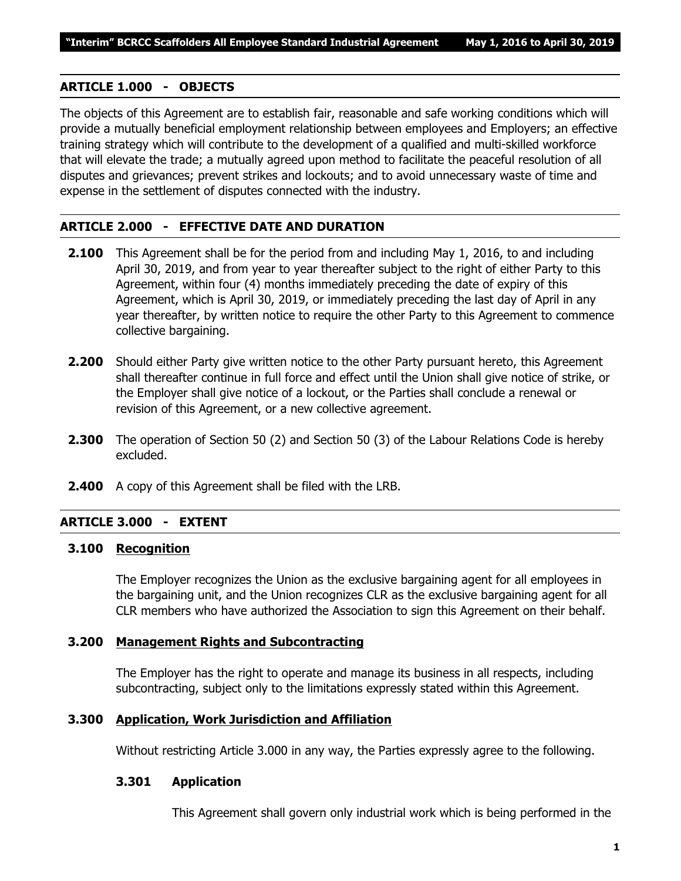## ARTICLE 1.000 - OBJECTS

The objects of this Agreement are to establish fair, reasonable and safe working conditions which will provide a mutually beneficial employment relationship between employees and Employers; an effective training strategy which will contribute to the development of a qualified and multi-skilled workforce that will elevate the trade; a mutually agreed upon method to facilitate the peaceful resolution of all disputes and grievances; prevent strikes and lockouts; and to avoid unnecessary waste of time and expense in the settlement of disputes connected with the industry.

## ARTICLE 2.000 - EFFECTIVE DATE AND DURATION

**2.100** This Agreement shall be for the period from and including May 1, 2016, to and including April 30, 2019, and from year to year thereafter subject to the right of either Party to this Agreement, within four (4) months immediately preceding the date of expiry of this Agreement, which is April 30, 2019, or immediately preceding the last day of April in any year thereafter, by written notice to require the other Party to this Agreement to commence collective bargaining.

**2.200** Should either Party give written notice to the other Party pursuant hereto, this Agreement shall thereafter continue in full force and effect until the Union shall give notice of strike, or the Employer shall give notice of a lockout, or the Parties shall conclude a renewal or revision of this Agreement, or a new collective agreement.

**2.300** The operation of Section 50 (2) and Section 50 (3) of the Labour Relations Code is hereby excluded.

**2.400** A copy of this Agreement shall be filed with the LRB.

## ARTICLE 3.000 - EXTENT

### 3.100 Recognition

The Employer recognizes the Union as the exclusive bargaining agent for all employees in the bargaining unit, and the Union recognizes CLR as the exclusive bargaining agent for all CLR members who have authorized the Association to sign this Agreement on their behalf.

### 3.200 Management Rights and Subcontracting

The Employer has the right to operate and manage its business in all respects, including subcontracting, subject only to the limitations expressly stated within this Agreement.

### 3.300 Application, Work Jurisdiction and Affiliation

Without restricting Article 3.000 in any way, the Parties expressly agree to the following.

#### 3.301 Application

This Agreement shall govern only industrial work which is being performed in the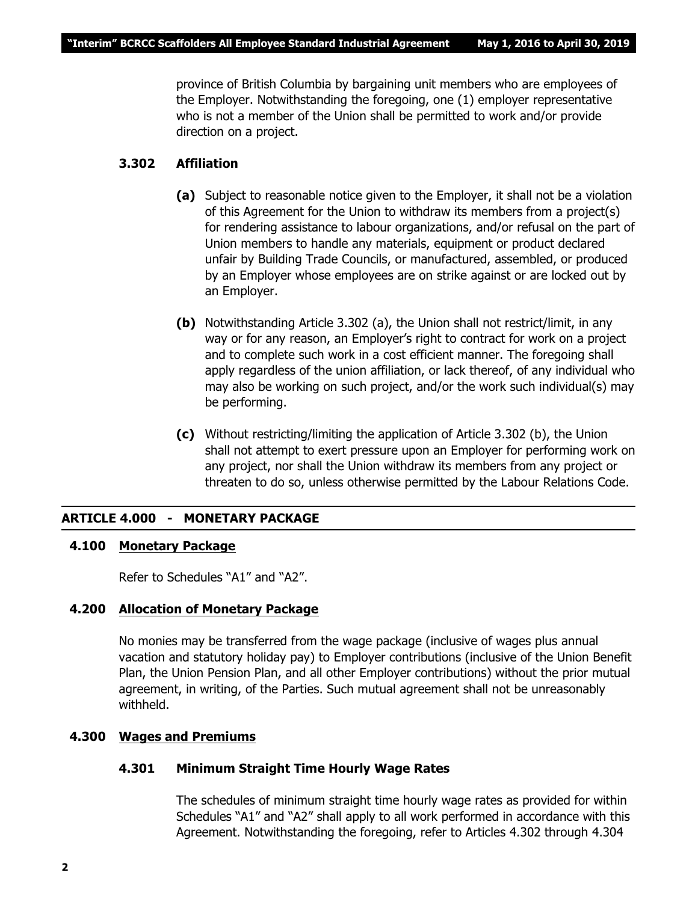province of British Columbia by bargaining unit members who are employees of the Employer. Notwithstanding the foregoing, one (1) employer representative who is not a member of the Union shall be permitted to work and/or provide direction on a project.

**3.302 Affiliation**

**(a)** Subject to reasonable notice given to the Employer, it shall not be a violation of this Agreement for the Union to withdraw its members from a project(s) for rendering assistance to labour organizations, and/or refusal on the part of Union members to handle any materials, equipment or product declared unfair by Building Trade Councils, or manufactured, assembled, or produced by an Employer whose employees are on strike against or are locked out by an Employer.

**(b)** Notwithstanding Article 3.302 (a), the Union shall not restrict/limit, in any way or for any reason, an Employer's right to contract for work on a project and to complete such work in a cost efficient manner. The foregoing shall apply regardless of the union affiliation, or lack thereof, of any individual who may also be working on such project, and/or the work such individual(s) may be performing.

**(c)** Without restricting/limiting the application of Article 3.302 (b), the Union shall not attempt to exert pressure upon an Employer for performing work on any project, nor shall the Union withdraw its members from any project or threaten to do so, unless otherwise permitted by the Labour Relations Code.

## ARTICLE 4.000 - MONETARY PACKAGE

### 4.100 Monetary Package

Refer to Schedules "A1" and "A2".

### 4.200 Allocation of Monetary Package

No monies may be transferred from the wage package (inclusive of wages plus annual vacation and statutory holiday pay) to Employer contributions (inclusive of the Union Benefit Plan, the Union Pension Plan, and all other Employer contributions) without the prior mutual agreement, in writing, of the Parties. Such mutual agreement shall not be unreasonably withheld.

### 4.300 Wages and Premiums

**4.301 Minimum Straight Time Hourly Wage Rates**

The schedules of minimum straight time hourly wage rates as provided for within Schedules "A1" and "A2" shall apply to all work performed in accordance with this Agreement. Notwithstanding the foregoing, refer to Articles 4.302 through 4.304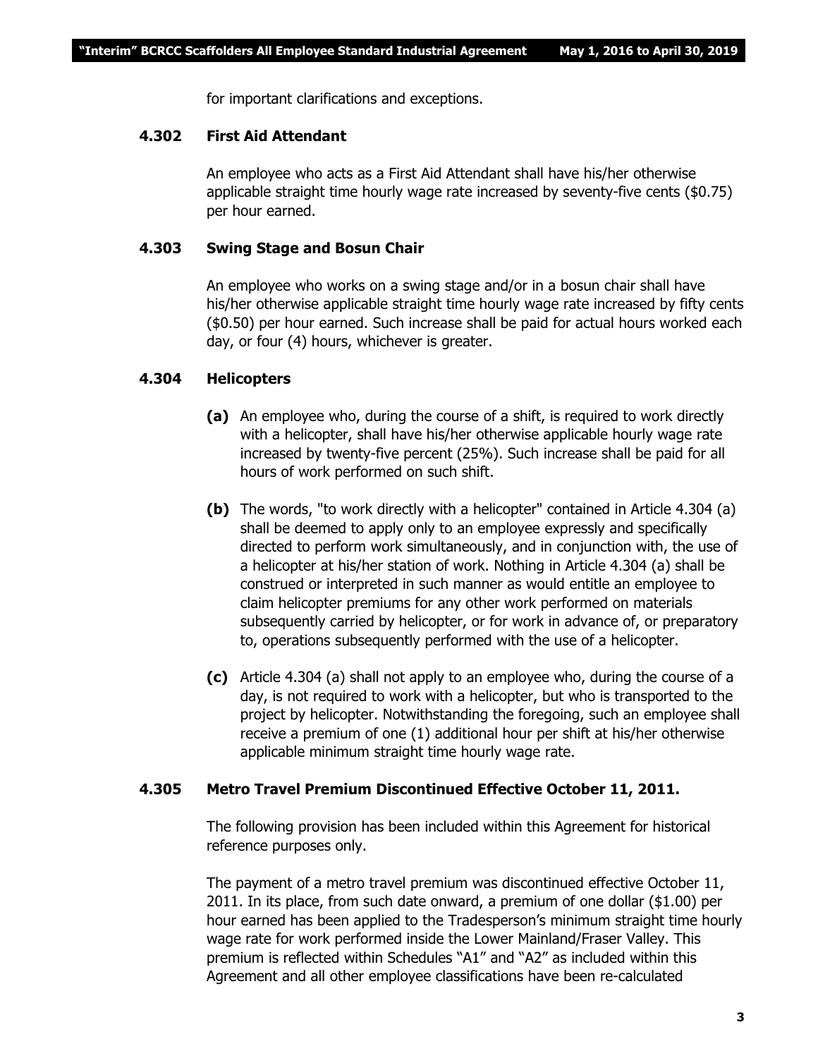for important clarifications and exceptions.

### 4.302 First Aid Attendant

An employee who acts as a First Aid Attendant shall have his/her otherwise applicable straight time hourly wage rate increased by seventy-five cents ($0.75) per hour earned.

### 4.303 Swing Stage and Bosun Chair

An employee who works on a swing stage and/or in a bosun chair shall have his/her otherwise applicable straight time hourly wage rate increased by fifty cents ($0.50) per hour earned. Such increase shall be paid for actual hours worked each day, or four (4) hours, whichever is greater.

### 4.304 Helicopters

**(a)** An employee who, during the course of a shift, is required to work directly with a helicopter, shall have his/her otherwise applicable hourly wage rate increased by twenty-five percent (25%). Such increase shall be paid for all hours of work performed on such shift.

**(b)** The words, "to work directly with a helicopter" contained in Article 4.304 (a) shall be deemed to apply only to an employee expressly and specifically directed to perform work simultaneously, and in conjunction with, the use of a helicopter at his/her station of work. Nothing in Article 4.304 (a) shall be construed or interpreted in such manner as would entitle an employee to claim helicopter premiums for any other work performed on materials subsequently carried by helicopter, or for work in advance of, or preparatory to, operations subsequently performed with the use of a helicopter.

**(c)** Article 4.304 (a) shall not apply to an employee who, during the course of a day, is not required to work with a helicopter, but who is transported to the project by helicopter. Notwithstanding the foregoing, such an employee shall receive a premium of one (1) additional hour per shift at his/her otherwise applicable minimum straight time hourly wage rate.

### 4.305 Metro Travel Premium Discontinued Effective October 11, 2011.

The following provision has been included within this Agreement for historical reference purposes only.

The payment of a metro travel premium was discontinued effective October 11, 2011. In its place, from such date onward, a premium of one dollar ($1.00) per hour earned has been applied to the Tradesperson's minimum straight time hourly wage rate for work performed inside the Lower Mainland/Fraser Valley. This premium is reflected within Schedules "A1" and "A2" as included within this Agreement and all other employee classifications have been re-calculated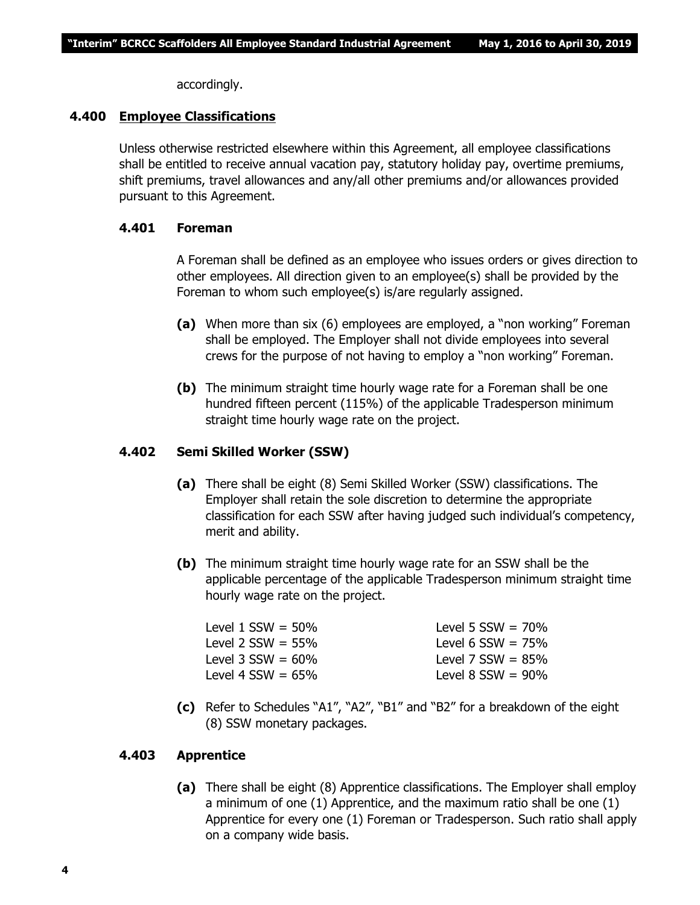accordingly.

## 4.400 Employee Classifications

Unless otherwise restricted elsewhere within this Agreement, all employee classifications shall be entitled to receive annual vacation pay, statutory holiday pay, overtime premiums, shift premiums, travel allowances and any/all other premiums and/or allowances provided pursuant to this Agreement.

### 4.401 Foreman

A Foreman shall be defined as an employee who issues orders or gives direction to other employees. All direction given to an employee(s) shall be provided by the Foreman to whom such employee(s) is/are regularly assigned.

**(a)** When more than six (6) employees are employed, a "non working" Foreman shall be employed. The Employer shall not divide employees into several crews for the purpose of not having to employ a "non working" Foreman.

**(b)** The minimum straight time hourly wage rate for a Foreman shall be one hundred fifteen percent (115%) of the applicable Tradesperson minimum straight time hourly wage rate on the project.

### 4.402 Semi Skilled Worker (SSW)

**(a)** There shall be eight (8) Semi Skilled Worker (SSW) classifications. The Employer shall retain the sole discretion to determine the appropriate classification for each SSW after having judged such individual's competency, merit and ability.

**(b)** The minimum straight time hourly wage rate for an SSW shall be the applicable percentage of the applicable Tradesperson minimum straight time hourly wage rate on the project.

Level 1 SSW = 50%
Level 2 SSW = 55%
Level 3 SSW = 60%
Level 4 SSW = 65%
Level 5 SSW = 70%
Level 6 SSW = 75%
Level 7 SSW = 85%
Level 8 SSW = 90%

**(c)** Refer to Schedules "A1", "A2", "B1" and "B2" for a breakdown of the eight (8) SSW monetary packages.

### 4.403 Apprentice

**(a)** There shall be eight (8) Apprentice classifications. The Employer shall employ a minimum of one (1) Apprentice, and the maximum ratio shall be one (1) Apprentice for every one (1) Foreman or Tradesperson. Such ratio shall apply on a company wide basis.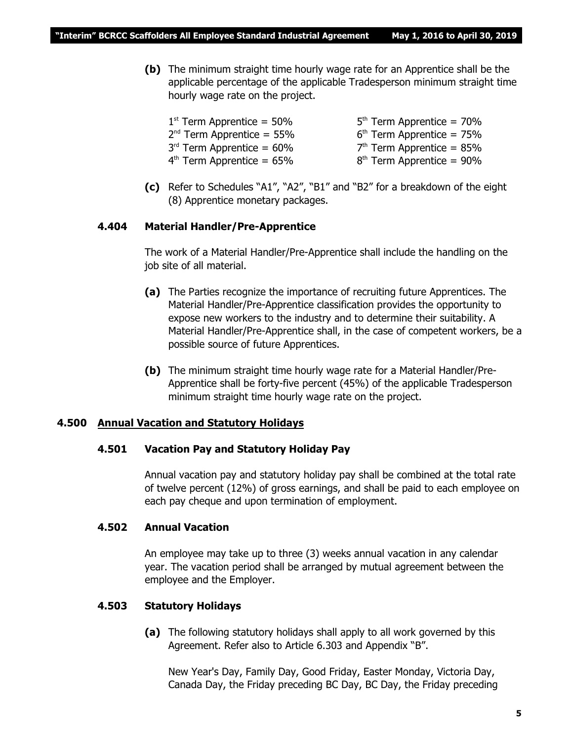**(b)** The minimum straight time hourly wage rate for an Apprentice shall be the applicable percentage of the applicable Tradesperson minimum straight time hourly wage rate on the project.

1st Term Apprentice = 50%
2nd Term Apprentice = 55%
3rd Term Apprentice = 60%
4th Term Apprentice = 65%
5th Term Apprentice = 70%
6th Term Apprentice = 75%
7th Term Apprentice = 85%
8th Term Apprentice = 90%

**(c)** Refer to Schedules "A1", "A2", "B1" and "B2" for a breakdown of the eight (8) Apprentice monetary packages.

### 4.404 Material Handler/Pre-Apprentice

The work of a Material Handler/Pre-Apprentice shall include the handling on the job site of all material.

**(a)** The Parties recognize the importance of recruiting future Apprentices. The Material Handler/Pre-Apprentice classification provides the opportunity to expose new workers to the industry and to determine their suitability. A Material Handler/Pre-Apprentice shall, in the case of competent workers, be a possible source of future Apprentices.

**(b)** The minimum straight time hourly wage rate for a Material Handler/Pre-Apprentice shall be forty-five percent (45%) of the applicable Tradesperson minimum straight time hourly wage rate on the project.

## 4.500 Annual Vacation and Statutory Holidays

### 4.501 Vacation Pay and Statutory Holiday Pay

Annual vacation pay and statutory holiday pay shall be combined at the total rate of twelve percent (12%) of gross earnings, and shall be paid to each employee on each pay cheque and upon termination of employment.

### 4.502 Annual Vacation

An employee may take up to three (3) weeks annual vacation in any calendar year. The vacation period shall be arranged by mutual agreement between the employee and the Employer.

### 4.503 Statutory Holidays

**(a)** The following statutory holidays shall apply to all work governed by this Agreement. Refer also to Article 6.303 and Appendix "B".

New Year's Day, Family Day, Good Friday, Easter Monday, Victoria Day, Canada Day, the Friday preceding BC Day, BC Day, the Friday preceding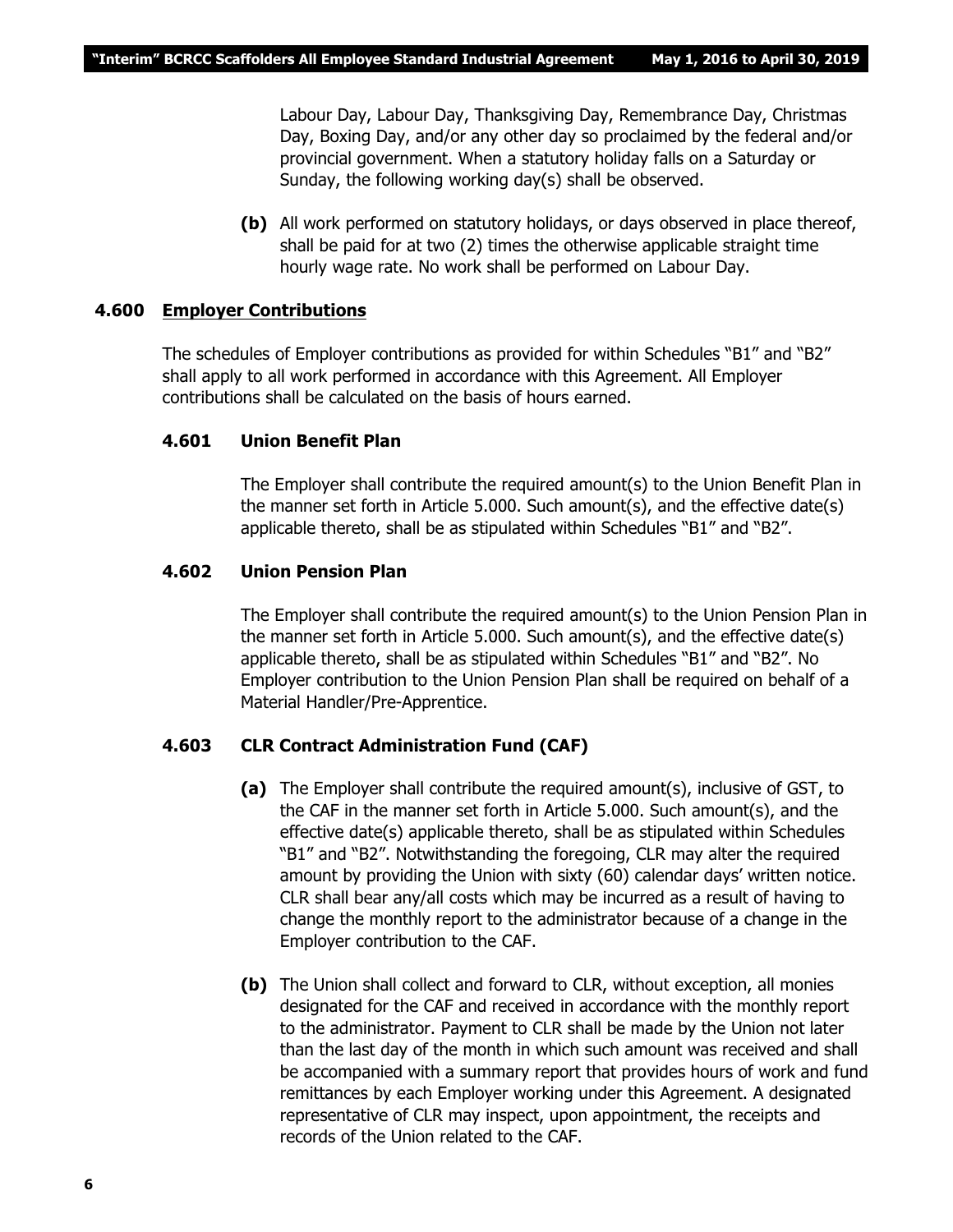Labour Day, Labour Day, Thanksgiving Day, Remembrance Day, Christmas Day, Boxing Day, and/or any other day so proclaimed by the federal and/or provincial government. When a statutory holiday falls on a Saturday or Sunday, the following working day(s) shall be observed.

**(b)** All work performed on statutory holidays, or days observed in place thereof, shall be paid for at two (2) times the otherwise applicable straight time hourly wage rate. No work shall be performed on Labour Day.

## 4.600 Employer Contributions

The schedules of Employer contributions as provided for within Schedules "B1" and "B2" shall apply to all work performed in accordance with this Agreement. All Employer contributions shall be calculated on the basis of hours earned.

### 4.601 Union Benefit Plan

The Employer shall contribute the required amount(s) to the Union Benefit Plan in the manner set forth in Article 5.000. Such amount(s), and the effective date(s) applicable thereto, shall be as stipulated within Schedules "B1" and "B2".

### 4.602 Union Pension Plan

The Employer shall contribute the required amount(s) to the Union Pension Plan in the manner set forth in Article 5.000. Such amount(s), and the effective date(s) applicable thereto, shall be as stipulated within Schedules "B1" and "B2". No Employer contribution to the Union Pension Plan shall be required on behalf of a Material Handler/Pre-Apprentice.

### 4.603 CLR Contract Administration Fund (CAF)

**(a)** The Employer shall contribute the required amount(s), inclusive of GST, to the CAF in the manner set forth in Article 5.000. Such amount(s), and the effective date(s) applicable thereto, shall be as stipulated within Schedules "B1" and "B2". Notwithstanding the foregoing, CLR may alter the required amount by providing the Union with sixty (60) calendar days' written notice. CLR shall bear any/all costs which may be incurred as a result of having to change the monthly report to the administrator because of a change in the Employer contribution to the CAF.

**(b)** The Union shall collect and forward to CLR, without exception, all monies designated for the CAF and received in accordance with the monthly report to the administrator. Payment to CLR shall be made by the Union not later than the last day of the month in which such amount was received and shall be accompanied with a summary report that provides hours of work and fund remittances by each Employer working under this Agreement. A designated representative of CLR may inspect, upon appointment, the receipts and records of the Union related to the CAF.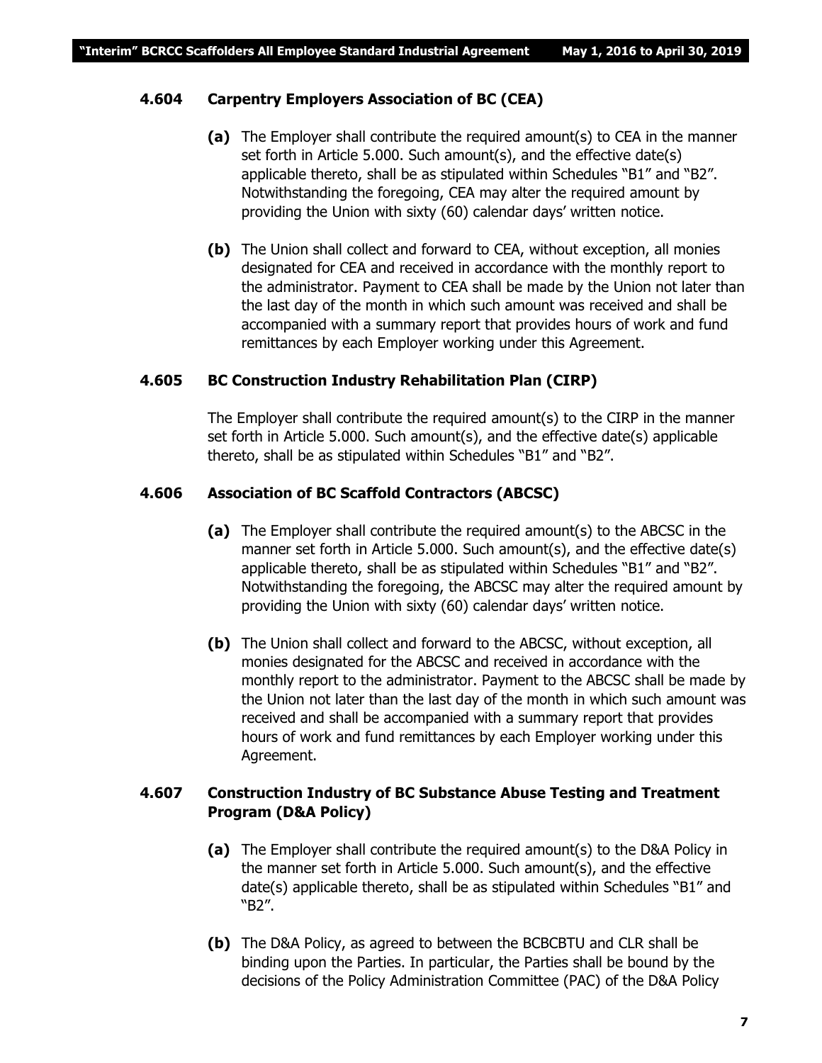### 4.604 Carpentry Employers Association of BC (CEA)

**(a)** The Employer shall contribute the required amount(s) to CEA in the manner set forth in Article 5.000. Such amount(s), and the effective date(s) applicable thereto, shall be as stipulated within Schedules "B1" and "B2". Notwithstanding the foregoing, CEA may alter the required amount by providing the Union with sixty (60) calendar days' written notice.

**(b)** The Union shall collect and forward to CEA, without exception, all monies designated for CEA and received in accordance with the monthly report to the administrator. Payment to CEA shall be made by the Union not later than the last day of the month in which such amount was received and shall be accompanied with a summary report that provides hours of work and fund remittances by each Employer working under this Agreement.

### 4.605 BC Construction Industry Rehabilitation Plan (CIRP)

The Employer shall contribute the required amount(s) to the CIRP in the manner set forth in Article 5.000. Such amount(s), and the effective date(s) applicable thereto, shall be as stipulated within Schedules "B1" and "B2".

### 4.606 Association of BC Scaffold Contractors (ABCSC)

**(a)** The Employer shall contribute the required amount(s) to the ABCSC in the manner set forth in Article 5.000. Such amount(s), and the effective date(s) applicable thereto, shall be as stipulated within Schedules "B1" and "B2". Notwithstanding the foregoing, the ABCSC may alter the required amount by providing the Union with sixty (60) calendar days' written notice.

**(b)** The Union shall collect and forward to the ABCSC, without exception, all monies designated for the ABCSC and received in accordance with the monthly report to the administrator. Payment to the ABCSC shall be made by the Union not later than the last day of the month in which such amount was received and shall be accompanied with a summary report that provides hours of work and fund remittances by each Employer working under this Agreement.

### 4.607 Construction Industry of BC Substance Abuse Testing and Treatment Program (D&A Policy)

**(a)** The Employer shall contribute the required amount(s) to the D&A Policy in the manner set forth in Article 5.000. Such amount(s), and the effective date(s) applicable thereto, shall be as stipulated within Schedules "B1" and "B2".

**(b)** The D&A Policy, as agreed to between the BCBCBTU and CLR shall be binding upon the Parties. In particular, the Parties shall be bound by the decisions of the Policy Administration Committee (PAC) of the D&A Policy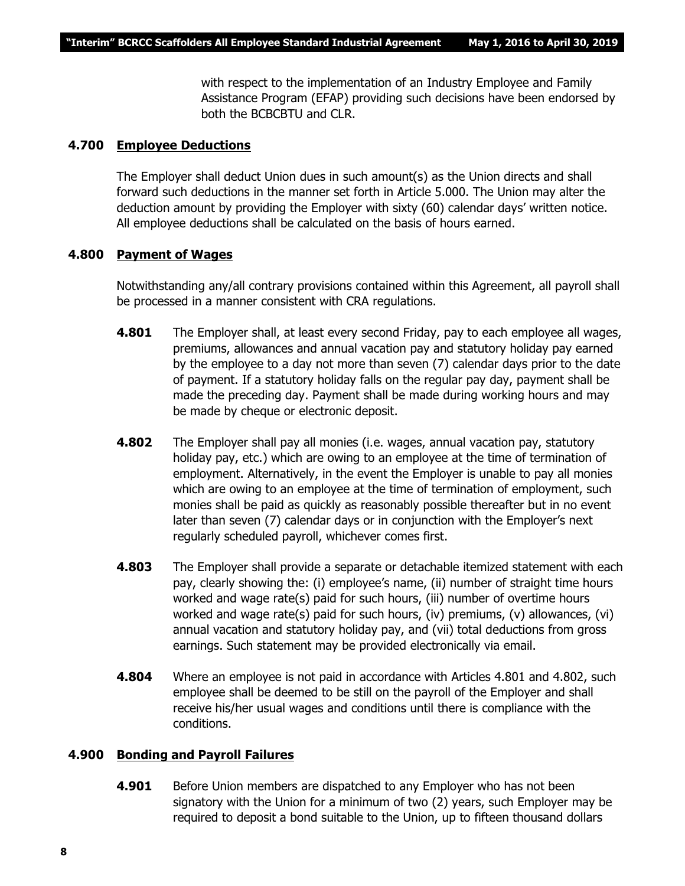with respect to the implementation of an Industry Employee and Family Assistance Program (EFAP) providing such decisions have been endorsed by both the BCBCBTU and CLR.

### 4.700 Employee Deductions

The Employer shall deduct Union dues in such amount(s) as the Union directs and shall forward such deductions in the manner set forth in Article 5.000. The Union may alter the deduction amount by providing the Employer with sixty (60) calendar days' written notice. All employee deductions shall be calculated on the basis of hours earned.

### 4.800 Payment of Wages

Notwithstanding any/all contrary provisions contained within this Agreement, all payroll shall be processed in a manner consistent with CRA regulations.

**4.801** The Employer shall, at least every second Friday, pay to each employee all wages, premiums, allowances and annual vacation pay and statutory holiday pay earned by the employee to a day not more than seven (7) calendar days prior to the date of payment. If a statutory holiday falls on the regular pay day, payment shall be made the preceding day. Payment shall be made during working hours and may be made by cheque or electronic deposit.

**4.802** The Employer shall pay all monies (i.e. wages, annual vacation pay, statutory holiday pay, etc.) which are owing to an employee at the time of termination of employment. Alternatively, in the event the Employer is unable to pay all monies which are owing to an employee at the time of termination of employment, such monies shall be paid as quickly as reasonably possible thereafter but in no event later than seven (7) calendar days or in conjunction with the Employer's next regularly scheduled payroll, whichever comes first.

**4.803** The Employer shall provide a separate or detachable itemized statement with each pay, clearly showing the: (i) employee's name, (ii) number of straight time hours worked and wage rate(s) paid for such hours, (iii) number of overtime hours worked and wage rate(s) paid for such hours, (iv) premiums, (v) allowances, (vi) annual vacation and statutory holiday pay, and (vii) total deductions from gross earnings. Such statement may be provided electronically via email.

**4.804** Where an employee is not paid in accordance with Articles 4.801 and 4.802, such employee shall be deemed to be still on the payroll of the Employer and shall receive his/her usual wages and conditions until there is compliance with the conditions.

### 4.900 Bonding and Payroll Failures

**4.901** Before Union members are dispatched to any Employer who has not been signatory with the Union for a minimum of two (2) years, such Employer may be required to deposit a bond suitable to the Union, up to fifteen thousand dollars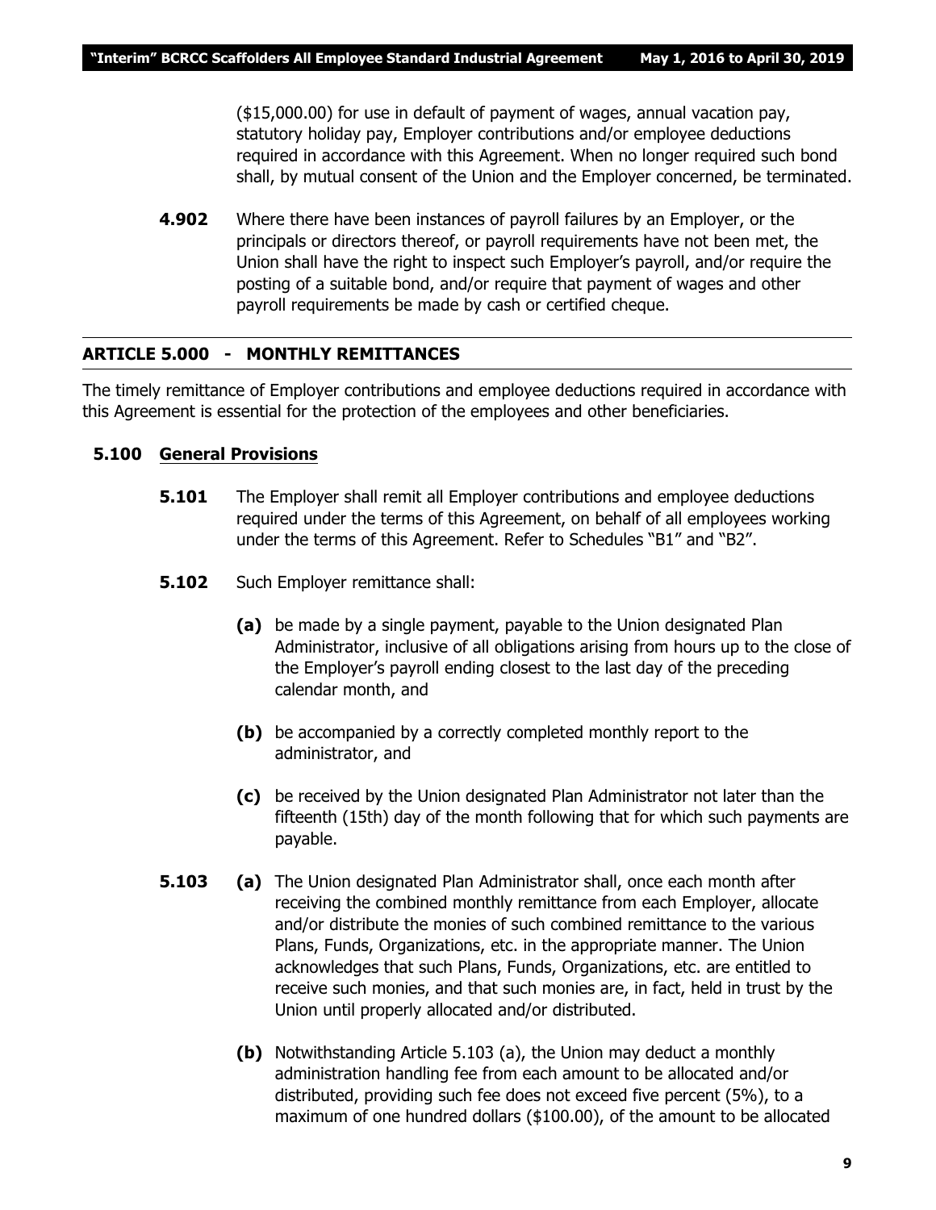($15,000.00) for use in default of payment of wages, annual vacation pay, statutory holiday pay, Employer contributions and/or employee deductions required in accordance with this Agreement. When no longer required such bond shall, by mutual consent of the Union and the Employer concerned, be terminated.

**4.902** Where there have been instances of payroll failures by an Employer, or the principals or directors thereof, or payroll requirements have not been met, the Union shall have the right to inspect such Employer's payroll, and/or require the posting of a suitable bond, and/or require that payment of wages and other payroll requirements be made by cash or certified cheque.

## ARTICLE 5.000 - MONTHLY REMITTANCES

The timely remittance of Employer contributions and employee deductions required in accordance with this Agreement is essential for the protection of the employees and other beneficiaries.

### 5.100 General Provisions

**5.101** The Employer shall remit all Employer contributions and employee deductions required under the terms of this Agreement, on behalf of all employees working under the terms of this Agreement. Refer to Schedules "B1" and "B2".

**5.102** Such Employer remittance shall:

**(a)** be made by a single payment, payable to the Union designated Plan Administrator, inclusive of all obligations arising from hours up to the close of the Employer's payroll ending closest to the last day of the preceding calendar month, and

**(b)** be accompanied by a correctly completed monthly report to the administrator, and

**(c)** be received by the Union designated Plan Administrator not later than the fifteenth (15th) day of the month following that for which such payments are payable.

**5.103** **(a)** The Union designated Plan Administrator shall, once each month after receiving the combined monthly remittance from each Employer, allocate and/or distribute the monies of such combined remittance to the various Plans, Funds, Organizations, etc. in the appropriate manner. The Union acknowledges that such Plans, Funds, Organizations, etc. are entitled to receive such monies, and that such monies are, in fact, held in trust by the Union until properly allocated and/or distributed.

**(b)** Notwithstanding Article 5.103 (a), the Union may deduct a monthly administration handling fee from each amount to be allocated and/or distributed, providing such fee does not exceed five percent (5%), to a maximum of one hundred dollars ($100.00), of the amount to be allocated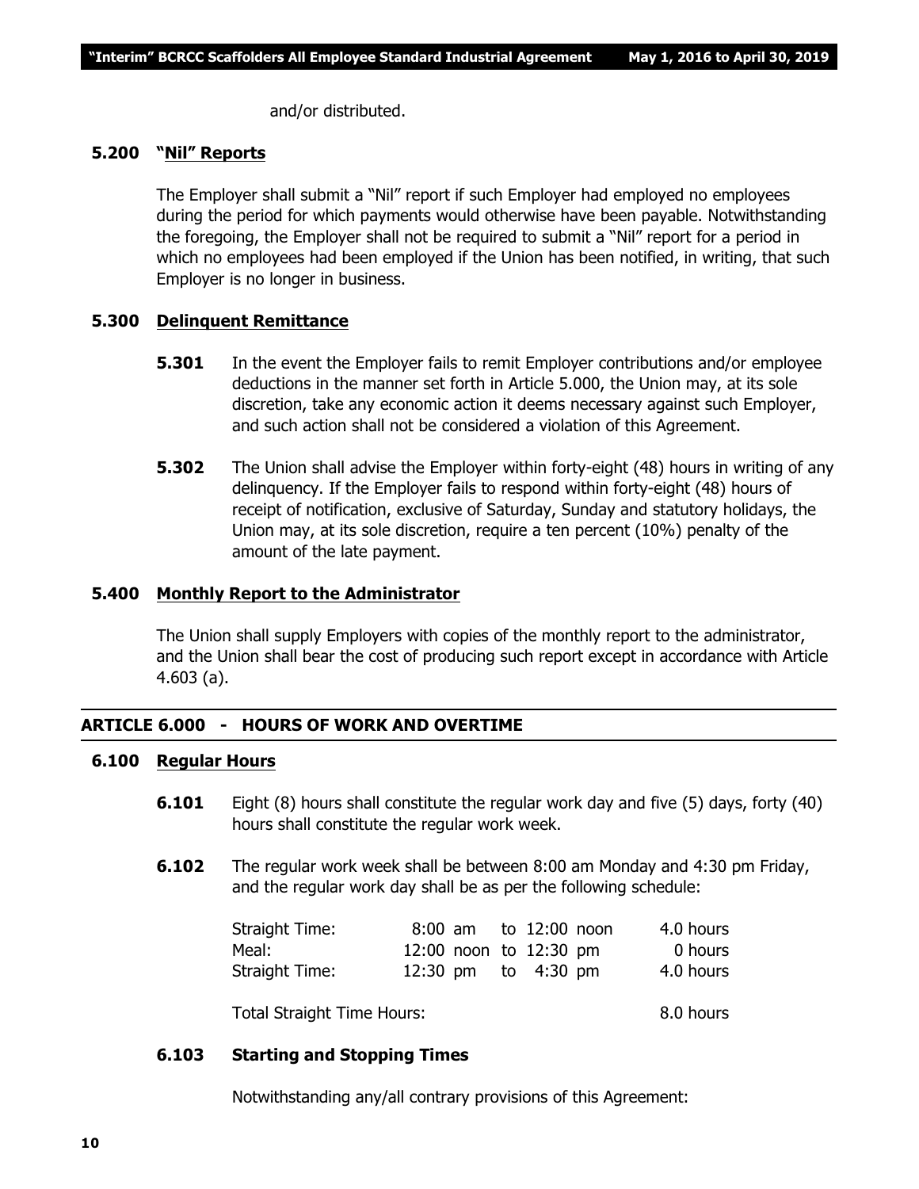and/or distributed.

### 5.200 "Nil" Reports

The Employer shall submit a "Nil" report if such Employer had employed no employees during the period for which payments would otherwise have been payable. Notwithstanding the foregoing, the Employer shall not be required to submit a "Nil" report for a period in which no employees had been employed if the Union has been notified, in writing, that such Employer is no longer in business.

### 5.300 Delinquent Remittance

**5.301** In the event the Employer fails to remit Employer contributions and/or employee deductions in the manner set forth in Article 5.000, the Union may, at its sole discretion, take any economic action it deems necessary against such Employer, and such action shall not be considered a violation of this Agreement.

**5.302** The Union shall advise the Employer within forty-eight (48) hours in writing of any delinquency. If the Employer fails to respond within forty-eight (48) hours of receipt of notification, exclusive of Saturday, Sunday and statutory holidays, the Union may, at its sole discretion, require a ten percent (10%) penalty of the amount of the late payment.

### 5.400 Monthly Report to the Administrator

The Union shall supply Employers with copies of the monthly report to the administrator, and the Union shall bear the cost of producing such report except in accordance with Article 4.603 (a).

## ARTICLE 6.000 - HOURS OF WORK AND OVERTIME

### 6.100 Regular Hours

**6.101** Eight (8) hours shall constitute the regular work day and five (5) days, forty (40) hours shall constitute the regular work week.

**6.102** The regular work week shall be between 8:00 am Monday and 4:30 pm Friday, and the regular work day shall be as per the following schedule:

| | | |
|---|---|---|
| Straight Time: | 8:00 am to 12:00 noon | 4.0 hours |
| Meal: | 12:00 noon to 12:30 pm | 0 hours |
| Straight Time: | 12:30 pm to 4:30 pm | 4.0 hours |
| Total Straight Time Hours: | | 8.0 hours |

#### 6.103 Starting and Stopping Times

Notwithstanding any/all contrary provisions of this Agreement: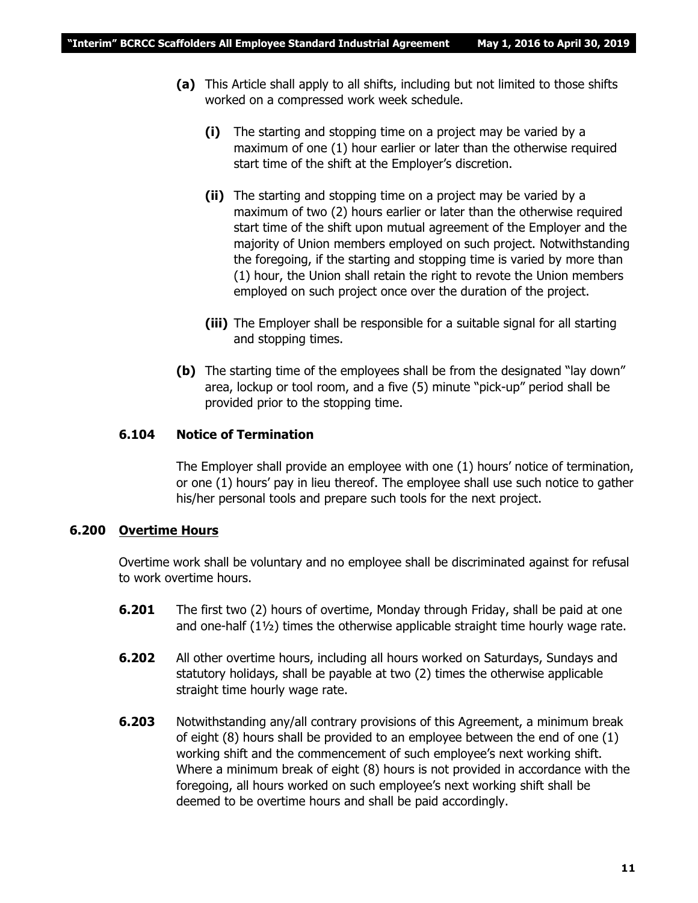**(a)** This Article shall apply to all shifts, including but not limited to those shifts worked on a compressed work week schedule.

**(i)** The starting and stopping time on a project may be varied by a maximum of one (1) hour earlier or later than the otherwise required start time of the shift at the Employer's discretion.

**(ii)** The starting and stopping time on a project may be varied by a maximum of two (2) hours earlier or later than the otherwise required start time of the shift upon mutual agreement of the Employer and the majority of Union members employed on such project. Notwithstanding the foregoing, if the starting and stopping time is varied by more than (1) hour, the Union shall retain the right to revote the Union members employed on such project once over the duration of the project.

**(iii)** The Employer shall be responsible for a suitable signal for all starting and stopping times.

**(b)** The starting time of the employees shall be from the designated "lay down" area, lockup or tool room, and a five (5) minute "pick-up" period shall be provided prior to the stopping time.

### 6.104 Notice of Termination

The Employer shall provide an employee with one (1) hours' notice of termination, or one (1) hours' pay in lieu thereof. The employee shall use such notice to gather his/her personal tools and prepare such tools for the next project.

## 6.200 Overtime Hours

Overtime work shall be voluntary and no employee shall be discriminated against for refusal to work overtime hours.

**6.201** The first two (2) hours of overtime, Monday through Friday, shall be paid at one and one-half (1½) times the otherwise applicable straight time hourly wage rate.

**6.202** All other overtime hours, including all hours worked on Saturdays, Sundays and statutory holidays, shall be payable at two (2) times the otherwise applicable straight time hourly wage rate.

**6.203** Notwithstanding any/all contrary provisions of this Agreement, a minimum break of eight (8) hours shall be provided to an employee between the end of one (1) working shift and the commencement of such employee's next working shift. Where a minimum break of eight (8) hours is not provided in accordance with the foregoing, all hours worked on such employee's next working shift shall be deemed to be overtime hours and shall be paid accordingly.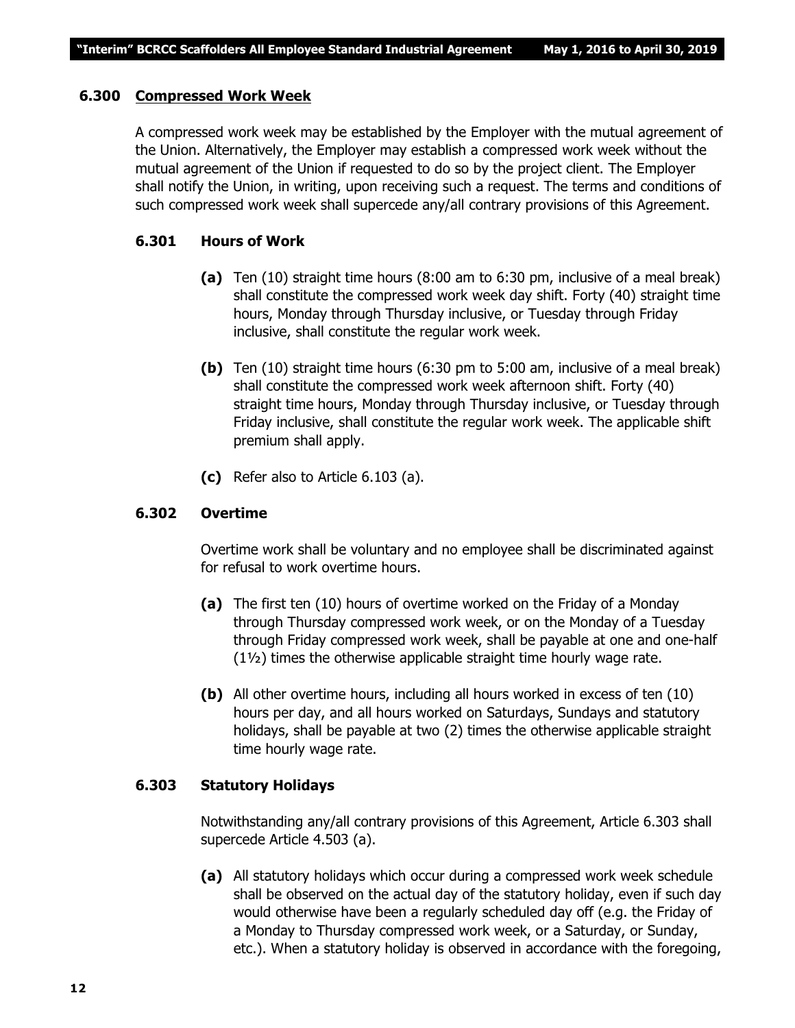### 6.300 Compressed Work Week

A compressed work week may be established by the Employer with the mutual agreement of the Union. Alternatively, the Employer may establish a compressed work week without the mutual agreement of the Union if requested to do so by the project client. The Employer shall notify the Union, in writing, upon receiving such a request. The terms and conditions of such compressed work week shall supercede any/all contrary provisions of this Agreement.

#### 6.301 Hours of Work

**(a)** Ten (10) straight time hours (8:00 am to 6:30 pm, inclusive of a meal break) shall constitute the compressed work week day shift. Forty (40) straight time hours, Monday through Thursday inclusive, or Tuesday through Friday inclusive, shall constitute the regular work week.

**(b)** Ten (10) straight time hours (6:30 pm to 5:00 am, inclusive of a meal break) shall constitute the compressed work week afternoon shift. Forty (40) straight time hours, Monday through Thursday inclusive, or Tuesday through Friday inclusive, shall constitute the regular work week. The applicable shift premium shall apply.

**(c)** Refer also to Article 6.103 (a).

#### 6.302 Overtime

Overtime work shall be voluntary and no employee shall be discriminated against for refusal to work overtime hours.

**(a)** The first ten (10) hours of overtime worked on the Friday of a Monday through Thursday compressed work week, or on the Monday of a Tuesday through Friday compressed work week, shall be payable at one and one-half (1½) times the otherwise applicable straight time hourly wage rate.

**(b)** All other overtime hours, including all hours worked in excess of ten (10) hours per day, and all hours worked on Saturdays, Sundays and statutory holidays, shall be payable at two (2) times the otherwise applicable straight time hourly wage rate.

#### 6.303 Statutory Holidays

Notwithstanding any/all contrary provisions of this Agreement, Article 6.303 shall supercede Article 4.503 (a).

**(a)** All statutory holidays which occur during a compressed work week schedule shall be observed on the actual day of the statutory holiday, even if such day would otherwise have been a regularly scheduled day off (e.g. the Friday of a Monday to Thursday compressed work week, or a Saturday, or Sunday, etc.). When a statutory holiday is observed in accordance with the foregoing,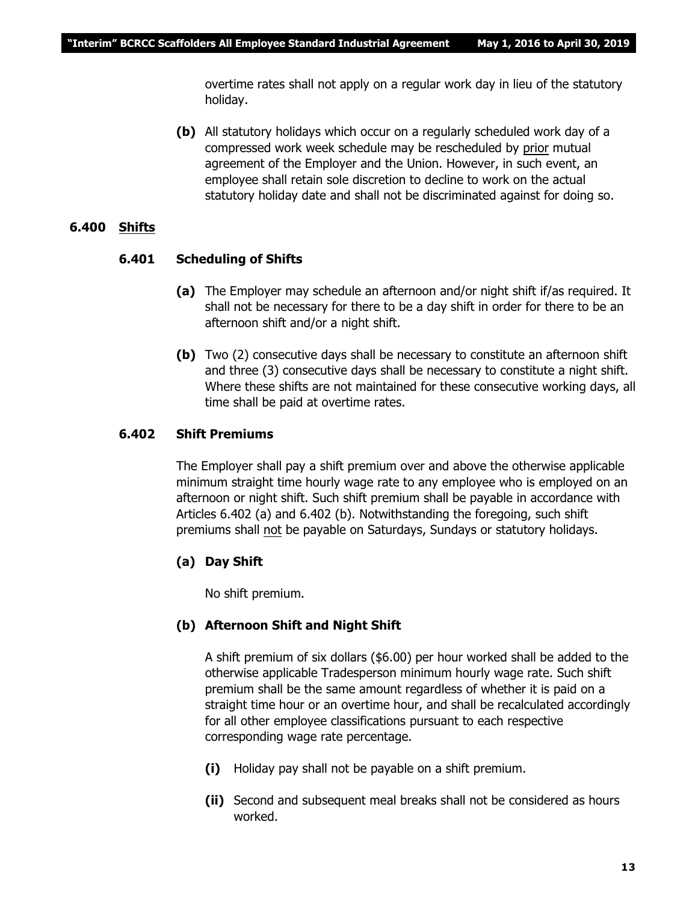overtime rates shall not apply on a regular work day in lieu of the statutory holiday.

**(b)** All statutory holidays which occur on a regularly scheduled work day of a compressed work week schedule may be rescheduled by <u>prior</u> mutual agreement of the Employer and the Union. However, in such event, an employee shall retain sole discretion to decline to work on the actual statutory holiday date and shall not be discriminated against for doing so.

## 6.400 <u>Shifts</u>

### 6.401 Scheduling of Shifts

**(a)** The Employer may schedule an afternoon and/or night shift if/as required. It shall not be necessary for there to be a day shift in order for there to be an afternoon shift and/or a night shift.

**(b)** Two (2) consecutive days shall be necessary to constitute an afternoon shift and three (3) consecutive days shall be necessary to constitute a night shift. Where these shifts are not maintained for these consecutive working days, all time shall be paid at overtime rates.

### 6.402 Shift Premiums

The Employer shall pay a shift premium over and above the otherwise applicable minimum straight time hourly wage rate to any employee who is employed on an afternoon or night shift. Such shift premium shall be payable in accordance with Articles 6.402 (a) and 6.402 (b). Notwithstanding the foregoing, such shift premiums shall <u>not</u> be payable on Saturdays, Sundays or statutory holidays.

**(a) Day Shift**

No shift premium.

**(b) Afternoon Shift and Night Shift**

A shift premium of six dollars ($6.00) per hour worked shall be added to the otherwise applicable Tradesperson minimum hourly wage rate. Such shift premium shall be the same amount regardless of whether it is paid on a straight time hour or an overtime hour, and shall be recalculated accordingly for all other employee classifications pursuant to each respective corresponding wage rate percentage.

**(i)** Holiday pay shall not be payable on a shift premium.

**(ii)** Second and subsequent meal breaks shall not be considered as hours worked.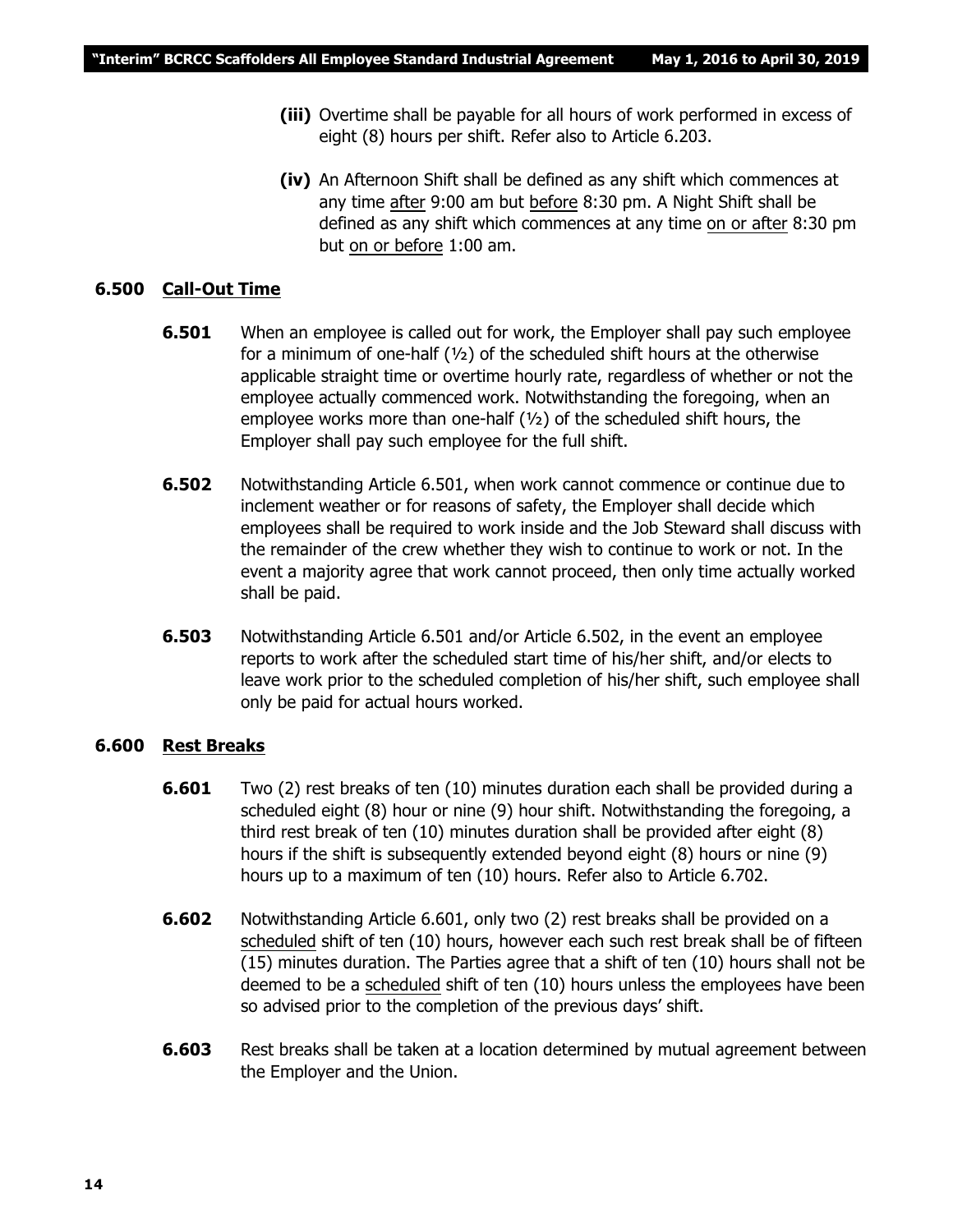**(iii)** Overtime shall be payable for all hours of work performed in excess of eight (8) hours per shift. Refer also to Article 6.203.

**(iv)** An Afternoon Shift shall be defined as any shift which commences at any time <u>after</u> 9:00 am but <u>before</u> 8:30 pm. A Night Shift shall be defined as any shift which commences at any time <u>on or after</u> 8:30 pm but <u>on or before</u> 1:00 am.

### 6.500 <u>Call-Out Time</u>

**6.501** When an employee is called out for work, the Employer shall pay such employee for a minimum of one-half (½) of the scheduled shift hours at the otherwise applicable straight time or overtime hourly rate, regardless of whether or not the employee actually commenced work. Notwithstanding the foregoing, when an employee works more than one-half (½) of the scheduled shift hours, the Employer shall pay such employee for the full shift.

**6.502** Notwithstanding Article 6.501, when work cannot commence or continue due to inclement weather or for reasons of safety, the Employer shall decide which employees shall be required to work inside and the Job Steward shall discuss with the remainder of the crew whether they wish to continue to work or not. In the event a majority agree that work cannot proceed, then only time actually worked shall be paid.

**6.503** Notwithstanding Article 6.501 and/or Article 6.502, in the event an employee reports to work after the scheduled start time of his/her shift, and/or elects to leave work prior to the scheduled completion of his/her shift, such employee shall only be paid for actual hours worked.

### 6.600 <u>Rest Breaks</u>

**6.601** Two (2) rest breaks of ten (10) minutes duration each shall be provided during a scheduled eight (8) hour or nine (9) hour shift. Notwithstanding the foregoing, a third rest break of ten (10) minutes duration shall be provided after eight (8) hours if the shift is subsequently extended beyond eight (8) hours or nine (9) hours up to a maximum of ten (10) hours. Refer also to Article 6.702.

**6.602** Notwithstanding Article 6.601, only two (2) rest breaks shall be provided on a <u>scheduled</u> shift of ten (10) hours, however each such rest break shall be of fifteen (15) minutes duration. The Parties agree that a shift of ten (10) hours shall not be deemed to be a <u>scheduled</u> shift of ten (10) hours unless the employees have been so advised prior to the completion of the previous days' shift.

**6.603** Rest breaks shall be taken at a location determined by mutual agreement between the Employer and the Union.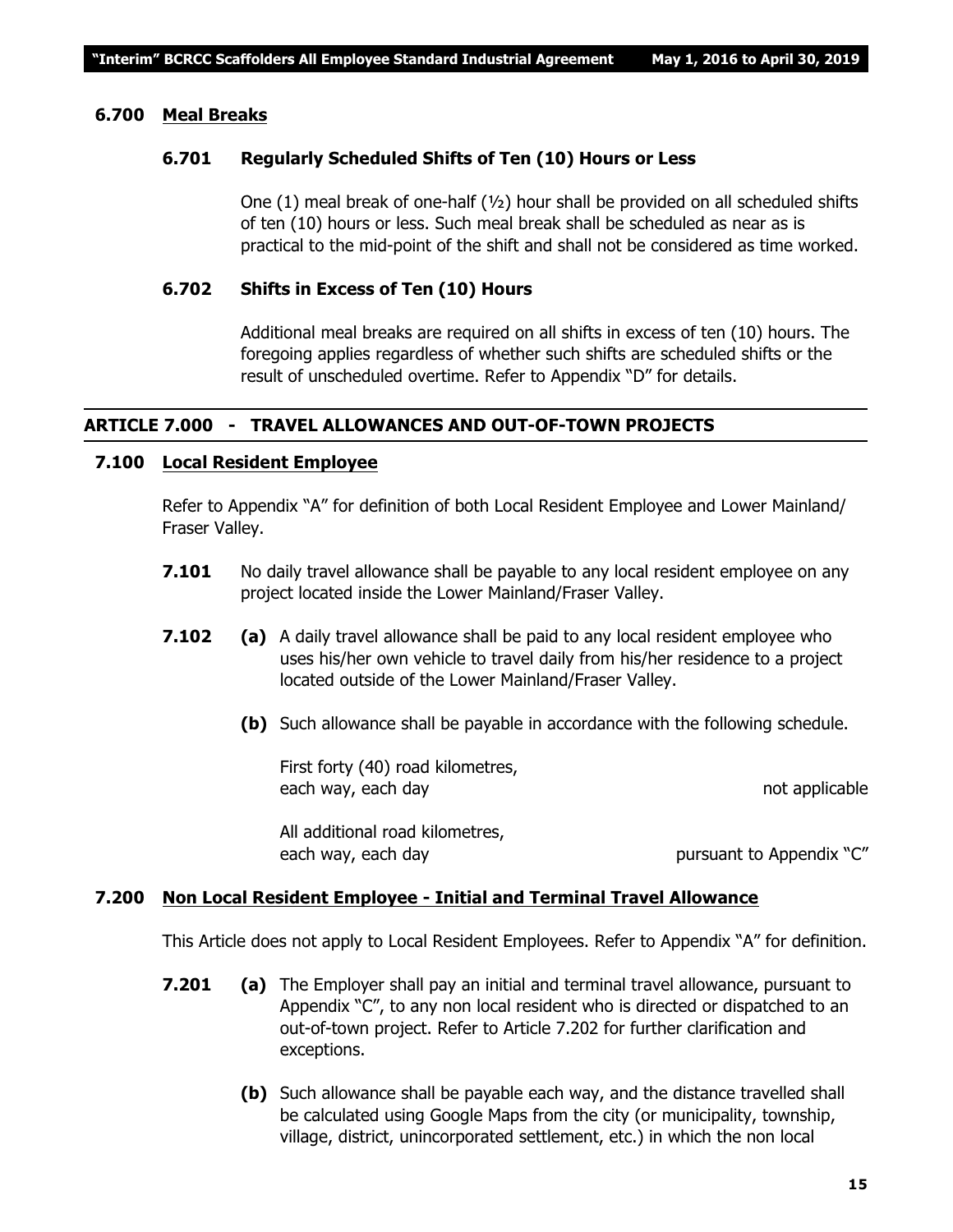### 6.700 Meal Breaks

#### 6.701 Regularly Scheduled Shifts of Ten (10) Hours or Less

One (1) meal break of one-half (½) hour shall be provided on all scheduled shifts of ten (10) hours or less. Such meal break shall be scheduled as near as is practical to the mid-point of the shift and shall not be considered as time worked.

#### 6.702 Shifts in Excess of Ten (10) Hours

Additional meal breaks are required on all shifts in excess of ten (10) hours. The foregoing applies regardless of whether such shifts are scheduled shifts or the result of unscheduled overtime. Refer to Appendix "D" for details.

## ARTICLE 7.000 - TRAVEL ALLOWANCES AND OUT-OF-TOWN PROJECTS

### 7.100 Local Resident Employee

Refer to Appendix "A" for definition of both Local Resident Employee and Lower Mainland/ Fraser Valley.

**7.101** No daily travel allowance shall be payable to any local resident employee on any project located inside the Lower Mainland/Fraser Valley.

**7.102** **(a)** A daily travel allowance shall be paid to any local resident employee who uses his/her own vehicle to travel daily from his/her residence to a project located outside of the Lower Mainland/Fraser Valley.

**(b)** Such allowance shall be payable in accordance with the following schedule.

| | |
|---|---|
| First forty (40) road kilometres, each way, each day | not applicable |
| All additional road kilometres, each way, each day | pursuant to Appendix "C" |

### 7.200 Non Local Resident Employee - Initial and Terminal Travel Allowance

This Article does not apply to Local Resident Employees. Refer to Appendix "A" for definition.

**7.201** **(a)** The Employer shall pay an initial and terminal travel allowance, pursuant to Appendix "C", to any non local resident who is directed or dispatched to an out-of-town project. Refer to Article 7.202 for further clarification and exceptions.

**(b)** Such allowance shall be payable each way, and the distance travelled shall be calculated using Google Maps from the city (or municipality, township, village, district, unincorporated settlement, etc.) in which the non local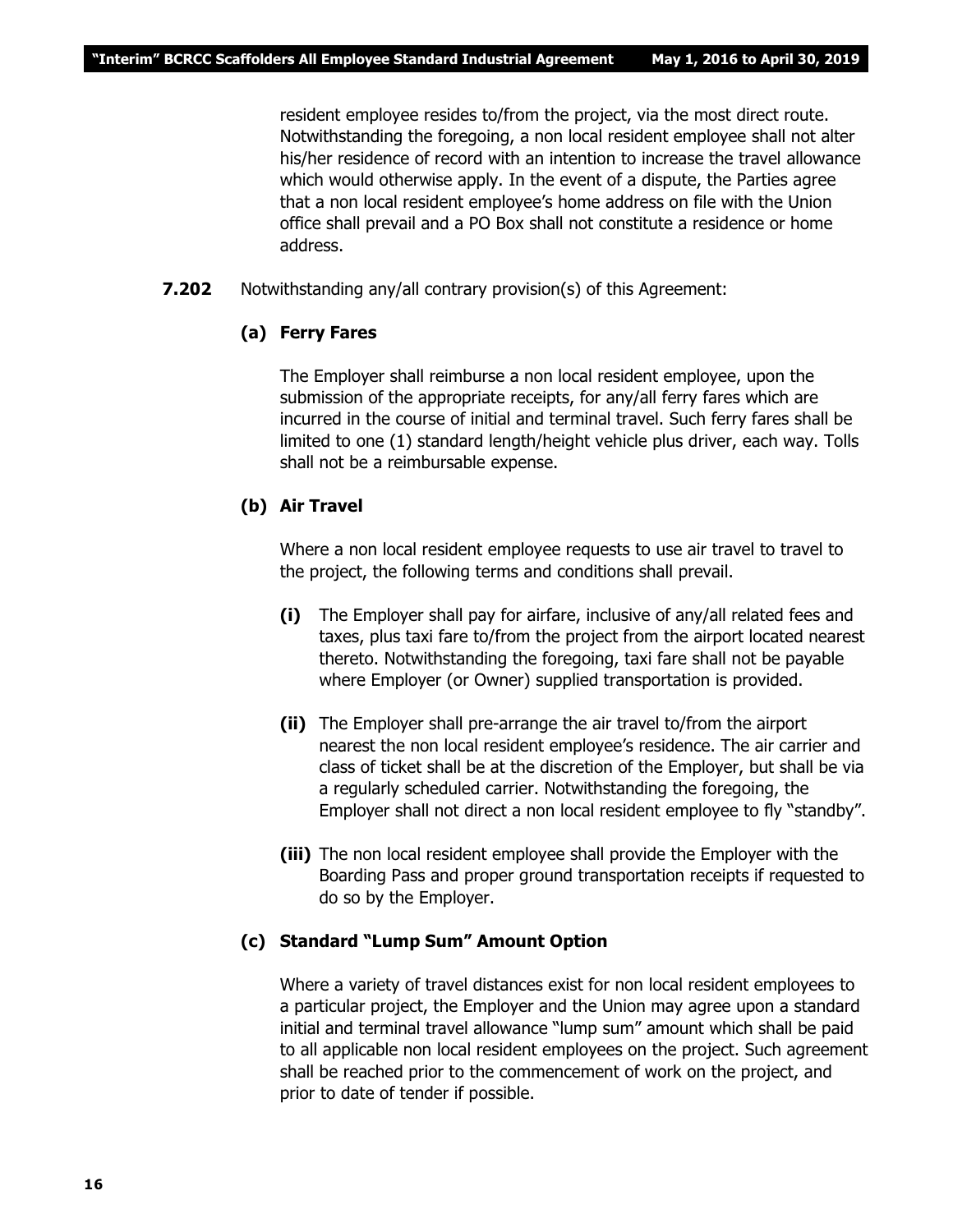resident employee resides to/from the project, via the most direct route. Notwithstanding the foregoing, a non local resident employee shall not alter his/her residence of record with an intention to increase the travel allowance which would otherwise apply. In the event of a dispute, the Parties agree that a non local resident employee's home address on file with the Union office shall prevail and a PO Box shall not constitute a residence or home address.

**7.202** Notwithstanding any/all contrary provision(s) of this Agreement:

**(a) Ferry Fares**

The Employer shall reimburse a non local resident employee, upon the submission of the appropriate receipts, for any/all ferry fares which are incurred in the course of initial and terminal travel. Such ferry fares shall be limited to one (1) standard length/height vehicle plus driver, each way. Tolls shall not be a reimbursable expense.

**(b) Air Travel**

Where a non local resident employee requests to use air travel to travel to the project, the following terms and conditions shall prevail.

**(i)** The Employer shall pay for airfare, inclusive of any/all related fees and taxes, plus taxi fare to/from the project from the airport located nearest thereto. Notwithstanding the foregoing, taxi fare shall not be payable where Employer (or Owner) supplied transportation is provided.

**(ii)** The Employer shall pre-arrange the air travel to/from the airport nearest the non local resident employee's residence. The air carrier and class of ticket shall be at the discretion of the Employer, but shall be via a regularly scheduled carrier. Notwithstanding the foregoing, the Employer shall not direct a non local resident employee to fly "standby".

**(iii)** The non local resident employee shall provide the Employer with the Boarding Pass and proper ground transportation receipts if requested to do so by the Employer.

**(c) Standard "Lump Sum" Amount Option**

Where a variety of travel distances exist for non local resident employees to a particular project, the Employer and the Union may agree upon a standard initial and terminal travel allowance "lump sum" amount which shall be paid to all applicable non local resident employees on the project. Such agreement shall be reached prior to the commencement of work on the project, and prior to date of tender if possible.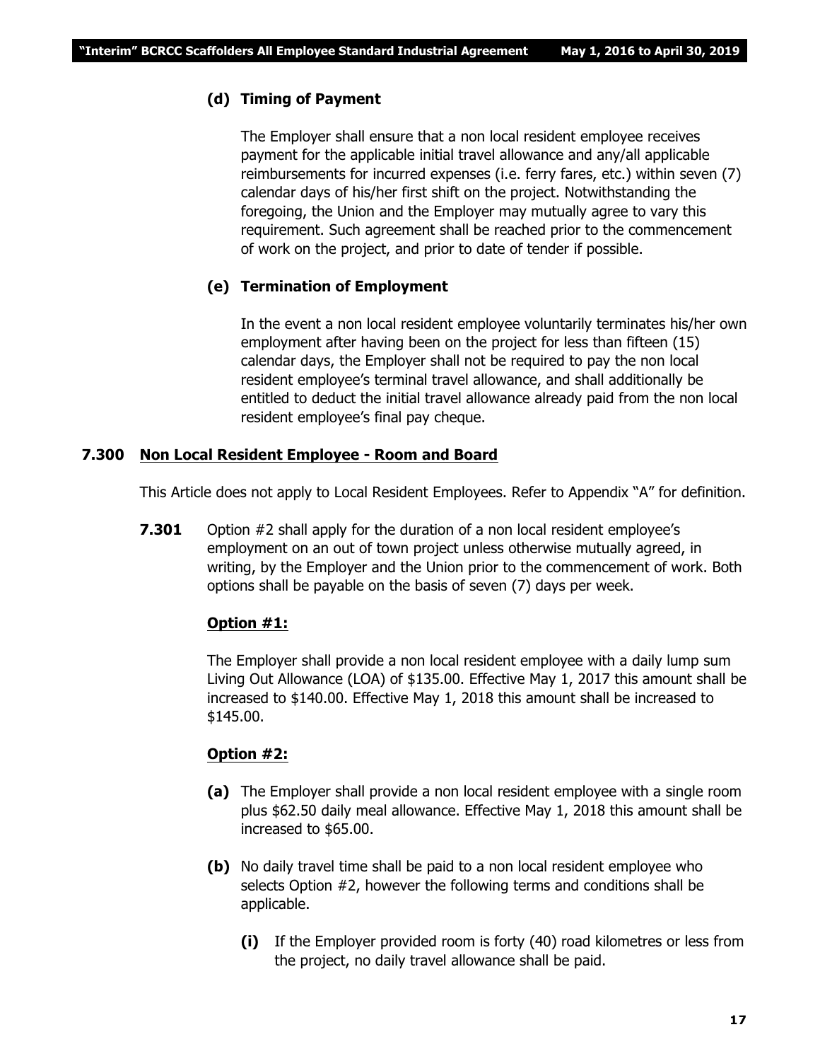**(d) Timing of Payment**

The Employer shall ensure that a non local resident employee receives payment for the applicable initial travel allowance and any/all applicable reimbursements for incurred expenses (i.e. ferry fares, etc.) within seven (7) calendar days of his/her first shift on the project. Notwithstanding the foregoing, the Union and the Employer may mutually agree to vary this requirement. Such agreement shall be reached prior to the commencement of work on the project, and prior to date of tender if possible.

**(e) Termination of Employment**

In the event a non local resident employee voluntarily terminates his/her own employment after having been on the project for less than fifteen (15) calendar days, the Employer shall not be required to pay the non local resident employee's terminal travel allowance, and shall additionally be entitled to deduct the initial travel allowance already paid from the non local resident employee's final pay cheque.

## 7.300 Non Local Resident Employee - Room and Board

This Article does not apply to Local Resident Employees. Refer to Appendix "A" for definition.

**7.301** Option #2 shall apply for the duration of a non local resident employee's employment on an out of town project unless otherwise mutually agreed, in writing, by the Employer and the Union prior to the commencement of work. Both options shall be payable on the basis of seven (7) days per week.

**Option #1:**

The Employer shall provide a non local resident employee with a daily lump sum Living Out Allowance (LOA) of $135.00. Effective May 1, 2017 this amount shall be increased to $140.00. Effective May 1, 2018 this amount shall be increased to $145.00.

**Option #2:**

**(a)** The Employer shall provide a non local resident employee with a single room plus $62.50 daily meal allowance. Effective May 1, 2018 this amount shall be increased to $65.00.

**(b)** No daily travel time shall be paid to a non local resident employee who selects Option #2, however the following terms and conditions shall be applicable.

**(i)** If the Employer provided room is forty (40) road kilometres or less from the project, no daily travel allowance shall be paid.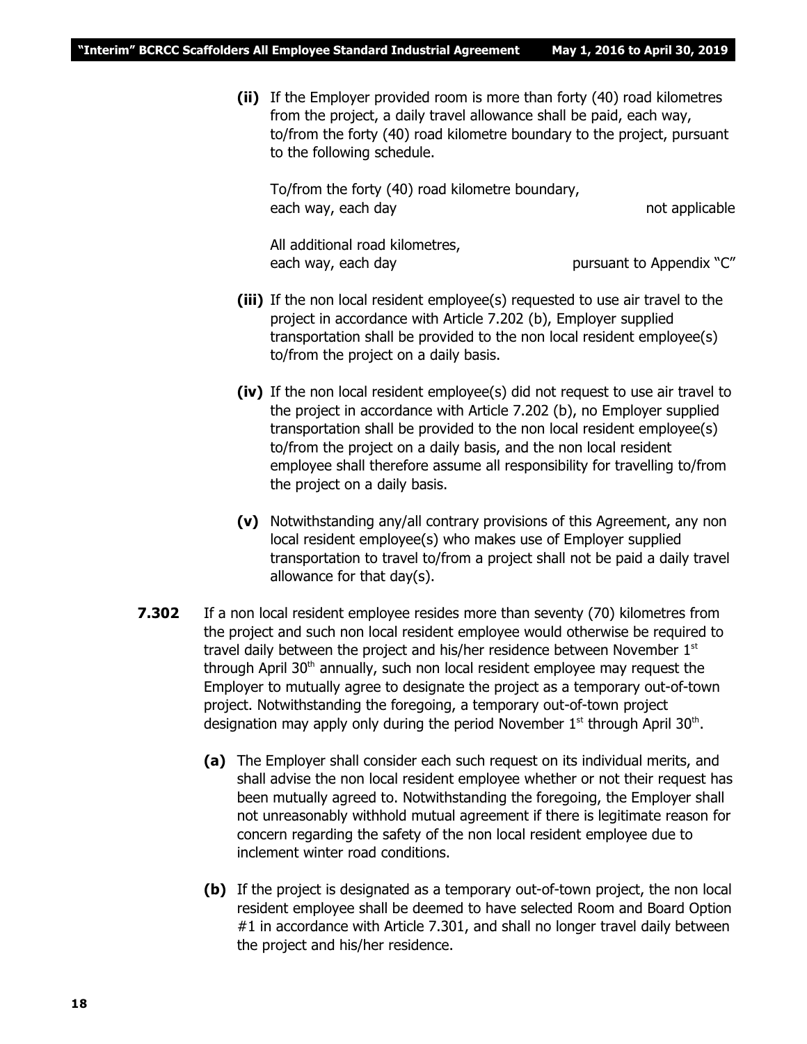**(ii)** If the Employer provided room is more than forty (40) road kilometres from the project, a daily travel allowance shall be paid, each way, to/from the forty (40) road kilometre boundary to the project, pursuant to the following schedule.

| | |
|---|---|
| To/from the forty (40) road kilometre boundary, each way, each day | not applicable |
| All additional road kilometres, each way, each day | pursuant to Appendix "C" |

**(iii)** If the non local resident employee(s) requested to use air travel to the project in accordance with Article 7.202 (b), Employer supplied transportation shall be provided to the non local resident employee(s) to/from the project on a daily basis.

**(iv)** If the non local resident employee(s) did not request to use air travel to the project in accordance with Article 7.202 (b), no Employer supplied transportation shall be provided to the non local resident employee(s) to/from the project on a daily basis, and the non local resident employee shall therefore assume all responsibility for travelling to/from the project on a daily basis.

**(v)** Notwithstanding any/all contrary provisions of this Agreement, any non local resident employee(s) who makes use of Employer supplied transportation to travel to/from a project shall not be paid a daily travel allowance for that day(s).

**7.302** If a non local resident employee resides more than seventy (70) kilometres from the project and such non local resident employee would otherwise be required to travel daily between the project and his/her residence between November 1st through April 30th annually, such non local resident employee may request the Employer to mutually agree to designate the project as a temporary out-of-town project. Notwithstanding the foregoing, a temporary out-of-town project designation may apply only during the period November 1st through April 30th.

**(a)** The Employer shall consider each such request on its individual merits, and shall advise the non local resident employee whether or not their request has been mutually agreed to. Notwithstanding the foregoing, the Employer shall not unreasonably withhold mutual agreement if there is legitimate reason for concern regarding the safety of the non local resident employee due to inclement winter road conditions.

**(b)** If the project is designated as a temporary out-of-town project, the non local resident employee shall be deemed to have selected Room and Board Option #1 in accordance with Article 7.301, and shall no longer travel daily between the project and his/her residence.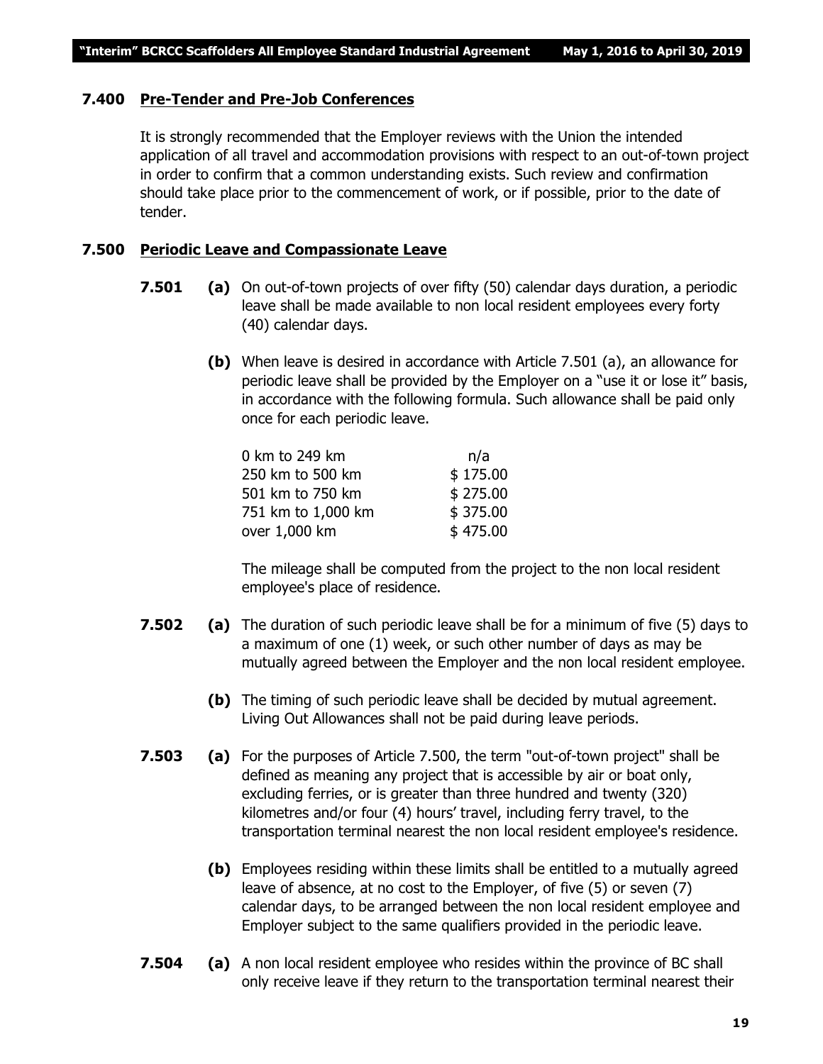### 7.400 Pre-Tender and Pre-Job Conferences

It is strongly recommended that the Employer reviews with the Union the intended application of all travel and accommodation provisions with respect to an out-of-town project in order to confirm that a common understanding exists. Such review and confirmation should take place prior to the commencement of work, or if possible, prior to the date of tender.

### 7.500 Periodic Leave and Compassionate Leave

**7.501** **(a)** On out-of-town projects of over fifty (50) calendar days duration, a periodic leave shall be made available to non local resident employees every forty (40) calendar days.

**(b)** When leave is desired in accordance with Article 7.501 (a), an allowance for periodic leave shall be provided by the Employer on a "use it or lose it" basis, in accordance with the following formula. Such allowance shall be paid only once for each periodic leave.

| | |
|---|---|
| 0 km to 249 km | n/a |
| 250 km to 500 km | $ 175.00 |
| 501 km to 750 km | $ 275.00 |
| 751 km to 1,000 km | $ 375.00 |
| over 1,000 km | $ 475.00 |

The mileage shall be computed from the project to the non local resident employee's place of residence.

**7.502** **(a)** The duration of such periodic leave shall be for a minimum of five (5) days to a maximum of one (1) week, or such other number of days as may be mutually agreed between the Employer and the non local resident employee.

**(b)** The timing of such periodic leave shall be decided by mutual agreement. Living Out Allowances shall not be paid during leave periods.

**7.503** **(a)** For the purposes of Article 7.500, the term "out-of-town project" shall be defined as meaning any project that is accessible by air or boat only, excluding ferries, or is greater than three hundred and twenty (320) kilometres and/or four (4) hours' travel, including ferry travel, to the transportation terminal nearest the non local resident employee's residence.

**(b)** Employees residing within these limits shall be entitled to a mutually agreed leave of absence, at no cost to the Employer, of five (5) or seven (7) calendar days, to be arranged between the non local resident employee and Employer subject to the same qualifiers provided in the periodic leave.

**7.504** **(a)** A non local resident employee who resides within the province of BC shall only receive leave if they return to the transportation terminal nearest their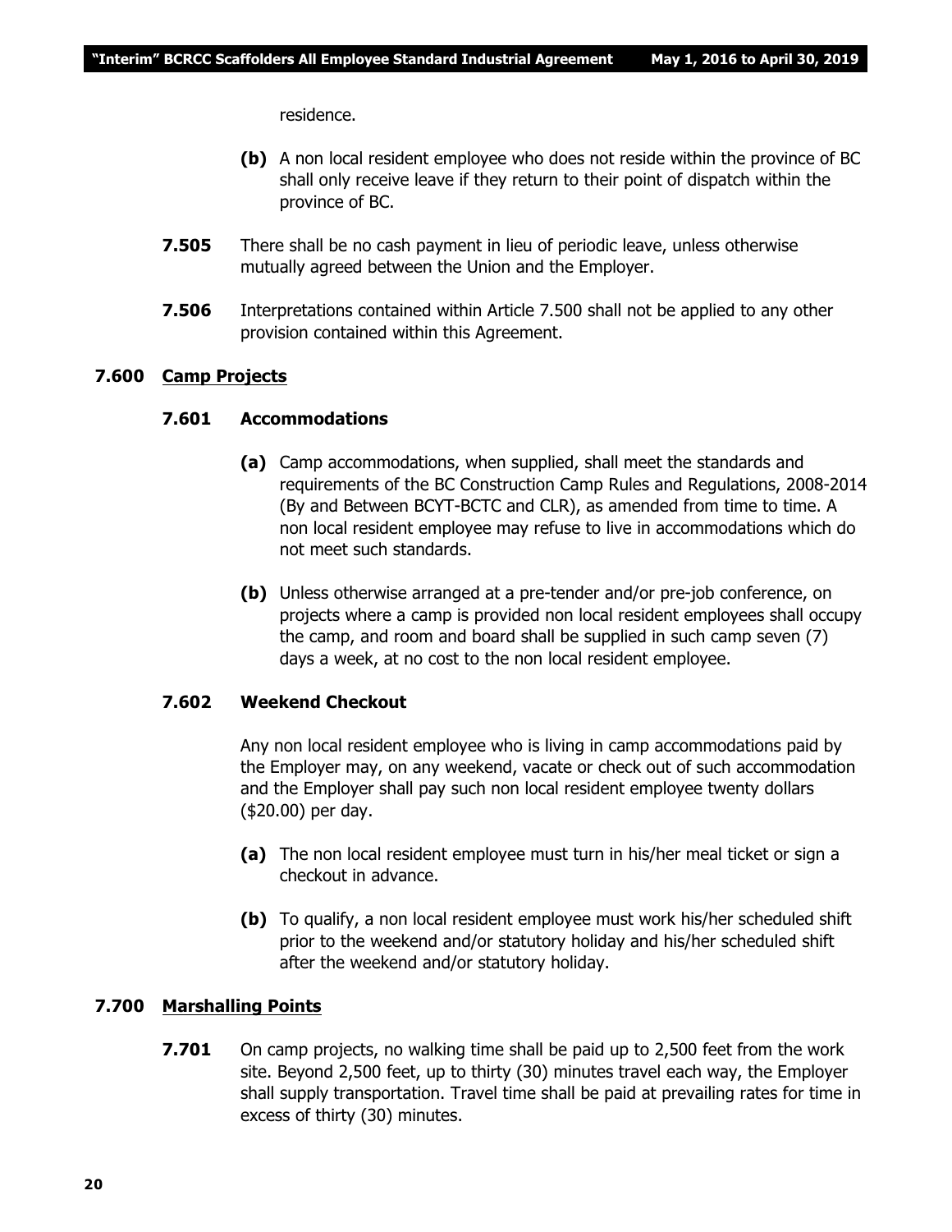residence.

**(b)** A non local resident employee who does not reside within the province of BC shall only receive leave if they return to their point of dispatch within the province of BC.

**7.505** There shall be no cash payment in lieu of periodic leave, unless otherwise mutually agreed between the Union and the Employer.

**7.506** Interpretations contained within Article 7.500 shall not be applied to any other provision contained within this Agreement.

## 7.600 Camp Projects

### 7.601 Accommodations

**(a)** Camp accommodations, when supplied, shall meet the standards and requirements of the BC Construction Camp Rules and Regulations, 2008-2014 (By and Between BCYT-BCTC and CLR), as amended from time to time. A non local resident employee may refuse to live in accommodations which do not meet such standards.

**(b)** Unless otherwise arranged at a pre-tender and/or pre-job conference, on projects where a camp is provided non local resident employees shall occupy the camp, and room and board shall be supplied in such camp seven (7) days a week, at no cost to the non local resident employee.

### 7.602 Weekend Checkout

Any non local resident employee who is living in camp accommodations paid by the Employer may, on any weekend, vacate or check out of such accommodation and the Employer shall pay such non local resident employee twenty dollars ($20.00) per day.

**(a)** The non local resident employee must turn in his/her meal ticket or sign a checkout in advance.

**(b)** To qualify, a non local resident employee must work his/her scheduled shift prior to the weekend and/or statutory holiday and his/her scheduled shift after the weekend and/or statutory holiday.

## 7.700 Marshalling Points

**7.701** On camp projects, no walking time shall be paid up to 2,500 feet from the work site. Beyond 2,500 feet, up to thirty (30) minutes travel each way, the Employer shall supply transportation. Travel time shall be paid at prevailing rates for time in excess of thirty (30) minutes.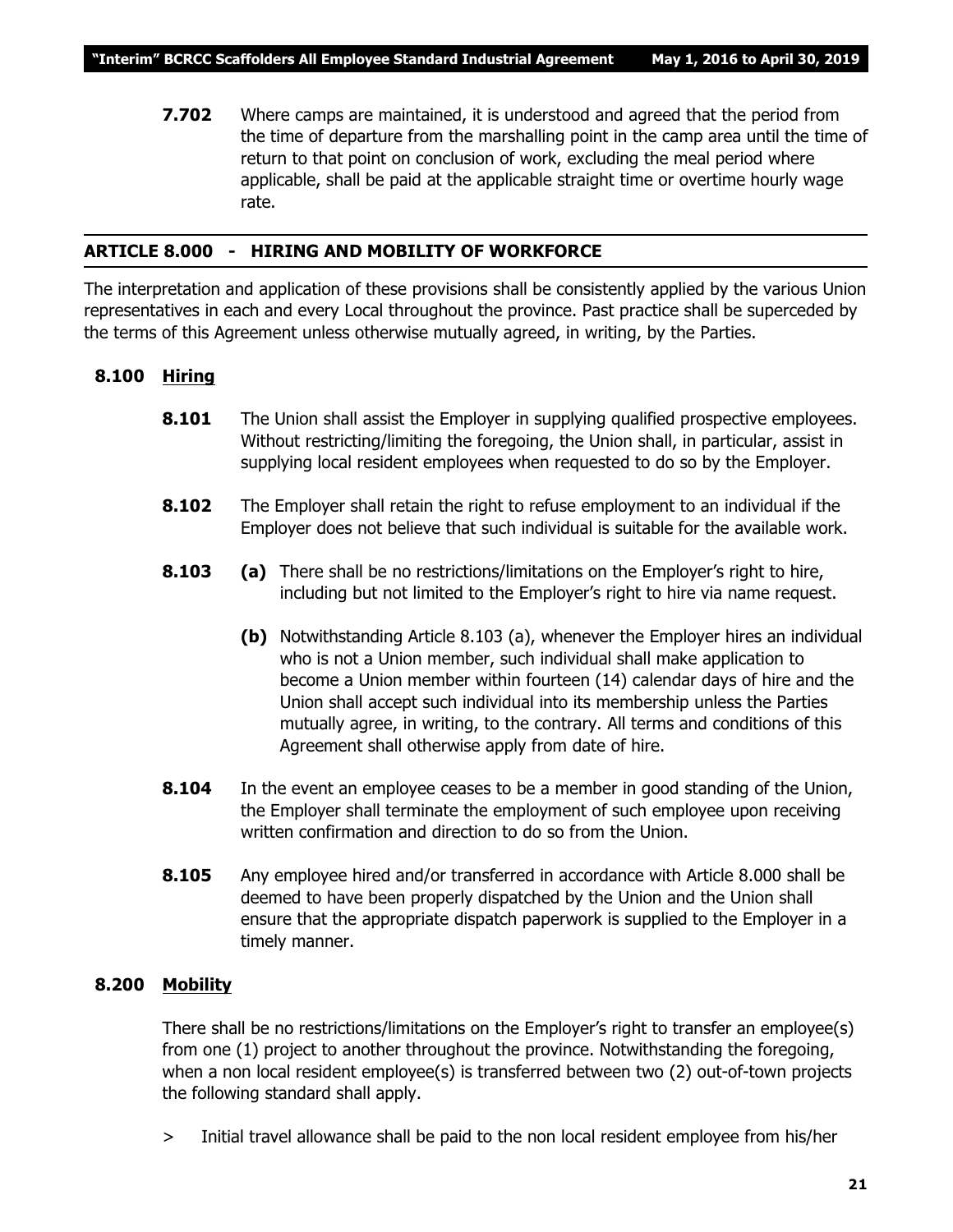**7.702** Where camps are maintained, it is understood and agreed that the period from the time of departure from the marshalling point in the camp area until the time of return to that point on conclusion of work, excluding the meal period where applicable, shall be paid at the applicable straight time or overtime hourly wage rate.

## ARTICLE 8.000 - HIRING AND MOBILITY OF WORKFORCE

The interpretation and application of these provisions shall be consistently applied by the various Union representatives in each and every Local throughout the province. Past practice shall be superceded by the terms of this Agreement unless otherwise mutually agreed, in writing, by the Parties.

### 8.100 Hiring

**8.101** The Union shall assist the Employer in supplying qualified prospective employees. Without restricting/limiting the foregoing, the Union shall, in particular, assist in supplying local resident employees when requested to do so by the Employer.

**8.102** The Employer shall retain the right to refuse employment to an individual if the Employer does not believe that such individual is suitable for the available work.

**8.103** **(a)** There shall be no restrictions/limitations on the Employer's right to hire, including but not limited to the Employer's right to hire via name request.

**(b)** Notwithstanding Article 8.103 (a), whenever the Employer hires an individual who is not a Union member, such individual shall make application to become a Union member within fourteen (14) calendar days of hire and the Union shall accept such individual into its membership unless the Parties mutually agree, in writing, to the contrary. All terms and conditions of this Agreement shall otherwise apply from date of hire.

**8.104** In the event an employee ceases to be a member in good standing of the Union, the Employer shall terminate the employment of such employee upon receiving written confirmation and direction to do so from the Union.

**8.105** Any employee hired and/or transferred in accordance with Article 8.000 shall be deemed to have been properly dispatched by the Union and the Union shall ensure that the appropriate dispatch paperwork is supplied to the Employer in a timely manner.

### 8.200 Mobility

There shall be no restrictions/limitations on the Employer's right to transfer an employee(s) from one (1) project to another throughout the province. Notwithstanding the foregoing, when a non local resident employee(s) is transferred between two (2) out-of-town projects the following standard shall apply.

> Initial travel allowance shall be paid to the non local resident employee from his/her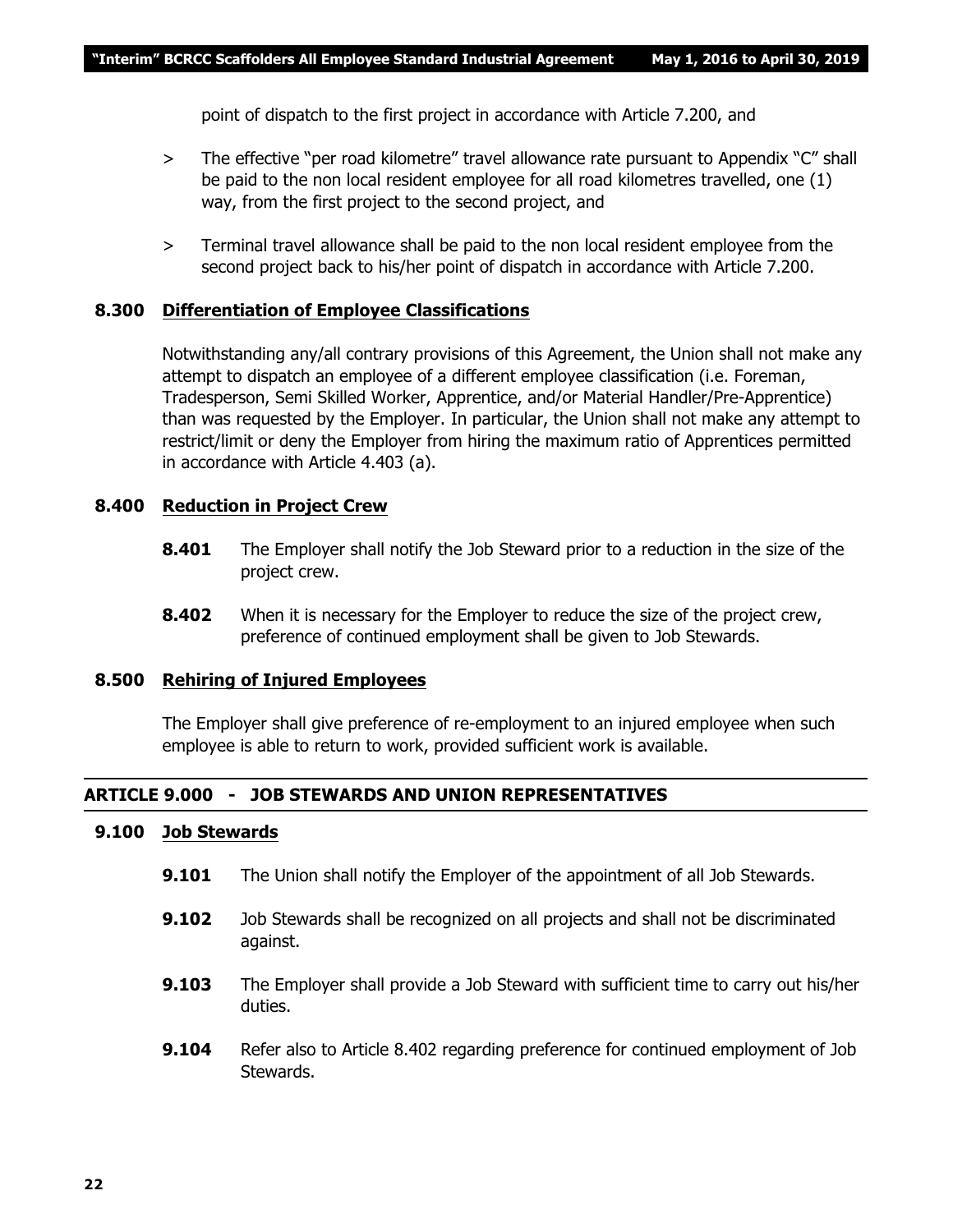point of dispatch to the first project in accordance with Article 7.200, and

> The effective "per road kilometre" travel allowance rate pursuant to Appendix "C" shall be paid to the non local resident employee for all road kilometres travelled, one (1) way, from the first project to the second project, and

> Terminal travel allowance shall be paid to the non local resident employee from the second project back to his/her point of dispatch in accordance with Article 7.200.

### 8.300 Differentiation of Employee Classifications

Notwithstanding any/all contrary provisions of this Agreement, the Union shall not make any attempt to dispatch an employee of a different employee classification (i.e. Foreman, Tradesperson, Semi Skilled Worker, Apprentice, and/or Material Handler/Pre-Apprentice) than was requested by the Employer. In particular, the Union shall not make any attempt to restrict/limit or deny the Employer from hiring the maximum ratio of Apprentices permitted in accordance with Article 4.403 (a).

### 8.400 Reduction in Project Crew

**8.401** The Employer shall notify the Job Steward prior to a reduction in the size of the project crew.

**8.402** When it is necessary for the Employer to reduce the size of the project crew, preference of continued employment shall be given to Job Stewards.

### 8.500 Rehiring of Injured Employees

The Employer shall give preference of re-employment to an injured employee when such employee is able to return to work, provided sufficient work is available.

## ARTICLE 9.000 - JOB STEWARDS AND UNION REPRESENTATIVES

### 9.100 Job Stewards

**9.101** The Union shall notify the Employer of the appointment of all Job Stewards.

**9.102** Job Stewards shall be recognized on all projects and shall not be discriminated against.

**9.103** The Employer shall provide a Job Steward with sufficient time to carry out his/her duties.

**9.104** Refer also to Article 8.402 regarding preference for continued employment of Job Stewards.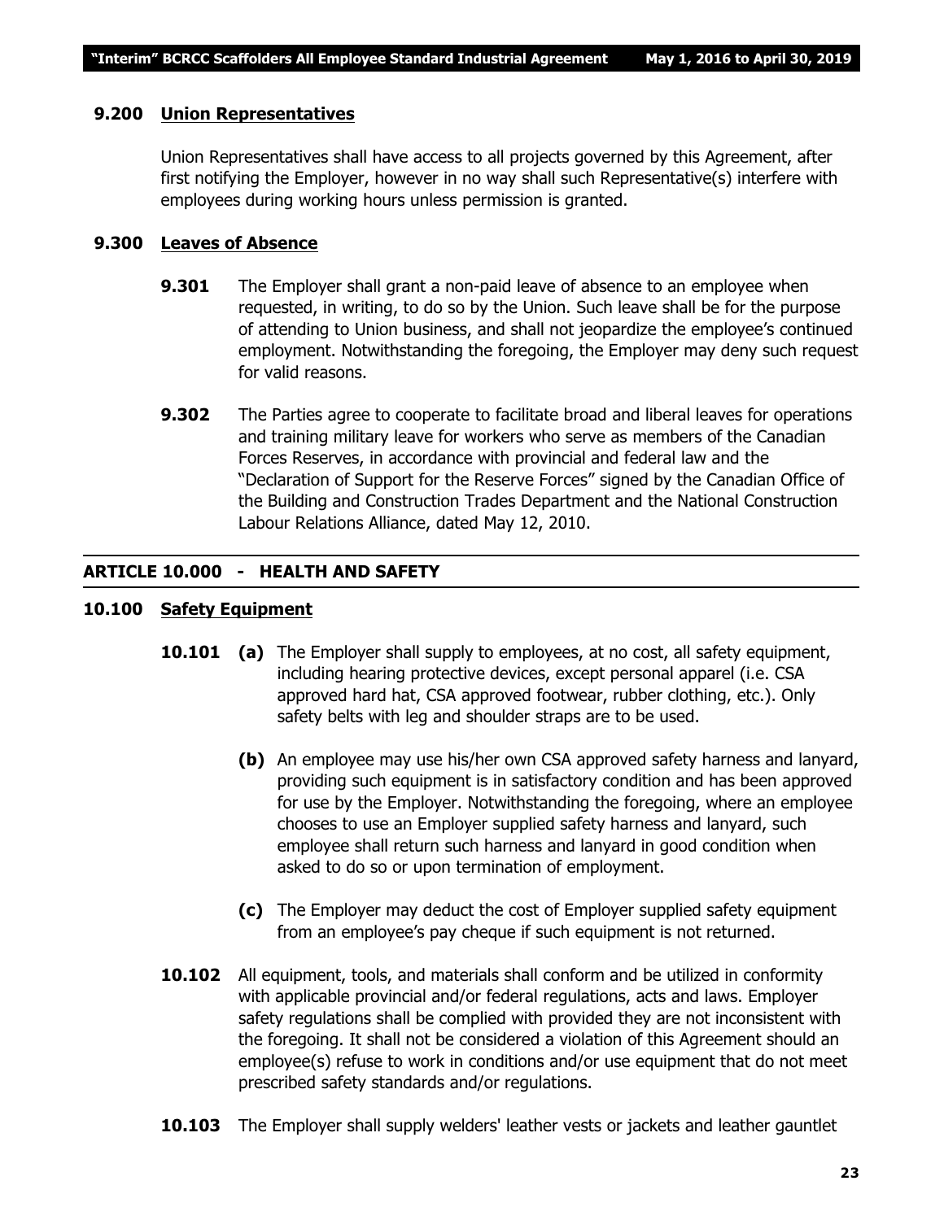### 9.200 Union Representatives

Union Representatives shall have access to all projects governed by this Agreement, after first notifying the Employer, however in no way shall such Representative(s) interfere with employees during working hours unless permission is granted.

### 9.300 Leaves of Absence

**9.301** The Employer shall grant a non-paid leave of absence to an employee when requested, in writing, to do so by the Union. Such leave shall be for the purpose of attending to Union business, and shall not jeopardize the employee's continued employment. Notwithstanding the foregoing, the Employer may deny such request for valid reasons.

**9.302** The Parties agree to cooperate to facilitate broad and liberal leaves for operations and training military leave for workers who serve as members of the Canadian Forces Reserves, in accordance with provincial and federal law and the "Declaration of Support for the Reserve Forces" signed by the Canadian Office of the Building and Construction Trades Department and the National Construction Labour Relations Alliance, dated May 12, 2010.

## ARTICLE 10.000 - HEALTH AND SAFETY

### 10.100 Safety Equipment

**10.101** **(a)** The Employer shall supply to employees, at no cost, all safety equipment, including hearing protective devices, except personal apparel (i.e. CSA approved hard hat, CSA approved footwear, rubber clothing, etc.). Only safety belts with leg and shoulder straps are to be used.

**(b)** An employee may use his/her own CSA approved safety harness and lanyard, providing such equipment is in satisfactory condition and has been approved for use by the Employer. Notwithstanding the foregoing, where an employee chooses to use an Employer supplied safety harness and lanyard, such employee shall return such harness and lanyard in good condition when asked to do so or upon termination of employment.

**(c)** The Employer may deduct the cost of Employer supplied safety equipment from an employee's pay cheque if such equipment is not returned.

**10.102** All equipment, tools, and materials shall conform and be utilized in conformity with applicable provincial and/or federal regulations, acts and laws. Employer safety regulations shall be complied with provided they are not inconsistent with the foregoing. It shall not be considered a violation of this Agreement should an employee(s) refuse to work in conditions and/or use equipment that do not meet prescribed safety standards and/or regulations.

**10.103** The Employer shall supply welders' leather vests or jackets and leather gauntlet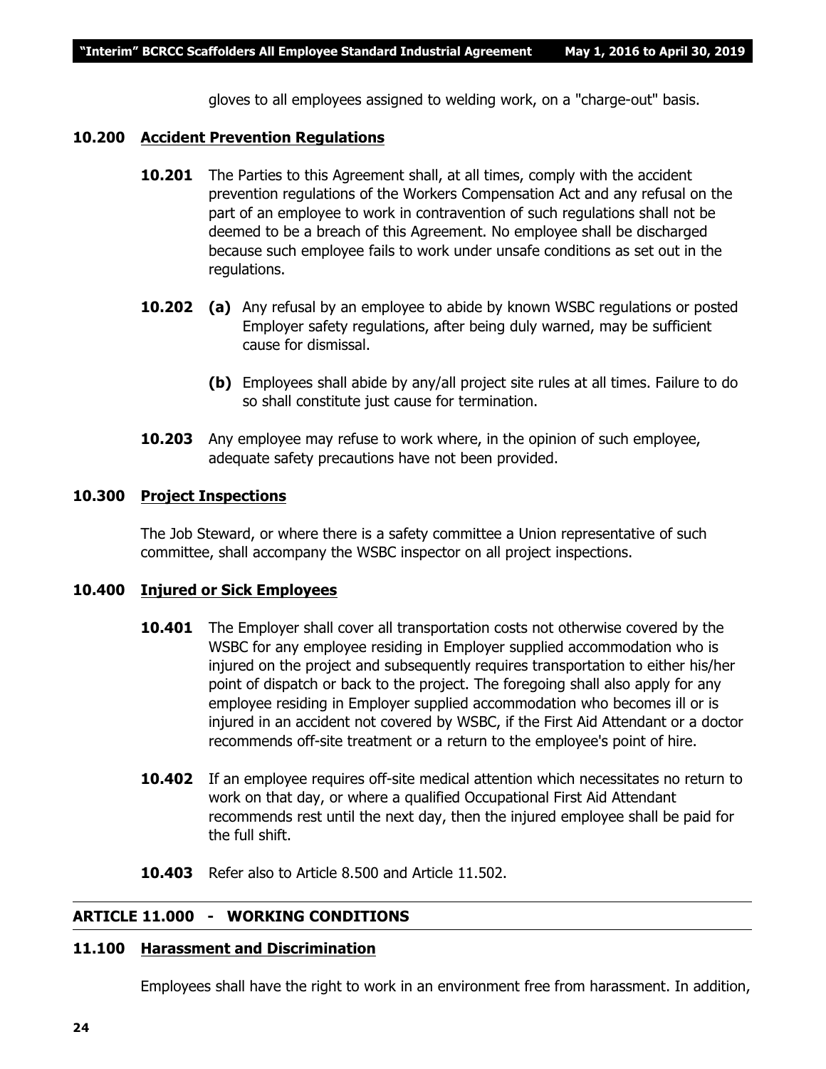gloves to all employees assigned to welding work, on a "charge-out" basis.

### 10.200 Accident Prevention Regulations

**10.201** The Parties to this Agreement shall, at all times, comply with the accident prevention regulations of the Workers Compensation Act and any refusal on the part of an employee to work in contravention of such regulations shall not be deemed to be a breach of this Agreement. No employee shall be discharged because such employee fails to work under unsafe conditions as set out in the regulations.

**10.202** **(a)** Any refusal by an employee to abide by known WSBC regulations or posted Employer safety regulations, after being duly warned, may be sufficient cause for dismissal.

**(b)** Employees shall abide by any/all project site rules at all times. Failure to do so shall constitute just cause for termination.

**10.203** Any employee may refuse to work where, in the opinion of such employee, adequate safety precautions have not been provided.

### 10.300 Project Inspections

The Job Steward, or where there is a safety committee a Union representative of such committee, shall accompany the WSBC inspector on all project inspections.

### 10.400 Injured or Sick Employees

**10.401** The Employer shall cover all transportation costs not otherwise covered by the WSBC for any employee residing in Employer supplied accommodation who is injured on the project and subsequently requires transportation to either his/her point of dispatch or back to the project. The foregoing shall also apply for any employee residing in Employer supplied accommodation who becomes ill or is injured in an accident not covered by WSBC, if the First Aid Attendant or a doctor recommends off-site treatment or a return to the employee's point of hire.

**10.402** If an employee requires off-site medical attention which necessitates no return to work on that day, or where a qualified Occupational First Aid Attendant recommends rest until the next day, then the injured employee shall be paid for the full shift.

**10.403** Refer also to Article 8.500 and Article 11.502.

## ARTICLE 11.000 - WORKING CONDITIONS

### 11.100 Harassment and Discrimination

Employees shall have the right to work in an environment free from harassment. In addition,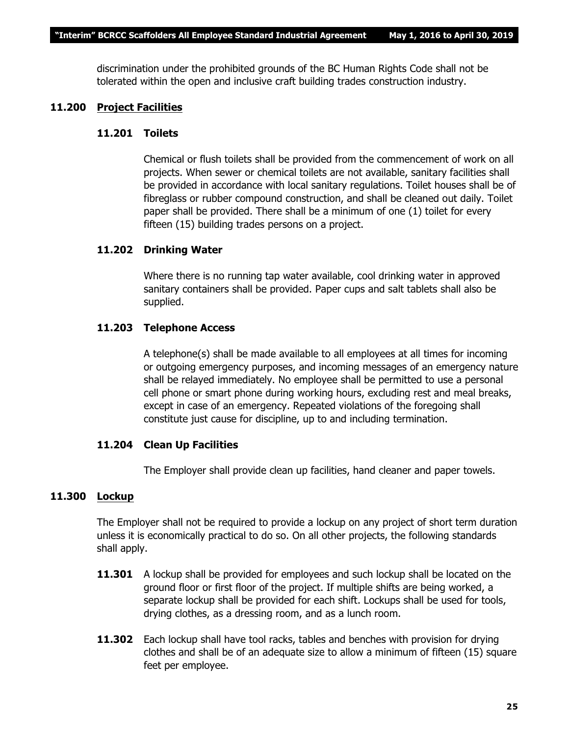discrimination under the prohibited grounds of the BC Human Rights Code shall not be tolerated within the open and inclusive craft building trades construction industry.

## 11.200 Project Facilities

### 11.201 Toilets

Chemical or flush toilets shall be provided from the commencement of work on all projects. When sewer or chemical toilets are not available, sanitary facilities shall be provided in accordance with local sanitary regulations. Toilet houses shall be of fibreglass or rubber compound construction, and shall be cleaned out daily. Toilet paper shall be provided. There shall be a minimum of one (1) toilet for every fifteen (15) building trades persons on a project.

### 11.202 Drinking Water

Where there is no running tap water available, cool drinking water in approved sanitary containers shall be provided. Paper cups and salt tablets shall also be supplied.

### 11.203 Telephone Access

A telephone(s) shall be made available to all employees at all times for incoming or outgoing emergency purposes, and incoming messages of an emergency nature shall be relayed immediately. No employee shall be permitted to use a personal cell phone or smart phone during working hours, excluding rest and meal breaks, except in case of an emergency. Repeated violations of the foregoing shall constitute just cause for discipline, up to and including termination.

### 11.204 Clean Up Facilities

The Employer shall provide clean up facilities, hand cleaner and paper towels.

## 11.300 Lockup

The Employer shall not be required to provide a lockup on any project of short term duration unless it is economically practical to do so. On all other projects, the following standards shall apply.

**11.301** A lockup shall be provided for employees and such lockup shall be located on the ground floor or first floor of the project. If multiple shifts are being worked, a separate lockup shall be provided for each shift. Lockups shall be used for tools, drying clothes, as a dressing room, and as a lunch room.

**11.302** Each lockup shall have tool racks, tables and benches with provision for drying clothes and shall be of an adequate size to allow a minimum of fifteen (15) square feet per employee.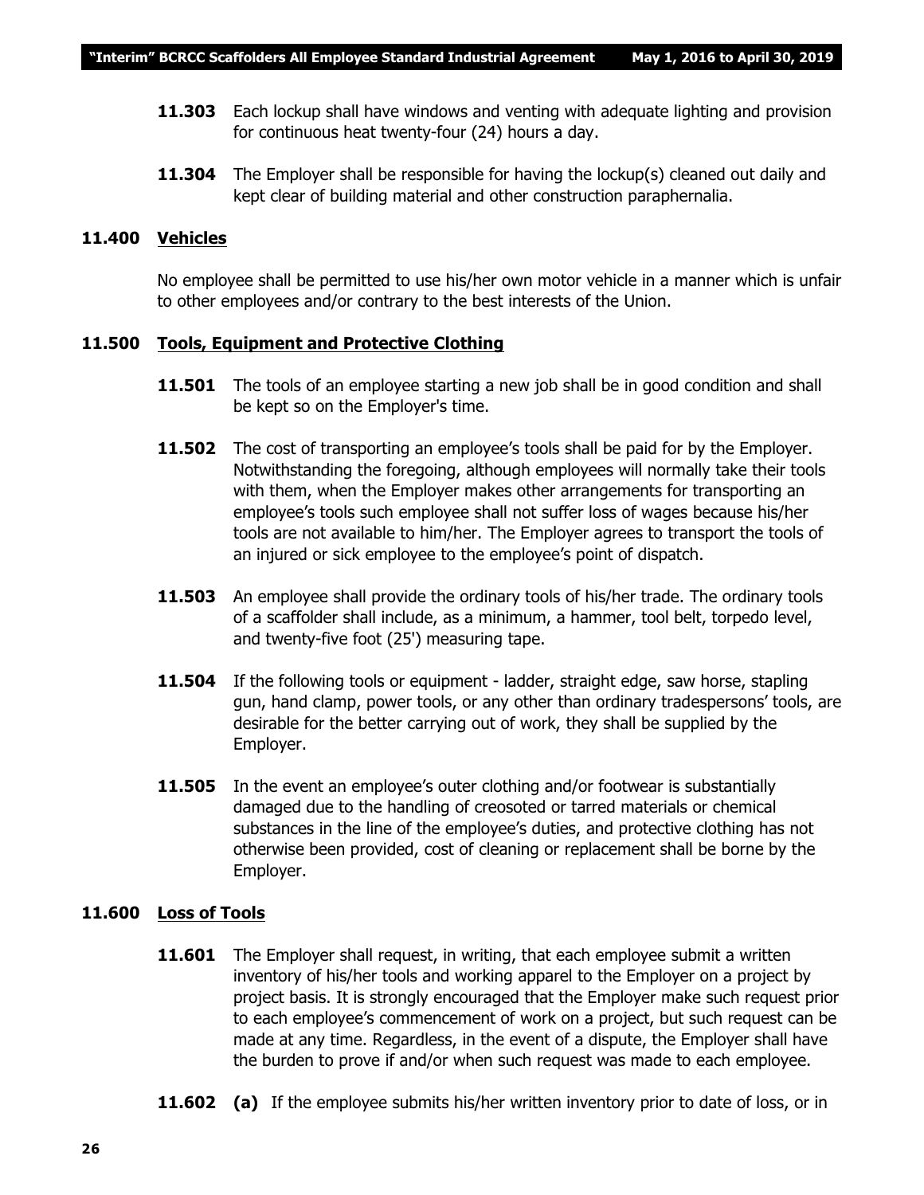**11.303** Each lockup shall have windows and venting with adequate lighting and provision for continuous heat twenty-four (24) hours a day.

**11.304** The Employer shall be responsible for having the lockup(s) cleaned out daily and kept clear of building material and other construction paraphernalia.

## 11.400 Vehicles

No employee shall be permitted to use his/her own motor vehicle in a manner which is unfair to other employees and/or contrary to the best interests of the Union.

## 11.500 Tools, Equipment and Protective Clothing

**11.501** The tools of an employee starting a new job shall be in good condition and shall be kept so on the Employer's time.

**11.502** The cost of transporting an employee's tools shall be paid for by the Employer. Notwithstanding the foregoing, although employees will normally take their tools with them, when the Employer makes other arrangements for transporting an employee's tools such employee shall not suffer loss of wages because his/her tools are not available to him/her. The Employer agrees to transport the tools of an injured or sick employee to the employee's point of dispatch.

**11.503** An employee shall provide the ordinary tools of his/her trade. The ordinary tools of a scaffolder shall include, as a minimum, a hammer, tool belt, torpedo level, and twenty-five foot (25') measuring tape.

**11.504** If the following tools or equipment - ladder, straight edge, saw horse, stapling gun, hand clamp, power tools, or any other than ordinary tradespersons' tools, are desirable for the better carrying out of work, they shall be supplied by the Employer.

**11.505** In the event an employee's outer clothing and/or footwear is substantially damaged due to the handling of creosoted or tarred materials or chemical substances in the line of the employee's duties, and protective clothing has not otherwise been provided, cost of cleaning or replacement shall be borne by the Employer.

## 11.600 Loss of Tools

**11.601** The Employer shall request, in writing, that each employee submit a written inventory of his/her tools and working apparel to the Employer on a project by project basis. It is strongly encouraged that the Employer make such request prior to each employee's commencement of work on a project, but such request can be made at any time. Regardless, in the event of a dispute, the Employer shall have the burden to prove if and/or when such request was made to each employee.

**11.602** **(a)** If the employee submits his/her written inventory prior to date of loss, or in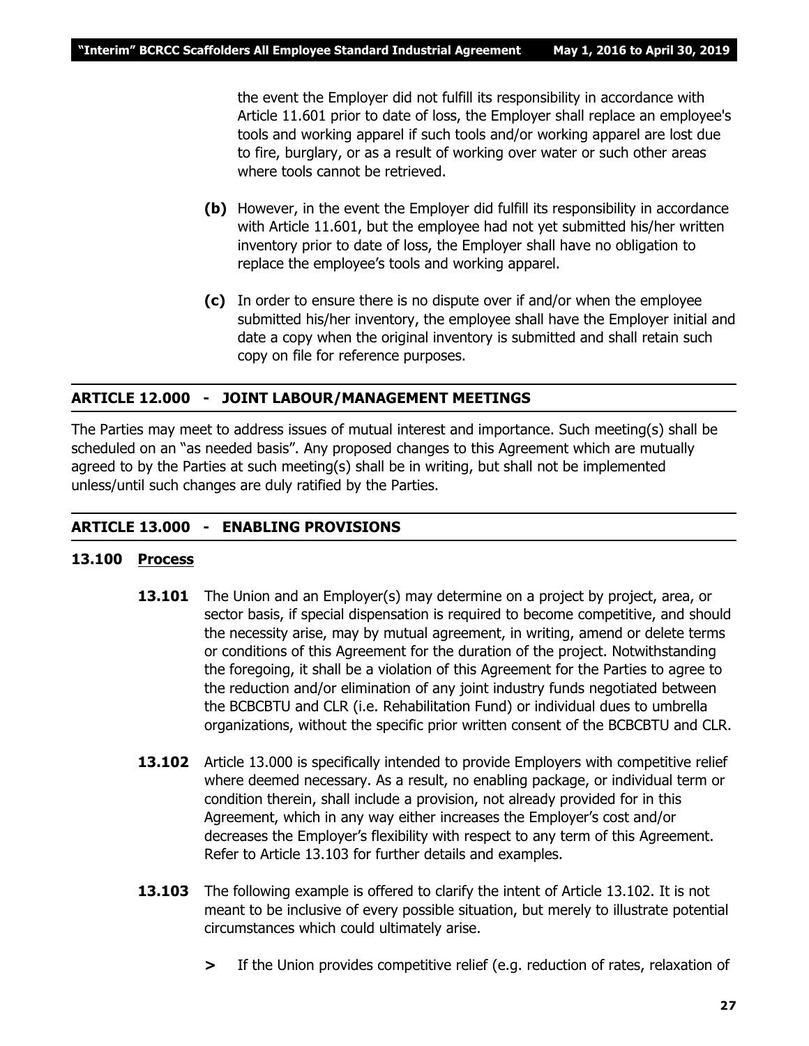the event the Employer did not fulfill its responsibility in accordance with Article 11.601 prior to date of loss, the Employer shall replace an employee's tools and working apparel if such tools and/or working apparel are lost due to fire, burglary, or as a result of working over water or such other areas where tools cannot be retrieved.

**(b)** However, in the event the Employer did fulfill its responsibility in accordance with Article 11.601, but the employee had not yet submitted his/her written inventory prior to date of loss, the Employer shall have no obligation to replace the employee's tools and working apparel.

**(c)** In order to ensure there is no dispute over if and/or when the employee submitted his/her inventory, the employee shall have the Employer initial and date a copy when the original inventory is submitted and shall retain such copy on file for reference purposes.

## ARTICLE 12.000 - JOINT LABOUR/MANAGEMENT MEETINGS

The Parties may meet to address issues of mutual interest and importance. Such meeting(s) shall be scheduled on an "as needed basis". Any proposed changes to this Agreement which are mutually agreed to by the Parties at such meeting(s) shall be in writing, but shall not be implemented unless/until such changes are duly ratified by the Parties.

## ARTICLE 13.000 - ENABLING PROVISIONS

### 13.100 Process

**13.101** The Union and an Employer(s) may determine on a project by project, area, or sector basis, if special dispensation is required to become competitive, and should the necessity arise, may by mutual agreement, in writing, amend or delete terms or conditions of this Agreement for the duration of the project. Notwithstanding the foregoing, it shall be a violation of this Agreement for the Parties to agree to the reduction and/or elimination of any joint industry funds negotiated between the BCBCBTU and CLR (i.e. Rehabilitation Fund) or individual dues to umbrella organizations, without the specific prior written consent of the BCBCBTU and CLR.

**13.102** Article 13.000 is specifically intended to provide Employers with competitive relief where deemed necessary. As a result, no enabling package, or individual term or condition therein, shall include a provision, not already provided for in this Agreement, which in any way either increases the Employer's cost and/or decreases the Employer's flexibility with respect to any term of this Agreement. Refer to Article 13.103 for further details and examples.

**13.103** The following example is offered to clarify the intent of Article 13.102. It is not meant to be inclusive of every possible situation, but merely to illustrate potential circumstances which could ultimately arise.

> If the Union provides competitive relief (e.g. reduction of rates, relaxation of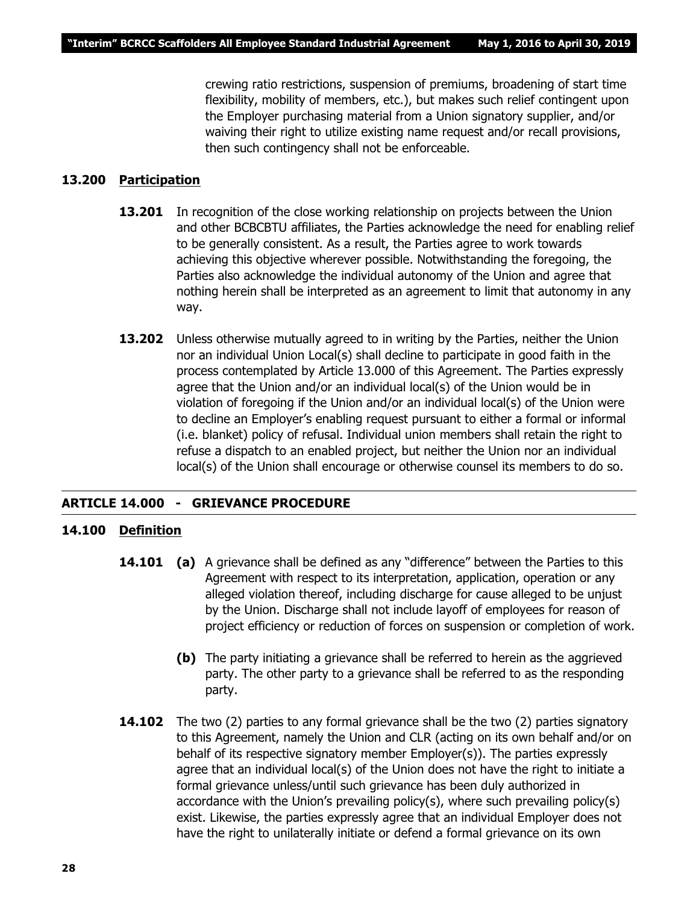crewing ratio restrictions, suspension of premiums, broadening of start time flexibility, mobility of members, etc.), but makes such relief contingent upon the Employer purchasing material from a Union signatory supplier, and/or waiving their right to utilize existing name request and/or recall provisions, then such contingency shall not be enforceable.

### 13.200 Participation

**13.201** In recognition of the close working relationship on projects between the Union and other BCBCBTU affiliates, the Parties acknowledge the need for enabling relief to be generally consistent. As a result, the Parties agree to work towards achieving this objective wherever possible. Notwithstanding the foregoing, the Parties also acknowledge the individual autonomy of the Union and agree that nothing herein shall be interpreted as an agreement to limit that autonomy in any way.

**13.202** Unless otherwise mutually agreed to in writing by the Parties, neither the Union nor an individual Union Local(s) shall decline to participate in good faith in the process contemplated by Article 13.000 of this Agreement. The Parties expressly agree that the Union and/or an individual local(s) of the Union would be in violation of foregoing if the Union and/or an individual local(s) of the Union were to decline an Employer's enabling request pursuant to either a formal or informal (i.e. blanket) policy of refusal. Individual union members shall retain the right to refuse a dispatch to an enabled project, but neither the Union nor an individual local(s) of the Union shall encourage or otherwise counsel its members to do so.

## ARTICLE 14.000 - GRIEVANCE PROCEDURE

### 14.100 Definition

**14.101** **(a)** A grievance shall be defined as any "difference" between the Parties to this Agreement with respect to its interpretation, application, operation or any alleged violation thereof, including discharge for cause alleged to be unjust by the Union. Discharge shall not include layoff of employees for reason of project efficiency or reduction of forces on suspension or completion of work.

**(b)** The party initiating a grievance shall be referred to herein as the aggrieved party. The other party to a grievance shall be referred to as the responding party.

**14.102** The two (2) parties to any formal grievance shall be the two (2) parties signatory to this Agreement, namely the Union and CLR (acting on its own behalf and/or on behalf of its respective signatory member Employer(s)). The parties expressly agree that an individual local(s) of the Union does not have the right to initiate a formal grievance unless/until such grievance has been duly authorized in accordance with the Union's prevailing policy(s), where such prevailing policy(s) exist. Likewise, the parties expressly agree that an individual Employer does not have the right to unilaterally initiate or defend a formal grievance on its own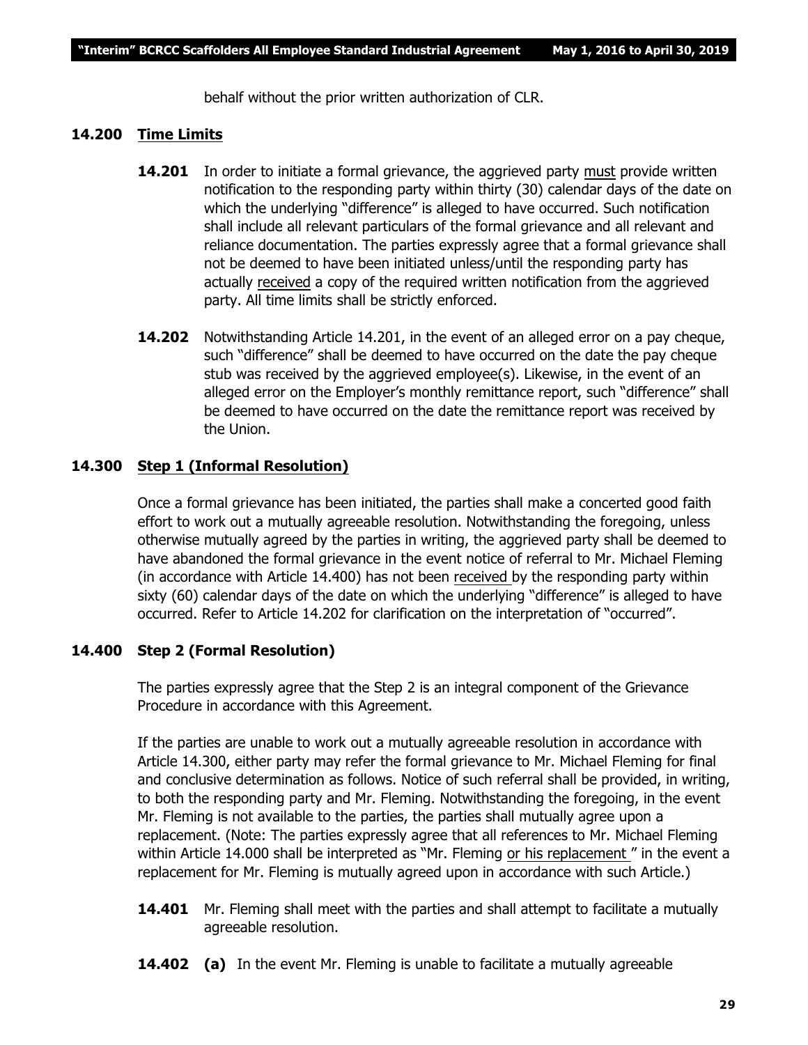behalf without the prior written authorization of CLR.

**14.200 Time Limits**

**14.201** In order to initiate a formal grievance, the aggrieved party must provide written notification to the responding party within thirty (30) calendar days of the date on which the underlying "difference" is alleged to have occurred. Such notification shall include all relevant particulars of the formal grievance and all relevant and reliance documentation. The parties expressly agree that a formal grievance shall not be deemed to have been initiated unless/until the responding party has actually received a copy of the required written notification from the aggrieved party. All time limits shall be strictly enforced.

**14.202** Notwithstanding Article 14.201, in the event of an alleged error on a pay cheque, such "difference" shall be deemed to have occurred on the date the pay cheque stub was received by the aggrieved employee(s). Likewise, in the event of an alleged error on the Employer's monthly remittance report, such "difference" shall be deemed to have occurred on the date the remittance report was received by the Union.

**14.300 Step 1 (Informal Resolution)**

Once a formal grievance has been initiated, the parties shall make a concerted good faith effort to work out a mutually agreeable resolution. Notwithstanding the foregoing, unless otherwise mutually agreed by the parties in writing, the aggrieved party shall be deemed to have abandoned the formal grievance in the event notice of referral to Mr. Michael Fleming (in accordance with Article 14.400) has not been received by the responding party within sixty (60) calendar days of the date on which the underlying "difference" is alleged to have occurred. Refer to Article 14.202 for clarification on the interpretation of "occurred".

**14.400 Step 2 (Formal Resolution)**

The parties expressly agree that the Step 2 is an integral component of the Grievance Procedure in accordance with this Agreement.

If the parties are unable to work out a mutually agreeable resolution in accordance with Article 14.300, either party may refer the formal grievance to Mr. Michael Fleming for final and conclusive determination as follows. Notice of such referral shall be provided, in writing, to both the responding party and Mr. Fleming. Notwithstanding the foregoing, in the event Mr. Fleming is not available to the parties, the parties shall mutually agree upon a replacement. (Note: The parties expressly agree that all references to Mr. Michael Fleming within Article 14.000 shall be interpreted as "Mr. Fleming or his replacement" in the event a replacement for Mr. Fleming is mutually agreed upon in accordance with such Article.)

**14.401** Mr. Fleming shall meet with the parties and shall attempt to facilitate a mutually agreeable resolution.

**14.402** **(a)** In the event Mr. Fleming is unable to facilitate a mutually agreeable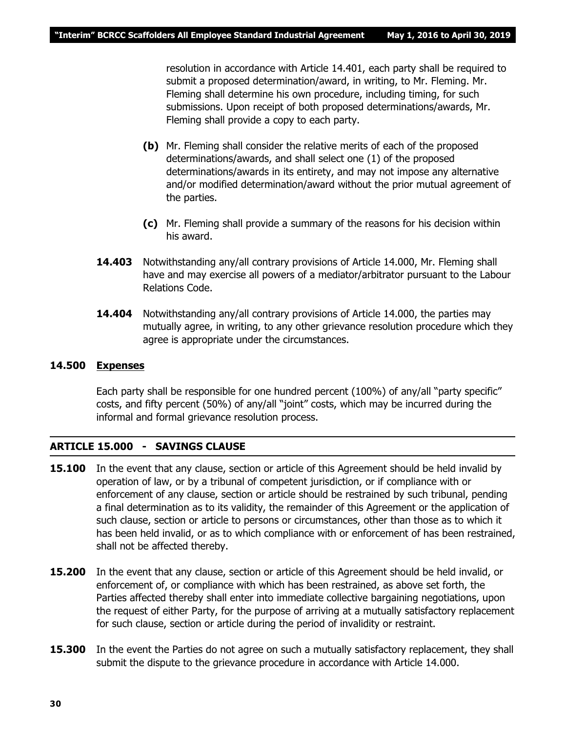resolution in accordance with Article 14.401, each party shall be required to submit a proposed determination/award, in writing, to Mr. Fleming. Mr. Fleming shall determine his own procedure, including timing, for such submissions. Upon receipt of both proposed determinations/awards, Mr. Fleming shall provide a copy to each party.

**(b)** Mr. Fleming shall consider the relative merits of each of the proposed determinations/awards, and shall select one (1) of the proposed determinations/awards in its entirety, and may not impose any alternative and/or modified determination/award without the prior mutual agreement of the parties.

**(c)** Mr. Fleming shall provide a summary of the reasons for his decision within his award.

**14.403** Notwithstanding any/all contrary provisions of Article 14.000, Mr. Fleming shall have and may exercise all powers of a mediator/arbitrator pursuant to the Labour Relations Code.

**14.404** Notwithstanding any/all contrary provisions of Article 14.000, the parties may mutually agree, in writing, to any other grievance resolution procedure which they agree is appropriate under the circumstances.

**14.500 <u>Expenses</u>**

Each party shall be responsible for one hundred percent (100%) of any/all "party specific" costs, and fifty percent (50%) of any/all "joint" costs, which may be incurred during the informal and formal grievance resolution process.

## ARTICLE 15.000 - SAVINGS CLAUSE

**15.100** In the event that any clause, section or article of this Agreement should be held invalid by operation of law, or by a tribunal of competent jurisdiction, or if compliance with or enforcement of any clause, section or article should be restrained by such tribunal, pending a final determination as to its validity, the remainder of this Agreement or the application of such clause, section or article to persons or circumstances, other than those as to which it has been held invalid, or as to which compliance with or enforcement of has been restrained, shall not be affected thereby.

**15.200** In the event that any clause, section or article of this Agreement should be held invalid, or enforcement of, or compliance with which has been restrained, as above set forth, the Parties affected thereby shall enter into immediate collective bargaining negotiations, upon the request of either Party, for the purpose of arriving at a mutually satisfactory replacement for such clause, section or article during the period of invalidity or restraint.

**15.300** In the event the Parties do not agree on such a mutually satisfactory replacement, they shall submit the dispute to the grievance procedure in accordance with Article 14.000.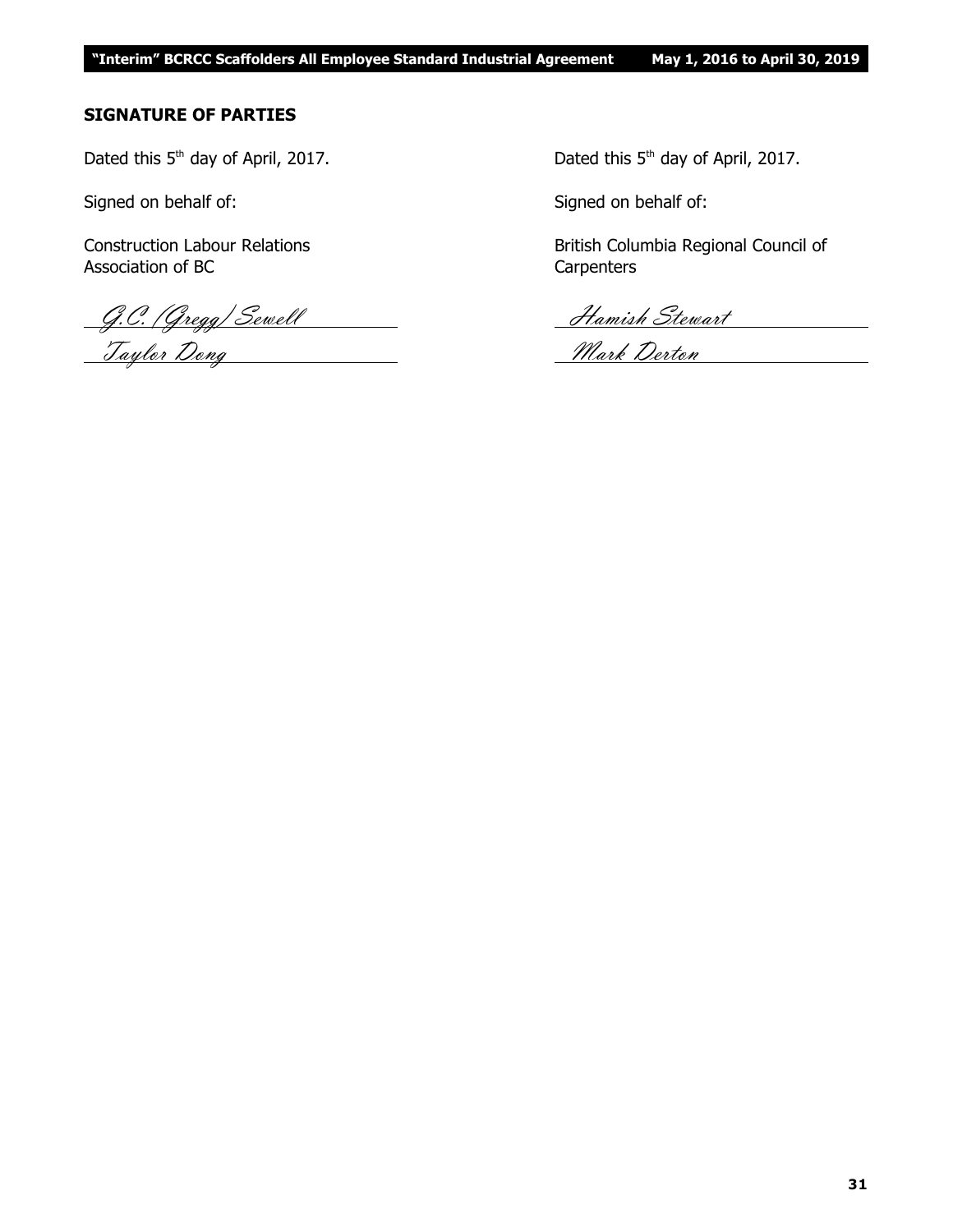## SIGNATURE OF PARTIES

Dated this 5th day of April, 2017.

Signed on behalf of:

Construction Labour Relations Association of BC

G.C. (Gregg) Sewell

Taylor Dong

Dated this 5th day of April, 2017.

Signed on behalf of:

British Columbia Regional Council of Carpenters

Hamish Stewart

Mark Derton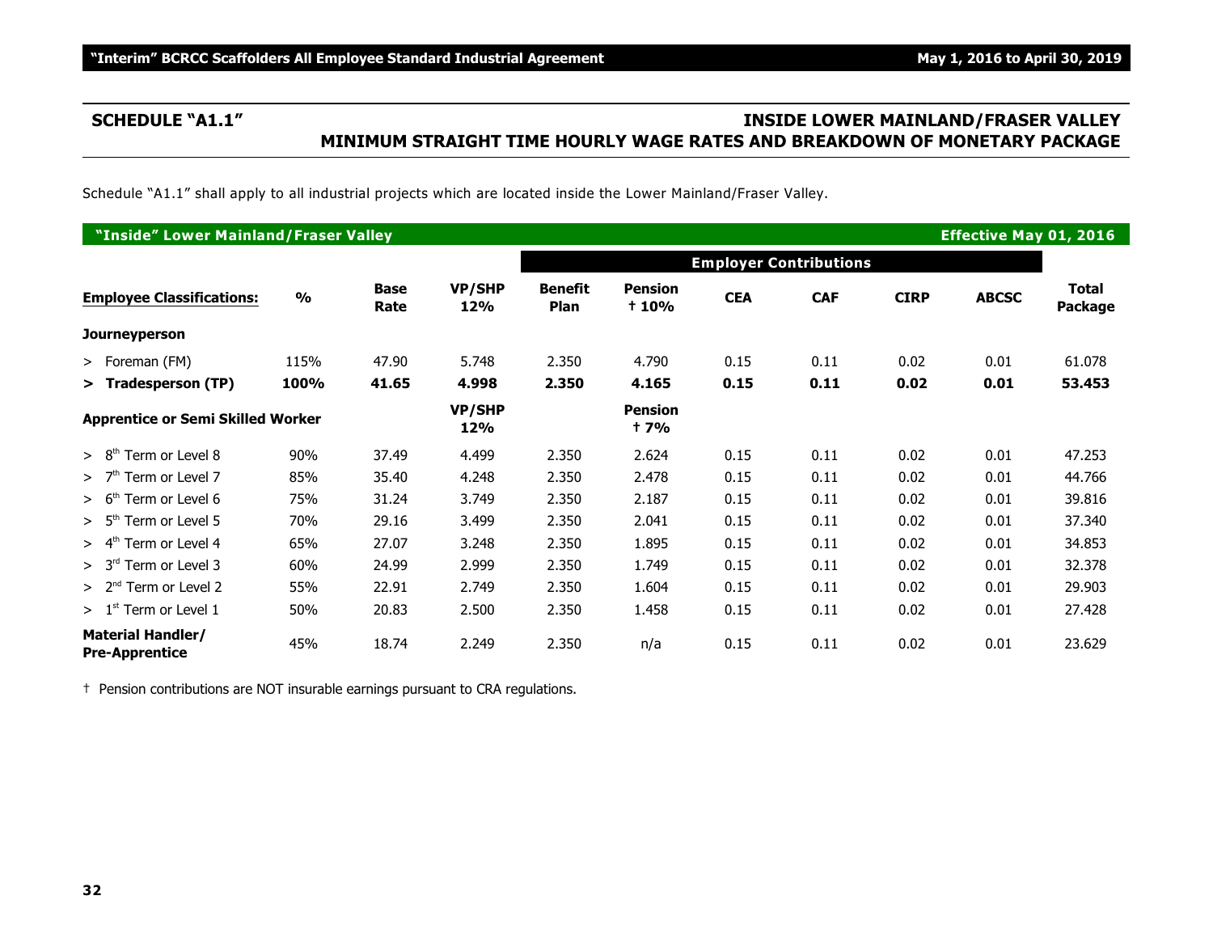## SCHEDULE "A1.1"

## INSIDE LOWER MAINLAND/FRASER VALLEY MINIMUM STRAIGHT TIME HOURLY WAGE RATES AND BREAKDOWN OF MONETARY PACKAGE

Schedule "A1.1" shall apply to all industrial projects which are located inside the Lower Mainland/Fraser Valley.

**"Inside" Lower Mainland/Fraser Valley** — **Effective May 01, 2016**

| | | | | Employer Contributions | | | | | | |
|---|---|---|---|---|---|---|---|---|---|---|
| **Employee Classifications:** | **%** | **Base Rate** | **VP/SHP 12%** | **Benefit Plan** | **Pension † 10%** | **CEA** | **CAF** | **CIRP** | **ABCSC** | **Total Package** |
| **Journeyperson** | | | | | | | | | | |
| > Foreman (FM) | 115% | 47.90 | 5.748 | 2.350 | 4.790 | 0.15 | 0.11 | 0.02 | 0.01 | 61.078 |
| **> Tradesperson (TP)** | **100%** | **41.65** | **4.998** | **2.350** | **4.165** | **0.15** | **0.11** | **0.02** | **0.01** | **53.453** |
| **Apprentice or Semi Skilled Worker** | | | **VP/SHP 12%** | | **Pension † 7%** | | | | | |
| > 8th Term or Level 8 | 90% | 37.49 | 4.499 | 2.350 | 2.624 | 0.15 | 0.11 | 0.02 | 0.01 | 47.253 |
| > 7th Term or Level 7 | 85% | 35.40 | 4.248 | 2.350 | 2.478 | 0.15 | 0.11 | 0.02 | 0.01 | 44.766 |
| > 6th Term or Level 6 | 75% | 31.24 | 3.749 | 2.350 | 2.187 | 0.15 | 0.11 | 0.02 | 0.01 | 39.816 |
| > 5th Term or Level 5 | 70% | 29.16 | 3.499 | 2.350 | 2.041 | 0.15 | 0.11 | 0.02 | 0.01 | 37.340 |
| > 4th Term or Level 4 | 65% | 27.07 | 3.248 | 2.350 | 1.895 | 0.15 | 0.11 | 0.02 | 0.01 | 34.853 |
| > 3rd Term or Level 3 | 60% | 24.99 | 2.999 | 2.350 | 1.749 | 0.15 | 0.11 | 0.02 | 0.01 | 32.378 |
| > 2nd Term or Level 2 | 55% | 22.91 | 2.749 | 2.350 | 1.604 | 0.15 | 0.11 | 0.02 | 0.01 | 29.903 |
| > 1st Term or Level 1 | 50% | 20.83 | 2.500 | 2.350 | 1.458 | 0.15 | 0.11 | 0.02 | 0.01 | 27.428 |
| **Material Handler/ Pre-Apprentice** | 45% | 18.74 | 2.249 | 2.350 | n/a | 0.15 | 0.11 | 0.02 | 0.01 | 23.629 |

† Pension contributions are NOT insurable earnings pursuant to CRA regulations.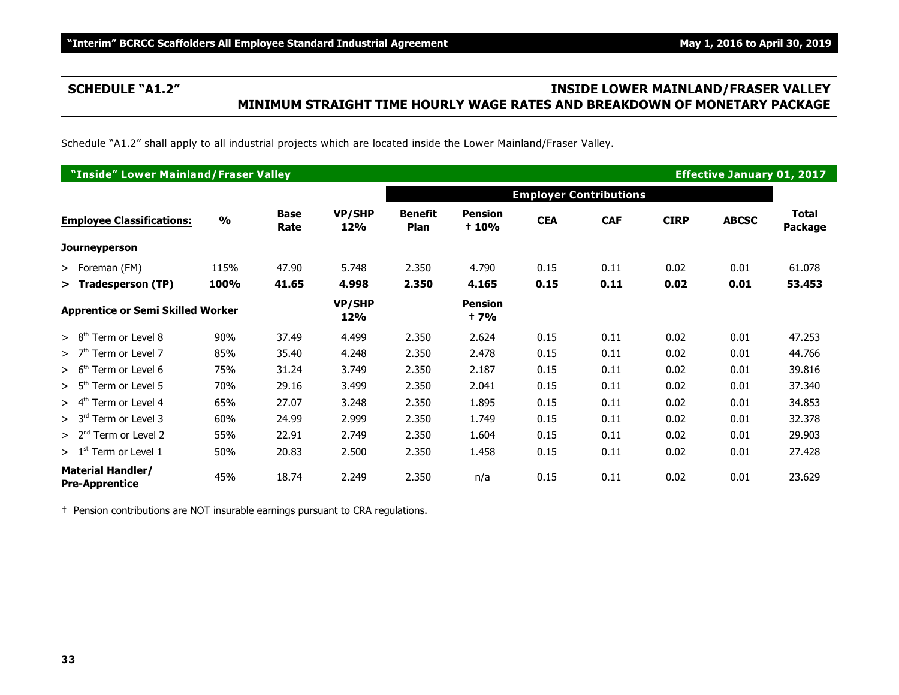## SCHEDULE "A1.2"

## INSIDE LOWER MAINLAND/FRASER VALLEY MINIMUM STRAIGHT TIME HOURLY WAGE RATES AND BREAKDOWN OF MONETARY PACKAGE

Schedule "A1.2" shall apply to all industrial projects which are located inside the Lower Mainland/Fraser Valley.

**"Inside" Lower Mainland/Fraser Valley** — **Effective January 01, 2017**

| | | | | Employer Contributions | | | | | | |
|---|---|---|---|---|---|---|---|---|---|---|
| **Employee Classifications:** | **%** | **Base Rate** | **VP/SHP 12%** | **Benefit Plan** | **Pension † 10%** | **CEA** | **CAF** | **CIRP** | **ABCSC** | **Total Package** |
| **Journeyperson** | | | | | | | | | | |
| > Foreman (FM) | 115% | 47.90 | 5.748 | 2.350 | 4.790 | 0.15 | 0.11 | 0.02 | 0.01 | 61.078 |
| **> Tradesperson (TP)** | **100%** | **41.65** | **4.998** | **2.350** | **4.165** | **0.15** | **0.11** | **0.02** | **0.01** | **53.453** |
| **Apprentice or Semi Skilled Worker** | | | **VP/SHP 12%** | | **Pension † 7%** | | | | | |
| > 8th Term or Level 8 | 90% | 37.49 | 4.499 | 2.350 | 2.624 | 0.15 | 0.11 | 0.02 | 0.01 | 47.253 |
| > 7th Term or Level 7 | 85% | 35.40 | 4.248 | 2.350 | 2.478 | 0.15 | 0.11 | 0.02 | 0.01 | 44.766 |
| > 6th Term or Level 6 | 75% | 31.24 | 3.749 | 2.350 | 2.187 | 0.15 | 0.11 | 0.02 | 0.01 | 39.816 |
| > 5th Term or Level 5 | 70% | 29.16 | 3.499 | 2.350 | 2.041 | 0.15 | 0.11 | 0.02 | 0.01 | 37.340 |
| > 4th Term or Level 4 | 65% | 27.07 | 3.248 | 2.350 | 1.895 | 0.15 | 0.11 | 0.02 | 0.01 | 34.853 |
| > 3rd Term or Level 3 | 60% | 24.99 | 2.999 | 2.350 | 1.749 | 0.15 | 0.11 | 0.02 | 0.01 | 32.378 |
| > 2nd Term or Level 2 | 55% | 22.91 | 2.749 | 2.350 | 1.604 | 0.15 | 0.11 | 0.02 | 0.01 | 29.903 |
| > 1st Term or Level 1 | 50% | 20.83 | 2.500 | 2.350 | 1.458 | 0.15 | 0.11 | 0.02 | 0.01 | 27.428 |
| **Material Handler/ Pre-Apprentice** | 45% | 18.74 | 2.249 | 2.350 | n/a | 0.15 | 0.11 | 0.02 | 0.01 | 23.629 |

† Pension contributions are NOT insurable earnings pursuant to CRA regulations.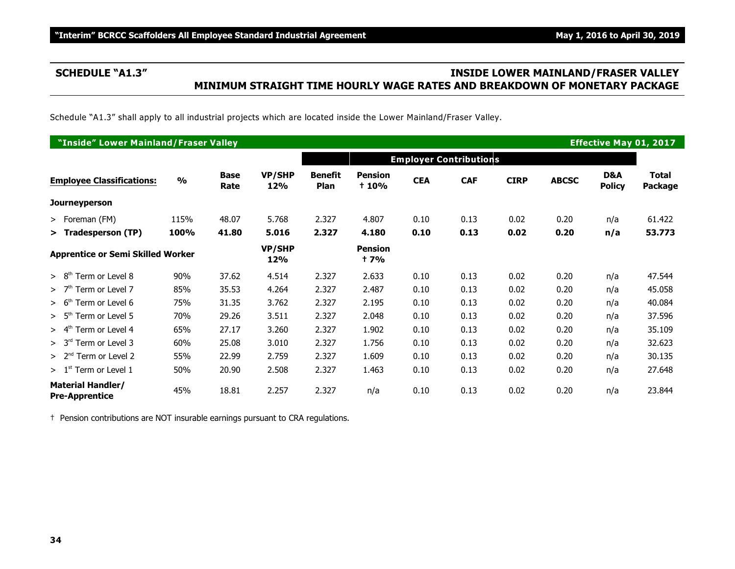## SCHEDULE "A1.3"

## INSIDE LOWER MAINLAND/FRASER VALLEY MINIMUM STRAIGHT TIME HOURLY WAGE RATES AND BREAKDOWN OF MONETARY PACKAGE

Schedule "A1.3" shall apply to all industrial projects which are located inside the Lower Mainland/Fraser Valley.

| "Inside" Lower Mainland/Fraser Valley | | | | | | | | | | | Effective May 01, 2017 |
|---|---|---|---|---|---|---|---|---|---|---|---|
| | | | | Employer Contributions | | | | | | | |
| **Employee Classifications:** | **%** | **Base Rate** | **VP/SHP 12%** | **Benefit Plan** | **Pension † 10%** | **CEA** | **CAF** | **CIRP** | **ABCSC** | **D&A Policy** | **Total Package** |
| **Journeyperson** | | | | | | | | | | | |
| > Foreman (FM) | 115% | 48.07 | 5.768 | 2.327 | 4.807 | 0.10 | 0.13 | 0.02 | 0.20 | n/a | 61.422 |
| **> Tradesperson (TP)** | **100%** | **41.80** | **5.016** | **2.327** | **4.180** | **0.10** | **0.13** | **0.02** | **0.20** | **n/a** | **53.773** |
| **Apprentice or Semi Skilled Worker** | | | **VP/SHP 12%** | | **Pension † 7%** | | | | | | |
| > 8th Term or Level 8 | 90% | 37.62 | 4.514 | 2.327 | 2.633 | 0.10 | 0.13 | 0.02 | 0.20 | n/a | 47.544 |
| > 7th Term or Level 7 | 85% | 35.53 | 4.264 | 2.327 | 2.487 | 0.10 | 0.13 | 0.02 | 0.20 | n/a | 45.058 |
| > 6th Term or Level 6 | 75% | 31.35 | 3.762 | 2.327 | 2.195 | 0.10 | 0.13 | 0.02 | 0.20 | n/a | 40.084 |
| > 5th Term or Level 5 | 70% | 29.26 | 3.511 | 2.327 | 2.048 | 0.10 | 0.13 | 0.02 | 0.20 | n/a | 37.596 |
| > 4th Term or Level 4 | 65% | 27.17 | 3.260 | 2.327 | 1.902 | 0.10 | 0.13 | 0.02 | 0.20 | n/a | 35.109 |
| > 3rd Term or Level 3 | 60% | 25.08 | 3.010 | 2.327 | 1.756 | 0.10 | 0.13 | 0.02 | 0.20 | n/a | 32.623 |
| > 2nd Term or Level 2 | 55% | 22.99 | 2.759 | 2.327 | 1.609 | 0.10 | 0.13 | 0.02 | 0.20 | n/a | 30.135 |
| > 1st Term or Level 1 | 50% | 20.90 | 2.508 | 2.327 | 1.463 | 0.10 | 0.13 | 0.02 | 0.20 | n/a | 27.648 |
| **Material Handler/ Pre-Apprentice** | 45% | 18.81 | 2.257 | 2.327 | n/a | 0.10 | 0.13 | 0.02 | 0.20 | n/a | 23.844 |

† Pension contributions are NOT insurable earnings pursuant to CRA regulations.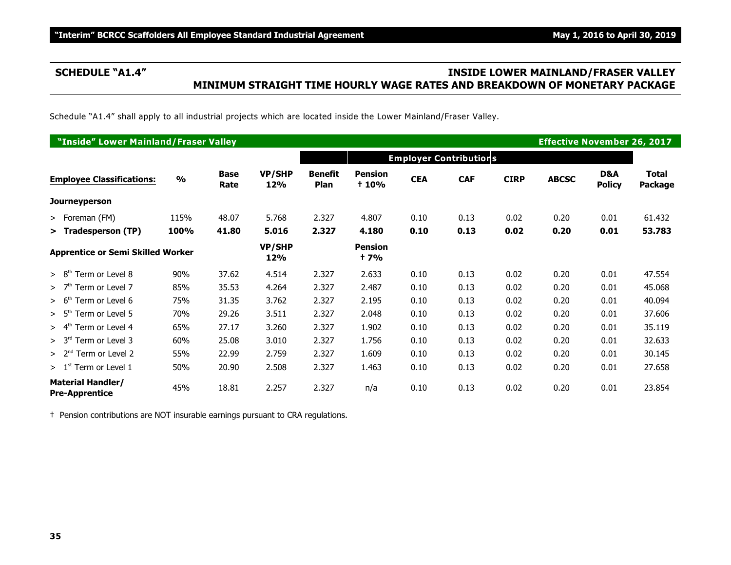## SCHEDULE "A1.4"

## INSIDE LOWER MAINLAND/FRASER VALLEY MINIMUM STRAIGHT TIME HOURLY WAGE RATES AND BREAKDOWN OF MONETARY PACKAGE

Schedule "A1.4" shall apply to all industrial projects which are located inside the Lower Mainland/Fraser Valley.

**"Inside" Lower Mainland/Fraser Valley** — **Effective November 26, 2017**

| | | | | Employer Contributions | | | | | | | |
|---|---|---|---|---|---|---|---|---|---|---|---|
| **Employee Classifications:** | **%** | **Base Rate** | **VP/SHP 12%** | **Benefit Plan** | **Pension † 10%** | **CEA** | **CAF** | **CIRP** | **ABCSC** | **D&A Policy** | **Total Package** |
| **Journeyperson** | | | | | | | | | | | |
| > Foreman (FM) | 115% | 48.07 | 5.768 | 2.327 | 4.807 | 0.10 | 0.13 | 0.02 | 0.20 | 0.01 | 61.432 |
| **> Tradesperson (TP)** | **100%** | **41.80** | **5.016** | **2.327** | **4.180** | **0.10** | **0.13** | **0.02** | **0.20** | **0.01** | **53.783** |
| **Apprentice or Semi Skilled Worker** | | | **VP/SHP 12%** | | **Pension † 7%** | | | | | | |
| > 8th Term or Level 8 | 90% | 37.62 | 4.514 | 2.327 | 2.633 | 0.10 | 0.13 | 0.02 | 0.20 | 0.01 | 47.554 |
| > 7th Term or Level 7 | 85% | 35.53 | 4.264 | 2.327 | 2.487 | 0.10 | 0.13 | 0.02 | 0.20 | 0.01 | 45.068 |
| > 6th Term or Level 6 | 75% | 31.35 | 3.762 | 2.327 | 2.195 | 0.10 | 0.13 | 0.02 | 0.20 | 0.01 | 40.094 |
| > 5th Term or Level 5 | 70% | 29.26 | 3.511 | 2.327 | 2.048 | 0.10 | 0.13 | 0.02 | 0.20 | 0.01 | 37.606 |
| > 4th Term or Level 4 | 65% | 27.17 | 3.260 | 2.327 | 1.902 | 0.10 | 0.13 | 0.02 | 0.20 | 0.01 | 35.119 |
| > 3rd Term or Level 3 | 60% | 25.08 | 3.010 | 2.327 | 1.756 | 0.10 | 0.13 | 0.02 | 0.20 | 0.01 | 32.633 |
| > 2nd Term or Level 2 | 55% | 22.99 | 2.759 | 2.327 | 1.609 | 0.10 | 0.13 | 0.02 | 0.20 | 0.01 | 30.145 |
| > 1st Term or Level 1 | 50% | 20.90 | 2.508 | 2.327 | 1.463 | 0.10 | 0.13 | 0.02 | 0.20 | 0.01 | 27.658 |
| **Material Handler/ Pre-Apprentice** | 45% | 18.81 | 2.257 | 2.327 | n/a | 0.10 | 0.13 | 0.02 | 0.20 | 0.01 | 23.854 |

† Pension contributions are NOT insurable earnings pursuant to CRA regulations.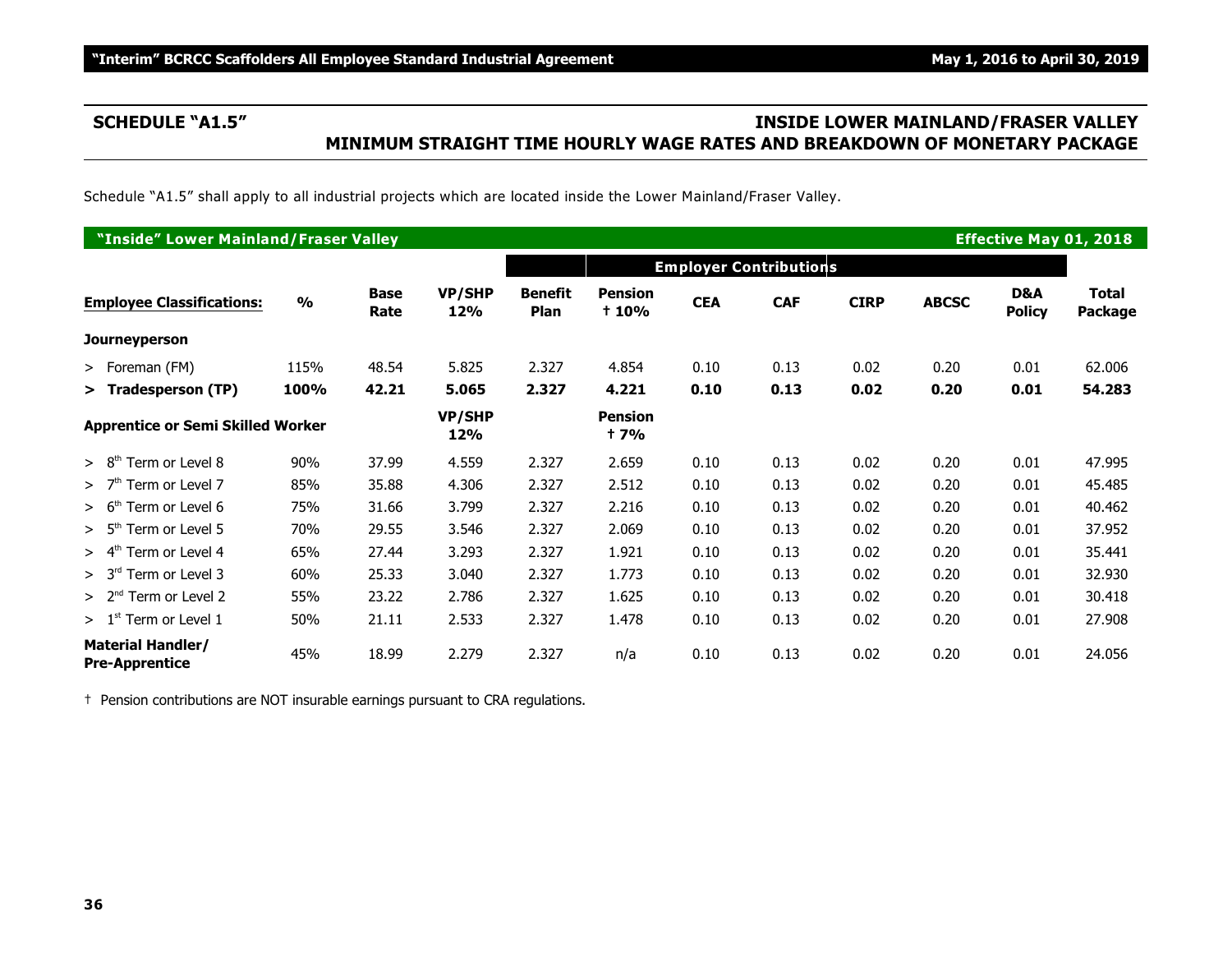## SCHEDULE "A1.5" — INSIDE LOWER MAINLAND/FRASER VALLEY MINIMUM STRAIGHT TIME HOURLY WAGE RATES AND BREAKDOWN OF MONETARY PACKAGE

Schedule "A1.5" shall apply to all industrial projects which are located inside the Lower Mainland/Fraser Valley.

| "Inside" Lower Mainland/Fraser Valley | | | | | | | | | | | Effective May 01, 2018 |
|---|---|---|---|---|---|---|---|---|---|---|---|
| | | | | | Employer Contributions | | | | | | |
| **Employee Classifications:** | **%** | **Base Rate** | **VP/SHP 12%** | **Benefit Plan** | **Pension † 10%** | **CEA** | **CAF** | **CIRP** | **ABCSC** | **D&A Policy** | **Total Package** |
| **Journeyperson** | | | | | | | | | | | |
| > Foreman (FM) | 115% | 48.54 | 5.825 | 2.327 | 4.854 | 0.10 | 0.13 | 0.02 | 0.20 | 0.01 | 62.006 |
| **> Tradesperson (TP)** | **100%** | **42.21** | **5.065** | **2.327** | **4.221** | **0.10** | **0.13** | **0.02** | **0.20** | **0.01** | **54.283** |
| **Apprentice or Semi Skilled Worker** | | | **VP/SHP 12%** | | **Pension † 7%** | | | | | | |
| > 8th Term or Level 8 | 90% | 37.99 | 4.559 | 2.327 | 2.659 | 0.10 | 0.13 | 0.02 | 0.20 | 0.01 | 47.995 |
| > 7th Term or Level 7 | 85% | 35.88 | 4.306 | 2.327 | 2.512 | 0.10 | 0.13 | 0.02 | 0.20 | 0.01 | 45.485 |
| > 6th Term or Level 6 | 75% | 31.66 | 3.799 | 2.327 | 2.216 | 0.10 | 0.13 | 0.02 | 0.20 | 0.01 | 40.462 |
| > 5th Term or Level 5 | 70% | 29.55 | 3.546 | 2.327 | 2.069 | 0.10 | 0.13 | 0.02 | 0.20 | 0.01 | 37.952 |
| > 4th Term or Level 4 | 65% | 27.44 | 3.293 | 2.327 | 1.921 | 0.10 | 0.13 | 0.02 | 0.20 | 0.01 | 35.441 |
| > 3rd Term or Level 3 | 60% | 25.33 | 3.040 | 2.327 | 1.773 | 0.10 | 0.13 | 0.02 | 0.20 | 0.01 | 32.930 |
| > 2nd Term or Level 2 | 55% | 23.22 | 2.786 | 2.327 | 1.625 | 0.10 | 0.13 | 0.02 | 0.20 | 0.01 | 30.418 |
| > 1st Term or Level 1 | 50% | 21.11 | 2.533 | 2.327 | 1.478 | 0.10 | 0.13 | 0.02 | 0.20 | 0.01 | 27.908 |
| **Material Handler/ Pre-Apprentice** | 45% | 18.99 | 2.279 | 2.327 | n/a | 0.10 | 0.13 | 0.02 | 0.20 | 0.01 | 24.056 |

† Pension contributions are NOT insurable earnings pursuant to CRA regulations.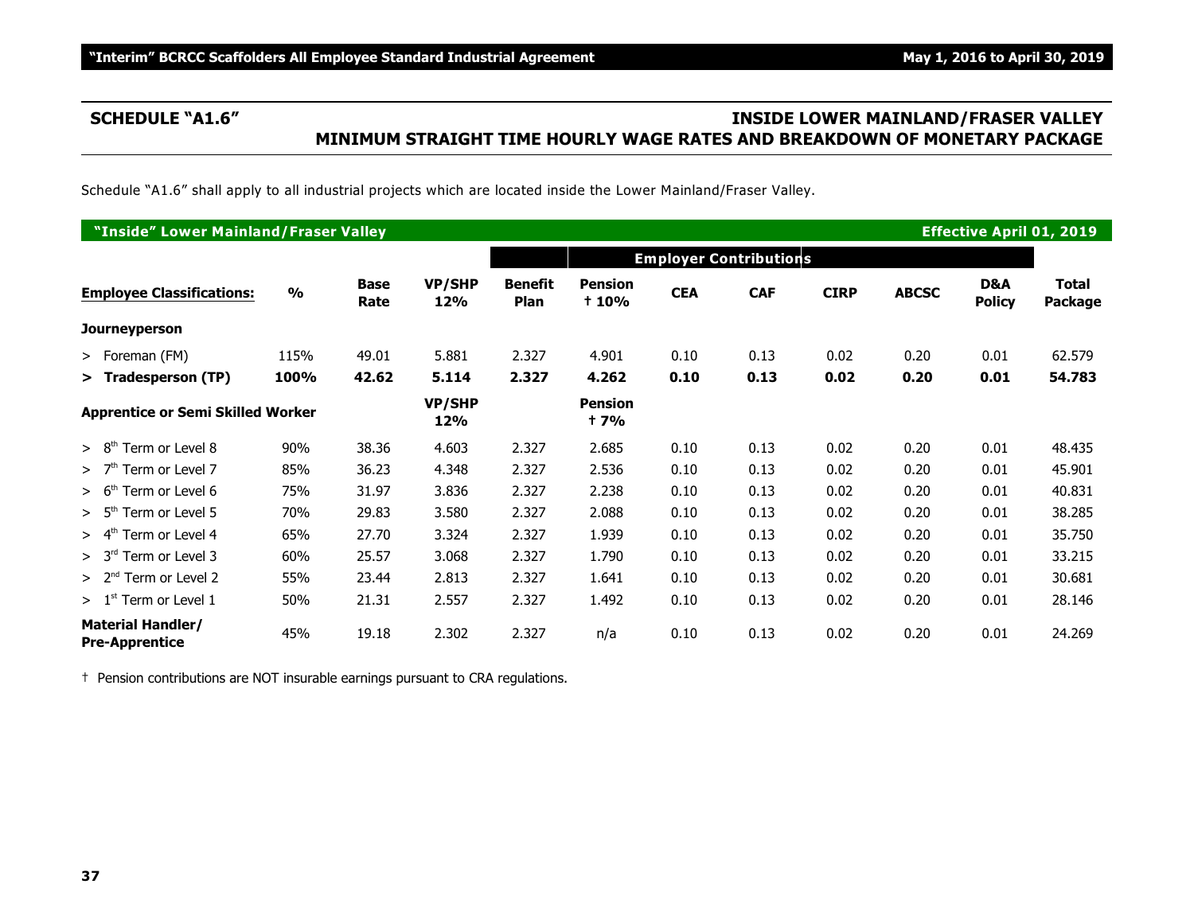## SCHEDULE "A1.6"

## INSIDE LOWER MAINLAND/FRASER VALLEY MINIMUM STRAIGHT TIME HOURLY WAGE RATES AND BREAKDOWN OF MONETARY PACKAGE

Schedule "A1.6" shall apply to all industrial projects which are located inside the Lower Mainland/Fraser Valley.

| **"Inside" Lower Mainland/Fraser Valley** | | | | | | | | | | | **Effective April 01, 2019** |
|---|---|---|---|---|---|---|---|---|---|---|---|
| | | | | | **Employer Contributions** | | | | | | |
| **Employee Classifications:** | **%** | **Base Rate** | **VP/SHP 12%** | **Benefit Plan** | **Pension † 10%** | **CEA** | **CAF** | **CIRP** | **ABCSC** | **D&A Policy** | **Total Package** |
| **Journeyperson** | | | | | | | | | | | |
| > Foreman (FM) | 115% | 49.01 | 5.881 | 2.327 | 4.901 | 0.10 | 0.13 | 0.02 | 0.20 | 0.01 | 62.579 |
| **> Tradesperson (TP)** | **100%** | **42.62** | **5.114** | **2.327** | **4.262** | **0.10** | **0.13** | **0.02** | **0.20** | **0.01** | **54.783** |
| **Apprentice or Semi Skilled Worker** | | | **VP/SHP 12%** | | **Pension † 7%** | | | | | | |
| > 8th Term or Level 8 | 90% | 38.36 | 4.603 | 2.327 | 2.685 | 0.10 | 0.13 | 0.02 | 0.20 | 0.01 | 48.435 |
| > 7th Term or Level 7 | 85% | 36.23 | 4.348 | 2.327 | 2.536 | 0.10 | 0.13 | 0.02 | 0.20 | 0.01 | 45.901 |
| > 6th Term or Level 6 | 75% | 31.97 | 3.836 | 2.327 | 2.238 | 0.10 | 0.13 | 0.02 | 0.20 | 0.01 | 40.831 |
| > 5th Term or Level 5 | 70% | 29.83 | 3.580 | 2.327 | 2.088 | 0.10 | 0.13 | 0.02 | 0.20 | 0.01 | 38.285 |
| > 4th Term or Level 4 | 65% | 27.70 | 3.324 | 2.327 | 1.939 | 0.10 | 0.13 | 0.02 | 0.20 | 0.01 | 35.750 |
| > 3rd Term or Level 3 | 60% | 25.57 | 3.068 | 2.327 | 1.790 | 0.10 | 0.13 | 0.02 | 0.20 | 0.01 | 33.215 |
| > 2nd Term or Level 2 | 55% | 23.44 | 2.813 | 2.327 | 1.641 | 0.10 | 0.13 | 0.02 | 0.20 | 0.01 | 30.681 |
| > 1st Term or Level 1 | 50% | 21.31 | 2.557 | 2.327 | 1.492 | 0.10 | 0.13 | 0.02 | 0.20 | 0.01 | 28.146 |
| **Material Handler/ Pre-Apprentice** | 45% | 19.18 | 2.302 | 2.327 | n/a | 0.10 | 0.13 | 0.02 | 0.20 | 0.01 | 24.269 |

† Pension contributions are NOT insurable earnings pursuant to CRA regulations.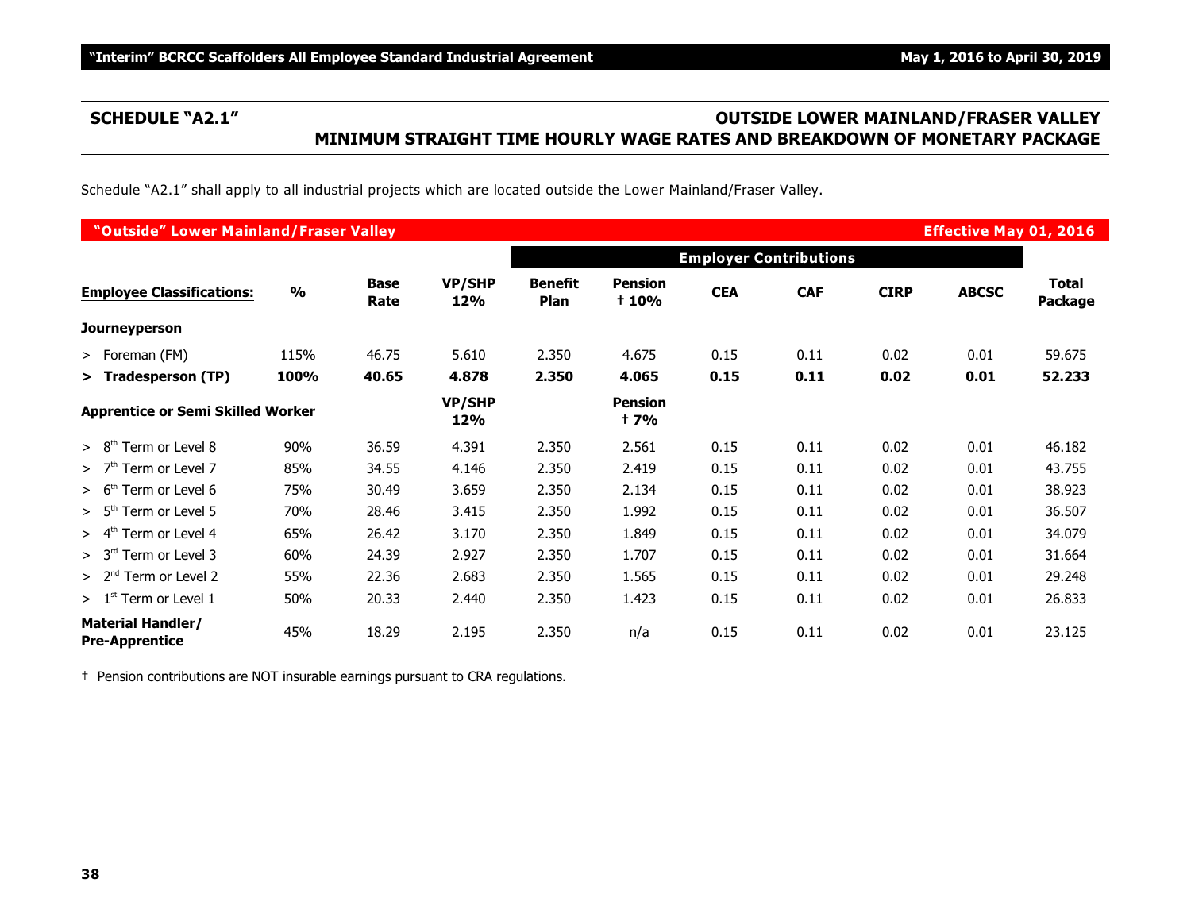## SCHEDULE "A2.1" — OUTSIDE LOWER MAINLAND/FRASER VALLEY MINIMUM STRAIGHT TIME HOURLY WAGE RATES AND BREAKDOWN OF MONETARY PACKAGE

Schedule "A2.1" shall apply to all industrial projects which are located outside the Lower Mainland/Fraser Valley.

**"Outside" Lower Mainland/Fraser Valley** — **Effective May 01, 2016**

| | | | | Employer Contributions | | | | | | |
|---|---|---|---|---|---|---|---|---|---|---|
| **Employee Classifications:** | **%** | **Base Rate** | **VP/SHP 12%** | **Benefit Plan** | **Pension † 10%** | **CEA** | **CAF** | **CIRP** | **ABCSC** | **Total Package** |
| **Journeyperson** | | | | | | | | | | |
| > Foreman (FM) | 115% | 46.75 | 5.610 | 2.350 | 4.675 | 0.15 | 0.11 | 0.02 | 0.01 | 59.675 |
| **> Tradesperson (TP)** | **100%** | **40.65** | **4.878** | **2.350** | **4.065** | **0.15** | **0.11** | **0.02** | **0.01** | **52.233** |
| **Apprentice or Semi Skilled Worker** | | | **VP/SHP 12%** | | **Pension † 7%** | | | | | |
| > 8th Term or Level 8 | 90% | 36.59 | 4.391 | 2.350 | 2.561 | 0.15 | 0.11 | 0.02 | 0.01 | 46.182 |
| > 7th Term or Level 7 | 85% | 34.55 | 4.146 | 2.350 | 2.419 | 0.15 | 0.11 | 0.02 | 0.01 | 43.755 |
| > 6th Term or Level 6 | 75% | 30.49 | 3.659 | 2.350 | 2.134 | 0.15 | 0.11 | 0.02 | 0.01 | 38.923 |
| > 5th Term or Level 5 | 70% | 28.46 | 3.415 | 2.350 | 1.992 | 0.15 | 0.11 | 0.02 | 0.01 | 36.507 |
| > 4th Term or Level 4 | 65% | 26.42 | 3.170 | 2.350 | 1.849 | 0.15 | 0.11 | 0.02 | 0.01 | 34.079 |
| > 3rd Term or Level 3 | 60% | 24.39 | 2.927 | 2.350 | 1.707 | 0.15 | 0.11 | 0.02 | 0.01 | 31.664 |
| > 2nd Term or Level 2 | 55% | 22.36 | 2.683 | 2.350 | 1.565 | 0.15 | 0.11 | 0.02 | 0.01 | 29.248 |
| > 1st Term or Level 1 | 50% | 20.33 | 2.440 | 2.350 | 1.423 | 0.15 | 0.11 | 0.02 | 0.01 | 26.833 |
| **Material Handler/ Pre-Apprentice** | 45% | 18.29 | 2.195 | 2.350 | n/a | 0.15 | 0.11 | 0.02 | 0.01 | 23.125 |

† Pension contributions are NOT insurable earnings pursuant to CRA regulations.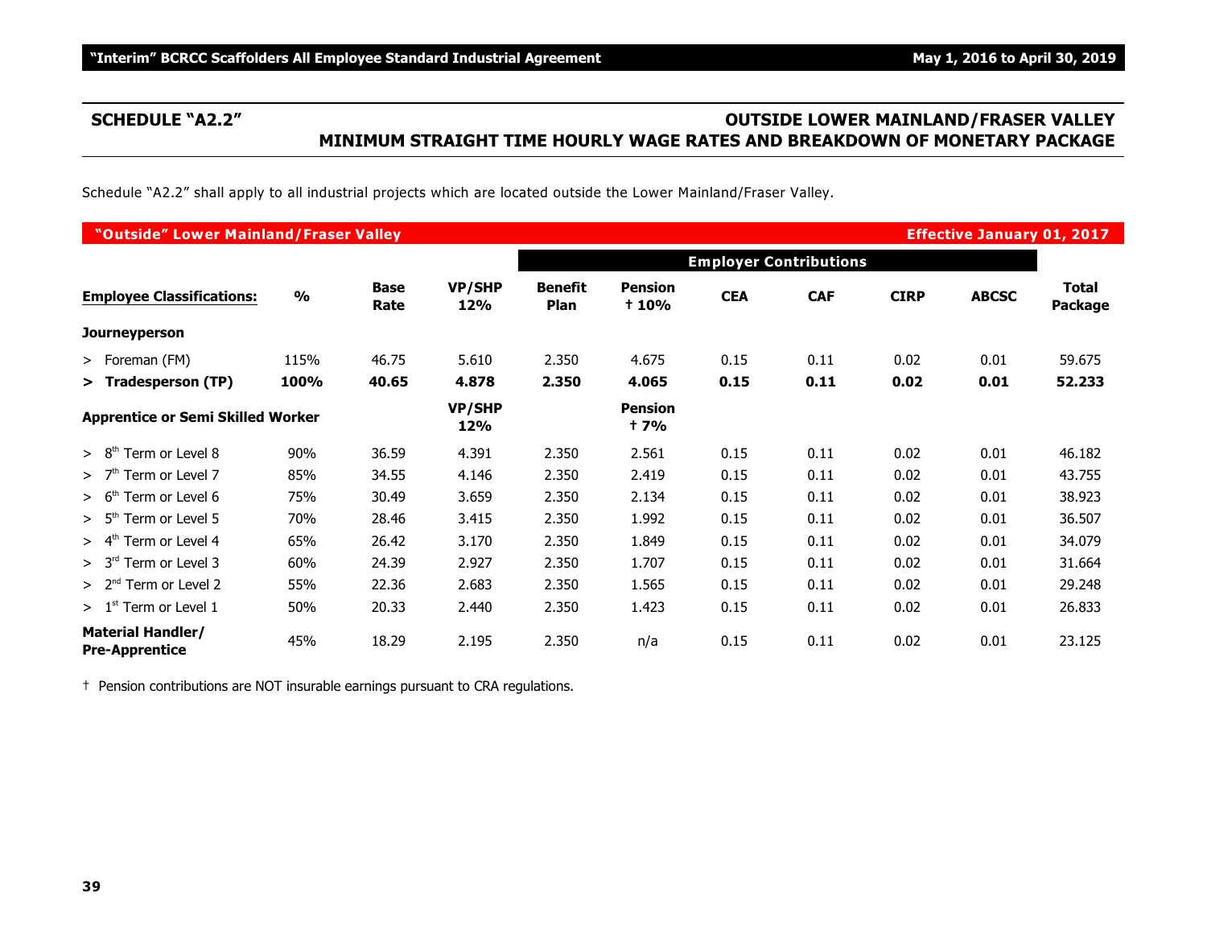## SCHEDULE "A2.2" — OUTSIDE LOWER MAINLAND/FRASER VALLEY
## MINIMUM STRAIGHT TIME HOURLY WAGE RATES AND BREAKDOWN OF MONETARY PACKAGE

Schedule "A2.2" shall apply to all industrial projects which are located outside the Lower Mainland/Fraser Valley.

**"Outside" Lower Mainland/Fraser Valley** — **Effective January 01, 2017**

| | | | | Employer Contributions | | | | | | |
|---|---|---|---|---|---|---|---|---|---|---|
| **Employee Classifications:** | **%** | **Base Rate** | **VP/SHP 12%** | **Benefit Plan** | **Pension † 10%** | **CEA** | **CAF** | **CIRP** | **ABCSC** | **Total Package** |
| **Journeyperson** | | | | | | | | | | |
| > Foreman (FM) | 115% | 46.75 | 5.610 | 2.350 | 4.675 | 0.15 | 0.11 | 0.02 | 0.01 | 59.675 |
| **> Tradesperson (TP)** | **100%** | **40.65** | **4.878** | **2.350** | **4.065** | **0.15** | **0.11** | **0.02** | **0.01** | **52.233** |
| **Apprentice or Semi Skilled Worker** | | | **VP/SHP 12%** | | **Pension † 7%** | | | | | |
| > 8th Term or Level 8 | 90% | 36.59 | 4.391 | 2.350 | 2.561 | 0.15 | 0.11 | 0.02 | 0.01 | 46.182 |
| > 7th Term or Level 7 | 85% | 34.55 | 4.146 | 2.350 | 2.419 | 0.15 | 0.11 | 0.02 | 0.01 | 43.755 |
| > 6th Term or Level 6 | 75% | 30.49 | 3.659 | 2.350 | 2.134 | 0.15 | 0.11 | 0.02 | 0.01 | 38.923 |
| > 5th Term or Level 5 | 70% | 28.46 | 3.415 | 2.350 | 1.992 | 0.15 | 0.11 | 0.02 | 0.01 | 36.507 |
| > 4th Term or Level 4 | 65% | 26.42 | 3.170 | 2.350 | 1.849 | 0.15 | 0.11 | 0.02 | 0.01 | 34.079 |
| > 3rd Term or Level 3 | 60% | 24.39 | 2.927 | 2.350 | 1.707 | 0.15 | 0.11 | 0.02 | 0.01 | 31.664 |
| > 2nd Term or Level 2 | 55% | 22.36 | 2.683 | 2.350 | 1.565 | 0.15 | 0.11 | 0.02 | 0.01 | 29.248 |
| > 1st Term or Level 1 | 50% | 20.33 | 2.440 | 2.350 | 1.423 | 0.15 | 0.11 | 0.02 | 0.01 | 26.833 |
| **Material Handler/ Pre-Apprentice** | 45% | 18.29 | 2.195 | 2.350 | n/a | 0.15 | 0.11 | 0.02 | 0.01 | 23.125 |

† Pension contributions are NOT insurable earnings pursuant to CRA regulations.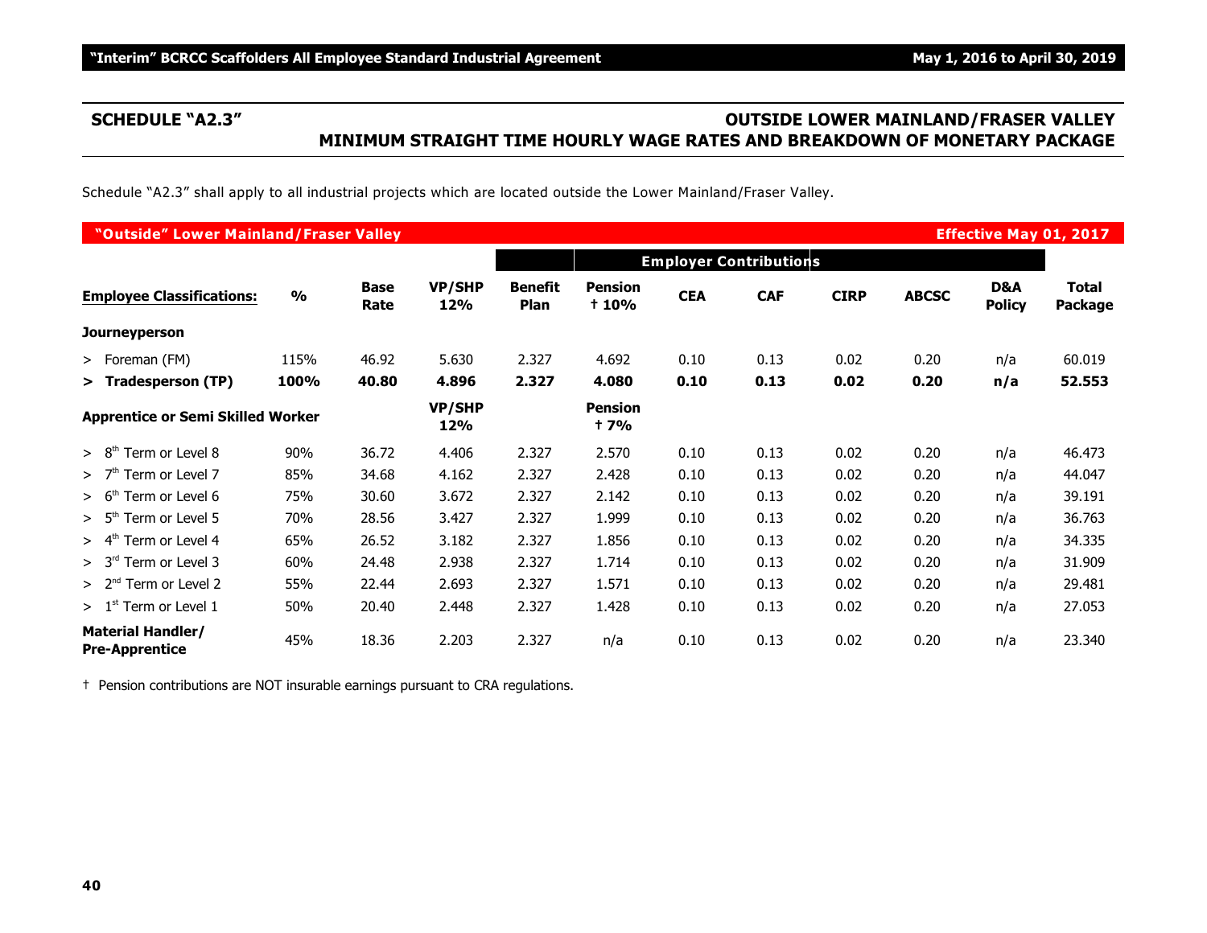## SCHEDULE "A2.3" OUTSIDE LOWER MAINLAND/FRASER VALLEY MINIMUM STRAIGHT TIME HOURLY WAGE RATES AND BREAKDOWN OF MONETARY PACKAGE

Schedule "A2.3" shall apply to all industrial projects which are located outside the Lower Mainland/Fraser Valley.

**"Outside" Lower Mainland/Fraser Valley — Effective May 01, 2017**

| | | | | Employer Contributions | | | | | | | |
|---|---|---|---|---|---|---|---|---|---|---|---|
| **Employee Classifications:** | **%** | **Base Rate** | **VP/SHP 12%** | **Benefit Plan** | **Pension † 10%** | **CEA** | **CAF** | **CIRP** | **ABCSC** | **D&A Policy** | **Total Package** |
| **Journeyperson** | | | | | | | | | | | |
| > Foreman (FM) | 115% | 46.92 | 5.630 | 2.327 | 4.692 | 0.10 | 0.13 | 0.02 | 0.20 | n/a | 60.019 |
| **> Tradesperson (TP)** | **100%** | **40.80** | **4.896** | **2.327** | **4.080** | **0.10** | **0.13** | **0.02** | **0.20** | **n/a** | **52.553** |
| **Apprentice or Semi Skilled Worker** | | | **VP/SHP 12%** | | **Pension † 7%** | | | | | | |
| > 8th Term or Level 8 | 90% | 36.72 | 4.406 | 2.327 | 2.570 | 0.10 | 0.13 | 0.02 | 0.20 | n/a | 46.473 |
| > 7th Term or Level 7 | 85% | 34.68 | 4.162 | 2.327 | 2.428 | 0.10 | 0.13 | 0.02 | 0.20 | n/a | 44.047 |
| > 6th Term or Level 6 | 75% | 30.60 | 3.672 | 2.327 | 2.142 | 0.10 | 0.13 | 0.02 | 0.20 | n/a | 39.191 |
| > 5th Term or Level 5 | 70% | 28.56 | 3.427 | 2.327 | 1.999 | 0.10 | 0.13 | 0.02 | 0.20 | n/a | 36.763 |
| > 4th Term or Level 4 | 65% | 26.52 | 3.182 | 2.327 | 1.856 | 0.10 | 0.13 | 0.02 | 0.20 | n/a | 34.335 |
| > 3rd Term or Level 3 | 60% | 24.48 | 2.938 | 2.327 | 1.714 | 0.10 | 0.13 | 0.02 | 0.20 | n/a | 31.909 |
| > 2nd Term or Level 2 | 55% | 22.44 | 2.693 | 2.327 | 1.571 | 0.10 | 0.13 | 0.02 | 0.20 | n/a | 29.481 |
| > 1st Term or Level 1 | 50% | 20.40 | 2.448 | 2.327 | 1.428 | 0.10 | 0.13 | 0.02 | 0.20 | n/a | 27.053 |
| **Material Handler/ Pre-Apprentice** | 45% | 18.36 | 2.203 | 2.327 | n/a | 0.10 | 0.13 | 0.02 | 0.20 | n/a | 23.340 |

† Pension contributions are NOT insurable earnings pursuant to CRA regulations.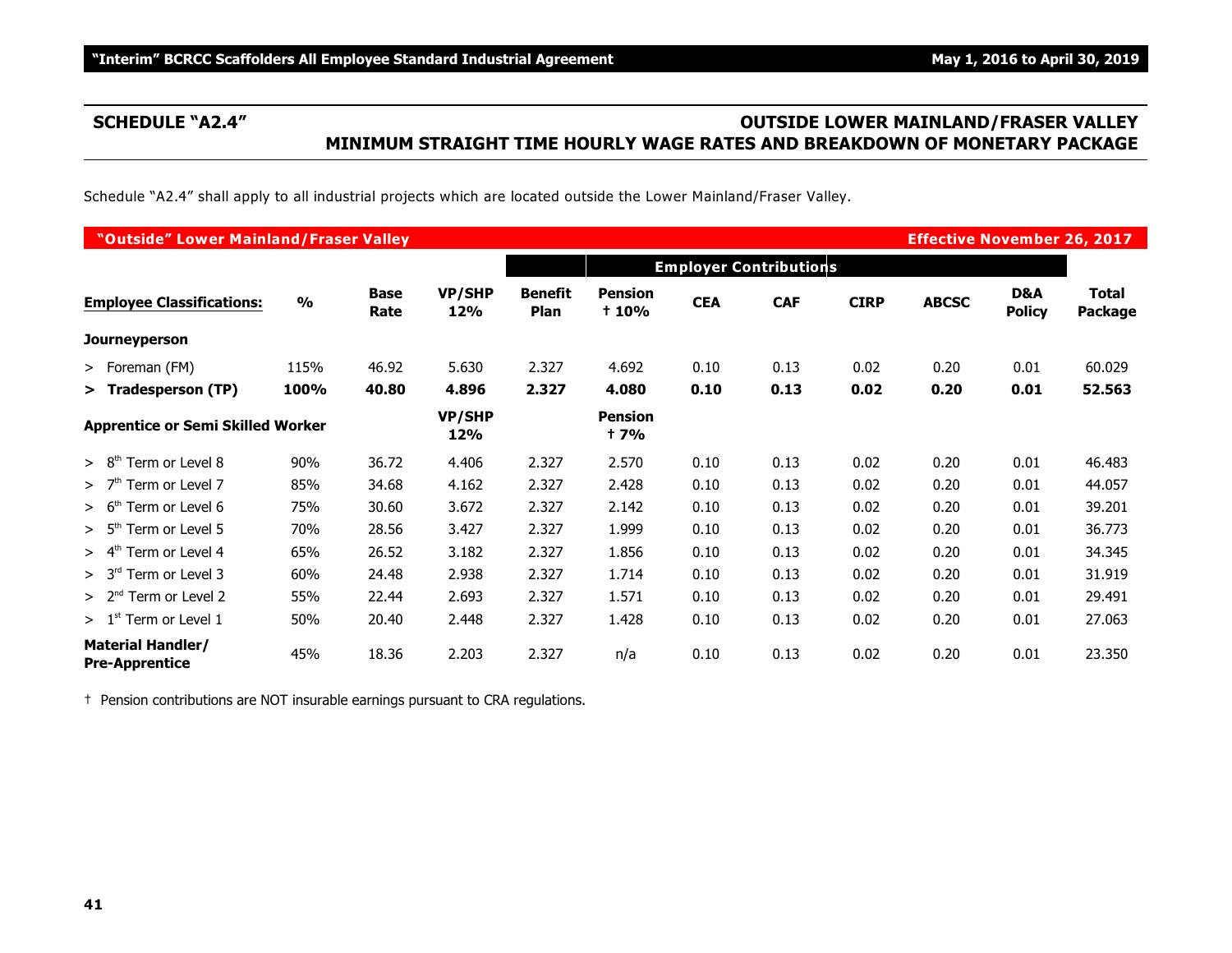## SCHEDULE "A2.4"

## OUTSIDE LOWER MAINLAND/FRASER VALLEY MINIMUM STRAIGHT TIME HOURLY WAGE RATES AND BREAKDOWN OF MONETARY PACKAGE

Schedule "A2.4" shall apply to all industrial projects which are located outside the Lower Mainland/Fraser Valley.

**"Outside" Lower Mainland/Fraser Valley — Effective November 26, 2017**

| | | | | Employer Contributions | | | | | | | |
|---|---|---|---|---|---|---|---|---|---|---|---|
| **Employee Classifications:** | **%** | **Base Rate** | **VP/SHP 12%** | **Benefit Plan** | **Pension † 10%** | **CEA** | **CAF** | **CIRP** | **ABCSC** | **D&A Policy** | **Total Package** |
| **Journeyperson** | | | | | | | | | | | |
| > Foreman (FM) | 115% | 46.92 | 5.630 | 2.327 | 4.692 | 0.10 | 0.13 | 0.02 | 0.20 | 0.01 | 60.029 |
| **> Tradesperson (TP)** | **100%** | **40.80** | **4.896** | **2.327** | **4.080** | **0.10** | **0.13** | **0.02** | **0.20** | **0.01** | **52.563** |
| **Apprentice or Semi Skilled Worker** | | | **VP/SHP 12%** | | **Pension † 7%** | | | | | | |
| > 8th Term or Level 8 | 90% | 36.72 | 4.406 | 2.327 | 2.570 | 0.10 | 0.13 | 0.02 | 0.20 | 0.01 | 46.483 |
| > 7th Term or Level 7 | 85% | 34.68 | 4.162 | 2.327 | 2.428 | 0.10 | 0.13 | 0.02 | 0.20 | 0.01 | 44.057 |
| > 6th Term or Level 6 | 75% | 30.60 | 3.672 | 2.327 | 2.142 | 0.10 | 0.13 | 0.02 | 0.20 | 0.01 | 39.201 |
| > 5th Term or Level 5 | 70% | 28.56 | 3.427 | 2.327 | 1.999 | 0.10 | 0.13 | 0.02 | 0.20 | 0.01 | 36.773 |
| > 4th Term or Level 4 | 65% | 26.52 | 3.182 | 2.327 | 1.856 | 0.10 | 0.13 | 0.02 | 0.20 | 0.01 | 34.345 |
| > 3rd Term or Level 3 | 60% | 24.48 | 2.938 | 2.327 | 1.714 | 0.10 | 0.13 | 0.02 | 0.20 | 0.01 | 31.919 |
| > 2nd Term or Level 2 | 55% | 22.44 | 2.693 | 2.327 | 1.571 | 0.10 | 0.13 | 0.02 | 0.20 | 0.01 | 29.491 |
| > 1st Term or Level 1 | 50% | 20.40 | 2.448 | 2.327 | 1.428 | 0.10 | 0.13 | 0.02 | 0.20 | 0.01 | 27.063 |
| **Material Handler/ Pre-Apprentice** | 45% | 18.36 | 2.203 | 2.327 | n/a | 0.10 | 0.13 | 0.02 | 0.20 | 0.01 | 23.350 |

† Pension contributions are NOT insurable earnings pursuant to CRA regulations.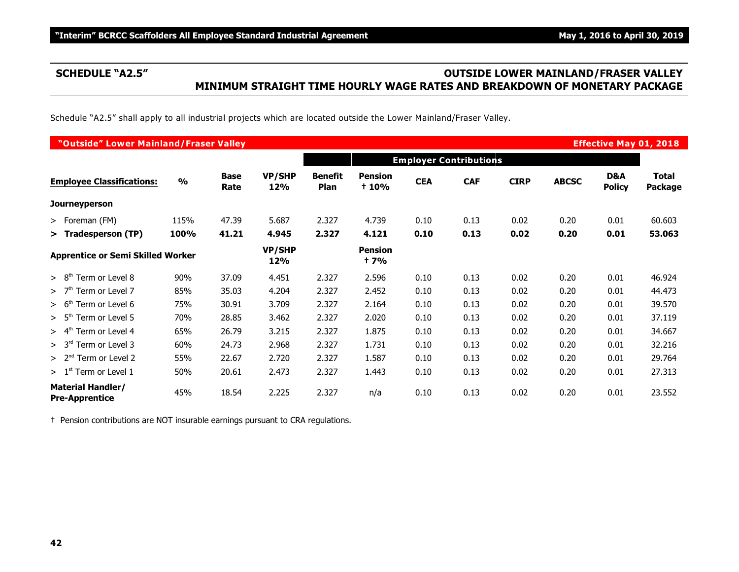## SCHEDULE "A2.5"

## OUTSIDE LOWER MAINLAND/FRASER VALLEY
## MINIMUM STRAIGHT TIME HOURLY WAGE RATES AND BREAKDOWN OF MONETARY PACKAGE

Schedule "A2.5" shall apply to all industrial projects which are located outside the Lower Mainland/Fraser Valley.

**"Outside" Lower Mainland/Fraser Valley** — **Effective May 01, 2018**

| | | | | | Employer Contributions | | | | | | |
|---|---|---|---|---|---|---|---|---|---|---|---|
| **Employee Classifications:** | **%** | **Base Rate** | **VP/SHP 12%** | **Benefit Plan** | **Pension † 10%** | **CEA** | **CAF** | **CIRP** | **ABCSC** | **D&A Policy** | **Total Package** |
| **Journeyperson** | | | | | | | | | | | |
| > Foreman (FM) | 115% | 47.39 | 5.687 | 2.327 | 4.739 | 0.10 | 0.13 | 0.02 | 0.20 | 0.01 | 60.603 |
| **> Tradesperson (TP)** | **100%** | **41.21** | **4.945** | **2.327** | **4.121** | **0.10** | **0.13** | **0.02** | **0.20** | **0.01** | **53.063** |
| **Apprentice or Semi Skilled Worker** | | | **VP/SHP 12%** | | **Pension † 7%** | | | | | | |
| > 8th Term or Level 8 | 90% | 37.09 | 4.451 | 2.327 | 2.596 | 0.10 | 0.13 | 0.02 | 0.20 | 0.01 | 46.924 |
| > 7th Term or Level 7 | 85% | 35.03 | 4.204 | 2.327 | 2.452 | 0.10 | 0.13 | 0.02 | 0.20 | 0.01 | 44.473 |
| > 6th Term or Level 6 | 75% | 30.91 | 3.709 | 2.327 | 2.164 | 0.10 | 0.13 | 0.02 | 0.20 | 0.01 | 39.570 |
| > 5th Term or Level 5 | 70% | 28.85 | 3.462 | 2.327 | 2.020 | 0.10 | 0.13 | 0.02 | 0.20 | 0.01 | 37.119 |
| > 4th Term or Level 4 | 65% | 26.79 | 3.215 | 2.327 | 1.875 | 0.10 | 0.13 | 0.02 | 0.20 | 0.01 | 34.667 |
| > 3rd Term or Level 3 | 60% | 24.73 | 2.968 | 2.327 | 1.731 | 0.10 | 0.13 | 0.02 | 0.20 | 0.01 | 32.216 |
| > 2nd Term or Level 2 | 55% | 22.67 | 2.720 | 2.327 | 1.587 | 0.10 | 0.13 | 0.02 | 0.20 | 0.01 | 29.764 |
| > 1st Term or Level 1 | 50% | 20.61 | 2.473 | 2.327 | 1.443 | 0.10 | 0.13 | 0.02 | 0.20 | 0.01 | 27.313 |
| **Material Handler/ Pre-Apprentice** | 45% | 18.54 | 2.225 | 2.327 | n/a | 0.10 | 0.13 | 0.02 | 0.20 | 0.01 | 23.552 |

† Pension contributions are NOT insurable earnings pursuant to CRA regulations.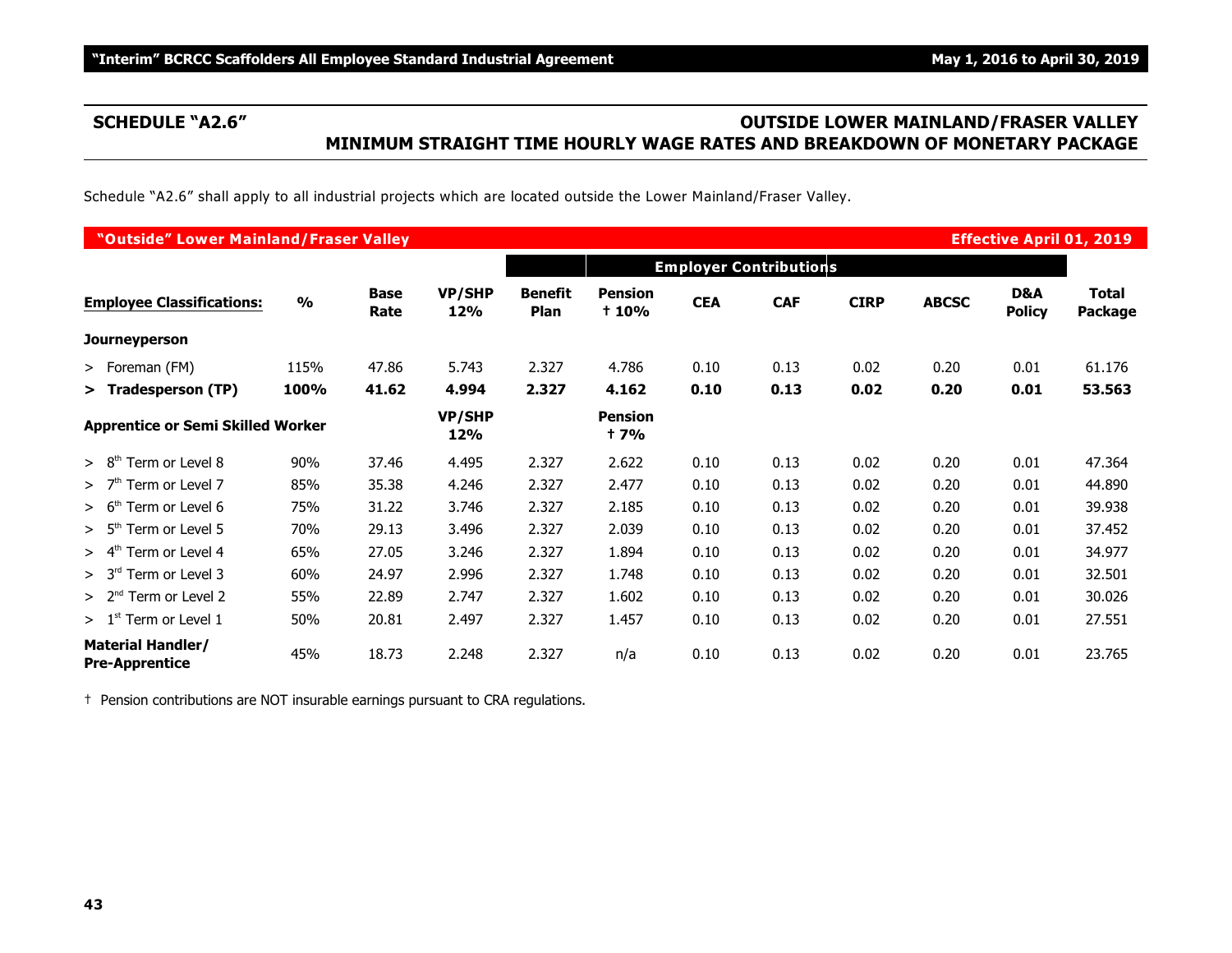## SCHEDULE "A2.6" — OUTSIDE LOWER MAINLAND/FRASER VALLEY MINIMUM STRAIGHT TIME HOURLY WAGE RATES AND BREAKDOWN OF MONETARY PACKAGE

Schedule "A2.6" shall apply to all industrial projects which are located outside the Lower Mainland/Fraser Valley.

**"Outside" Lower Mainland/Fraser Valley** — **Effective April 01, 2019**

| | | | | Employer Contributions | | | | | | | |
|---|---|---|---|---|---|---|---|---|---|---|---|
| **Employee Classifications:** | **%** | **Base Rate** | **VP/SHP 12%** | **Benefit Plan** | **Pension † 10%** | **CEA** | **CAF** | **CIRP** | **ABCSC** | **D&A Policy** | **Total Package** |
| **Journeyperson** | | | | | | | | | | | |
| > Foreman (FM) | 115% | 47.86 | 5.743 | 2.327 | 4.786 | 0.10 | 0.13 | 0.02 | 0.20 | 0.01 | 61.176 |
| **> Tradesperson (TP)** | **100%** | **41.62** | **4.994** | **2.327** | **4.162** | **0.10** | **0.13** | **0.02** | **0.20** | **0.01** | **53.563** |
| **Apprentice or Semi Skilled Worker** | | | **VP/SHP 12%** | | **Pension † 7%** | | | | | | |
| > 8th Term or Level 8 | 90% | 37.46 | 4.495 | 2.327 | 2.622 | 0.10 | 0.13 | 0.02 | 0.20 | 0.01 | 47.364 |
| > 7th Term or Level 7 | 85% | 35.38 | 4.246 | 2.327 | 2.477 | 0.10 | 0.13 | 0.02 | 0.20 | 0.01 | 44.890 |
| > 6th Term or Level 6 | 75% | 31.22 | 3.746 | 2.327 | 2.185 | 0.10 | 0.13 | 0.02 | 0.20 | 0.01 | 39.938 |
| > 5th Term or Level 5 | 70% | 29.13 | 3.496 | 2.327 | 2.039 | 0.10 | 0.13 | 0.02 | 0.20 | 0.01 | 37.452 |
| > 4th Term or Level 4 | 65% | 27.05 | 3.246 | 2.327 | 1.894 | 0.10 | 0.13 | 0.02 | 0.20 | 0.01 | 34.977 |
| > 3rd Term or Level 3 | 60% | 24.97 | 2.996 | 2.327 | 1.748 | 0.10 | 0.13 | 0.02 | 0.20 | 0.01 | 32.501 |
| > 2nd Term or Level 2 | 55% | 22.89 | 2.747 | 2.327 | 1.602 | 0.10 | 0.13 | 0.02 | 0.20 | 0.01 | 30.026 |
| > 1st Term or Level 1 | 50% | 20.81 | 2.497 | 2.327 | 1.457 | 0.10 | 0.13 | 0.02 | 0.20 | 0.01 | 27.551 |
| **Material Handler/ Pre-Apprentice** | 45% | 18.73 | 2.248 | 2.327 | n/a | 0.10 | 0.13 | 0.02 | 0.20 | 0.01 | 23.765 |

† Pension contributions are NOT insurable earnings pursuant to CRA regulations.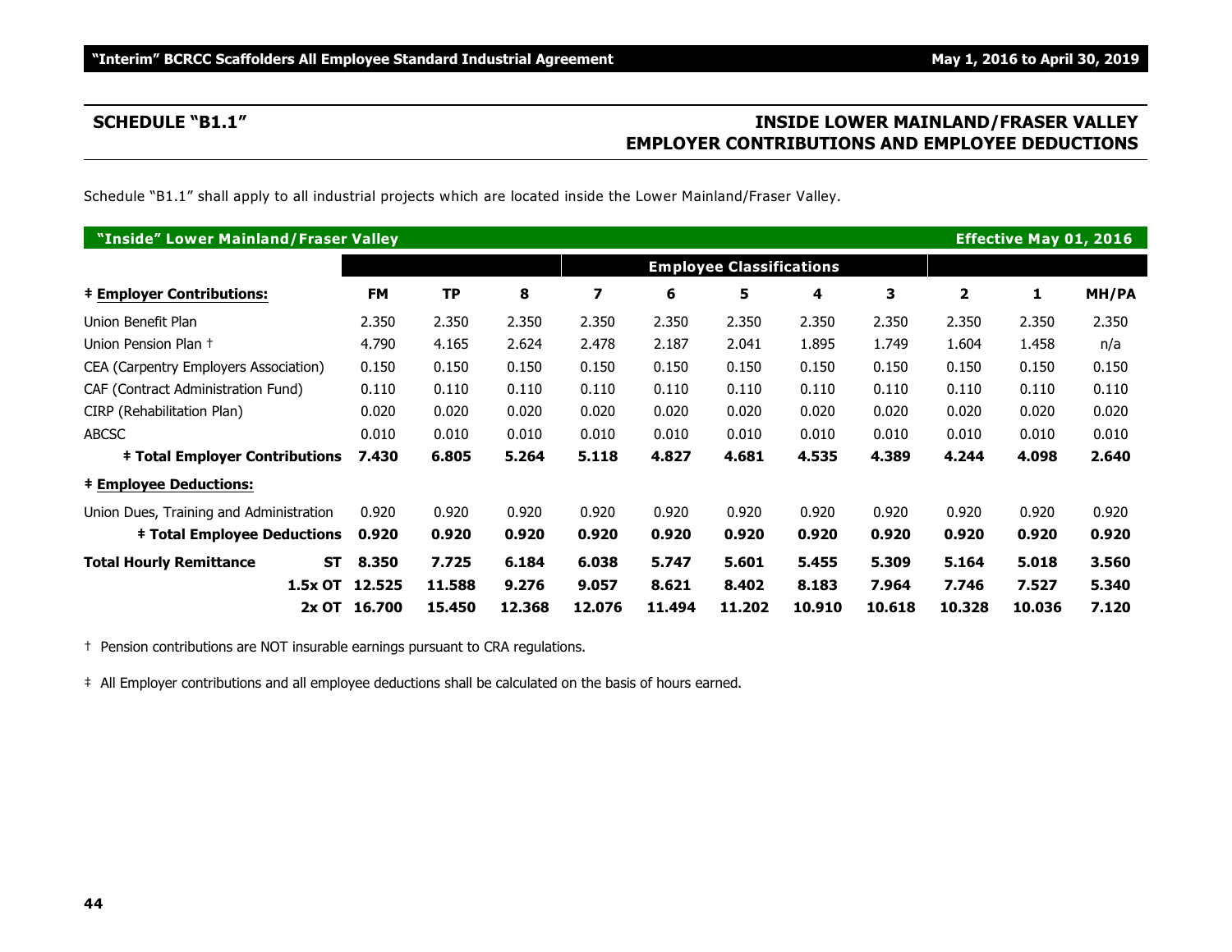## SCHEDULE "B1.1"

## INSIDE LOWER MAINLAND/FRASER VALLEY EMPLOYER CONTRIBUTIONS AND EMPLOYEE DEDUCTIONS

Schedule "B1.1" shall apply to all industrial projects which are located inside the Lower Mainland/Fraser Valley.

| "Inside" Lower Mainland/Fraser Valley | | | | | | | | | | | Effective May 01, 2016 |
|---|---|---|---|---|---|---|---|---|---|---|---|
| | | | | **Employee Classifications** | | | | | | | |
| **‡ Employer Contributions:** | **FM** | **TP** | **8** | **7** | **6** | **5** | **4** | **3** | **2** | **1** | **MH/PA** |
| Union Benefit Plan | 2.350 | 2.350 | 2.350 | 2.350 | 2.350 | 2.350 | 2.350 | 2.350 | 2.350 | 2.350 | 2.350 |
| Union Pension Plan † | 4.790 | 4.165 | 2.624 | 2.478 | 2.187 | 2.041 | 1.895 | 1.749 | 1.604 | 1.458 | n/a |
| CEA (Carpentry Employers Association) | 0.150 | 0.150 | 0.150 | 0.150 | 0.150 | 0.150 | 0.150 | 0.150 | 0.150 | 0.150 | 0.150 |
| CAF (Contract Administration Fund) | 0.110 | 0.110 | 0.110 | 0.110 | 0.110 | 0.110 | 0.110 | 0.110 | 0.110 | 0.110 | 0.110 |
| CIRP (Rehabilitation Plan) | 0.020 | 0.020 | 0.020 | 0.020 | 0.020 | 0.020 | 0.020 | 0.020 | 0.020 | 0.020 | 0.020 |
| ABCSC | 0.010 | 0.010 | 0.010 | 0.010 | 0.010 | 0.010 | 0.010 | 0.010 | 0.010 | 0.010 | 0.010 |
| **‡ Total Employer Contributions** | **7.430** | **6.805** | **5.264** | **5.118** | **4.827** | **4.681** | **4.535** | **4.389** | **4.244** | **4.098** | **2.640** |
| **‡ Employee Deductions:** | | | | | | | | | | | |
| Union Dues, Training and Administration | 0.920 | 0.920 | 0.920 | 0.920 | 0.920 | 0.920 | 0.920 | 0.920 | 0.920 | 0.920 | 0.920 |
| **‡ Total Employee Deductions** | **0.920** | **0.920** | **0.920** | **0.920** | **0.920** | **0.920** | **0.920** | **0.920** | **0.920** | **0.920** | **0.920** |
| **Total Hourly Remittance ST** | **8.350** | **7.725** | **6.184** | **6.038** | **5.747** | **5.601** | **5.455** | **5.309** | **5.164** | **5.018** | **3.560** |
| **1.5x OT** | **12.525** | **11.588** | **9.276** | **9.057** | **8.621** | **8.402** | **8.183** | **7.964** | **7.746** | **7.527** | **5.340** |
| **2x OT** | **16.700** | **15.450** | **12.368** | **12.076** | **11.494** | **11.202** | **10.910** | **10.618** | **10.328** | **10.036** | **7.120** |

† Pension contributions are NOT insurable earnings pursuant to CRA regulations.

‡ All Employer contributions and all employee deductions shall be calculated on the basis of hours earned.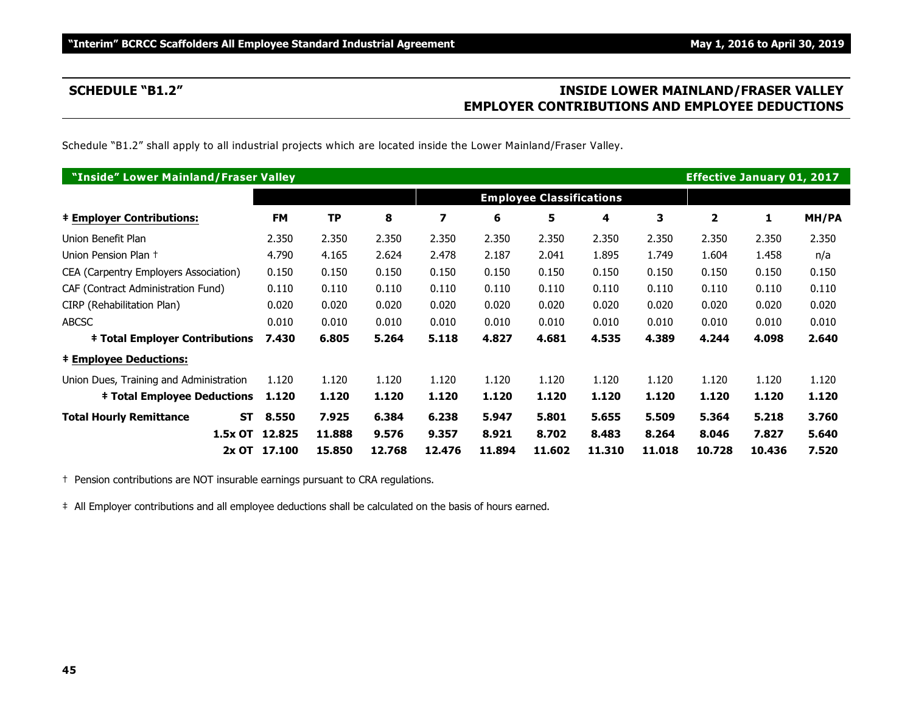## SCHEDULE "B1.2"

## INSIDE LOWER MAINLAND/FRASER VALLEY EMPLOYER CONTRIBUTIONS AND EMPLOYEE DEDUCTIONS

Schedule "B1.2" shall apply to all industrial projects which are located inside the Lower Mainland/Fraser Valley.

| "Inside" Lower Mainland/Fraser Valley | | | | | | | | | | | Effective January 01, 2017 |
|---|---|---|---|---|---|---|---|---|---|---|---|
| | | | | Employee Classifications | | | | | | | |
| ‡ **Employer Contributions:** | **FM** | **TP** | **8** | **7** | **6** | **5** | **4** | **3** | **2** | **1** | **MH/PA** |
| Union Benefit Plan | 2.350 | 2.350 | 2.350 | 2.350 | 2.350 | 2.350 | 2.350 | 2.350 | 2.350 | 2.350 | 2.350 |
| Union Pension Plan † | 4.790 | 4.165 | 2.624 | 2.478 | 2.187 | 2.041 | 1.895 | 1.749 | 1.604 | 1.458 | n/a |
| CEA (Carpentry Employers Association) | 0.150 | 0.150 | 0.150 | 0.150 | 0.150 | 0.150 | 0.150 | 0.150 | 0.150 | 0.150 | 0.150 |
| CAF (Contract Administration Fund) | 0.110 | 0.110 | 0.110 | 0.110 | 0.110 | 0.110 | 0.110 | 0.110 | 0.110 | 0.110 | 0.110 |
| CIRP (Rehabilitation Plan) | 0.020 | 0.020 | 0.020 | 0.020 | 0.020 | 0.020 | 0.020 | 0.020 | 0.020 | 0.020 | 0.020 |
| ABCSC | 0.010 | 0.010 | 0.010 | 0.010 | 0.010 | 0.010 | 0.010 | 0.010 | 0.010 | 0.010 | 0.010 |
| **‡ Total Employer Contributions** | **7.430** | **6.805** | **5.264** | **5.118** | **4.827** | **4.681** | **4.535** | **4.389** | **4.244** | **4.098** | **2.640** |
| ‡ **Employee Deductions:** | | | | | | | | | | | |
| Union Dues, Training and Administration | 1.120 | 1.120 | 1.120 | 1.120 | 1.120 | 1.120 | 1.120 | 1.120 | 1.120 | 1.120 | 1.120 |
| **‡ Total Employee Deductions** | **1.120** | **1.120** | **1.120** | **1.120** | **1.120** | **1.120** | **1.120** | **1.120** | **1.120** | **1.120** | **1.120** |
| **Total Hourly Remittance ST** | **8.550** | **7.925** | **6.384** | **6.238** | **5.947** | **5.801** | **5.655** | **5.509** | **5.364** | **5.218** | **3.760** |
| **1.5x OT** | **12.825** | **11.888** | **9.576** | **9.357** | **8.921** | **8.702** | **8.483** | **8.264** | **8.046** | **7.827** | **5.640** |
| **2x OT** | **17.100** | **15.850** | **12.768** | **12.476** | **11.894** | **11.602** | **11.310** | **11.018** | **10.728** | **10.436** | **7.520** |

† Pension contributions are NOT insurable earnings pursuant to CRA regulations.

‡ All Employer contributions and all employee deductions shall be calculated on the basis of hours earned.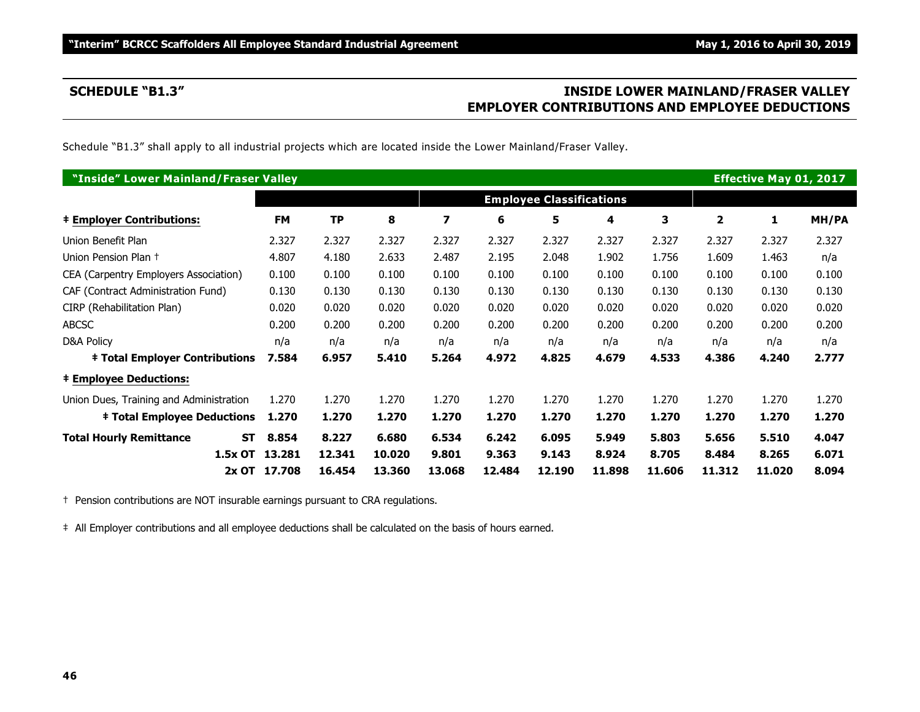## SCHEDULE "B1.3"

## INSIDE LOWER MAINLAND/FRASER VALLEY EMPLOYER CONTRIBUTIONS AND EMPLOYEE DEDUCTIONS

Schedule "B1.3" shall apply to all industrial projects which are located inside the Lower Mainland/Fraser Valley.

| "Inside" Lower Mainland/Fraser Valley | | | | | | | | | | | Effective May 01, 2017 |
|---|---|---|---|---|---|---|---|---|---|---|---|
| | | | | Employee Classifications | | | | | | | |
| **‡ Employer Contributions:** | **FM** | **TP** | **8** | **7** | **6** | **5** | **4** | **3** | **2** | **1** | **MH/PA** |
| Union Benefit Plan | 2.327 | 2.327 | 2.327 | 2.327 | 2.327 | 2.327 | 2.327 | 2.327 | 2.327 | 2.327 | 2.327 |
| Union Pension Plan † | 4.807 | 4.180 | 2.633 | 2.487 | 2.195 | 2.048 | 1.902 | 1.756 | 1.609 | 1.463 | n/a |
| CEA (Carpentry Employers Association) | 0.100 | 0.100 | 0.100 | 0.100 | 0.100 | 0.100 | 0.100 | 0.100 | 0.100 | 0.100 | 0.100 |
| CAF (Contract Administration Fund) | 0.130 | 0.130 | 0.130 | 0.130 | 0.130 | 0.130 | 0.130 | 0.130 | 0.130 | 0.130 | 0.130 |
| CIRP (Rehabilitation Plan) | 0.020 | 0.020 | 0.020 | 0.020 | 0.020 | 0.020 | 0.020 | 0.020 | 0.020 | 0.020 | 0.020 |
| ABCSC | 0.200 | 0.200 | 0.200 | 0.200 | 0.200 | 0.200 | 0.200 | 0.200 | 0.200 | 0.200 | 0.200 |
| D&A Policy | n/a | n/a | n/a | n/a | n/a | n/a | n/a | n/a | n/a | n/a | n/a |
| **‡ Total Employer Contributions** | **7.584** | **6.957** | **5.410** | **5.264** | **4.972** | **4.825** | **4.679** | **4.533** | **4.386** | **4.240** | **2.777** |
| **‡ Employee Deductions:** | | | | | | | | | | | |
| Union Dues, Training and Administration | 1.270 | 1.270 | 1.270 | 1.270 | 1.270 | 1.270 | 1.270 | 1.270 | 1.270 | 1.270 | 1.270 |
| **‡ Total Employee Deductions** | **1.270** | **1.270** | **1.270** | **1.270** | **1.270** | **1.270** | **1.270** | **1.270** | **1.270** | **1.270** | **1.270** |
| **Total Hourly Remittance ST** | **8.854** | **8.227** | **6.680** | **6.534** | **6.242** | **6.095** | **5.949** | **5.803** | **5.656** | **5.510** | **4.047** |
| **1.5x OT** | **13.281** | **12.341** | **10.020** | **9.801** | **9.363** | **9.143** | **8.924** | **8.705** | **8.484** | **8.265** | **6.071** |
| **2x OT** | **17.708** | **16.454** | **13.360** | **13.068** | **12.484** | **12.190** | **11.898** | **11.606** | **11.312** | **11.020** | **8.094** |

† Pension contributions are NOT insurable earnings pursuant to CRA regulations.

‡ All Employer contributions and all employee deductions shall be calculated on the basis of hours earned.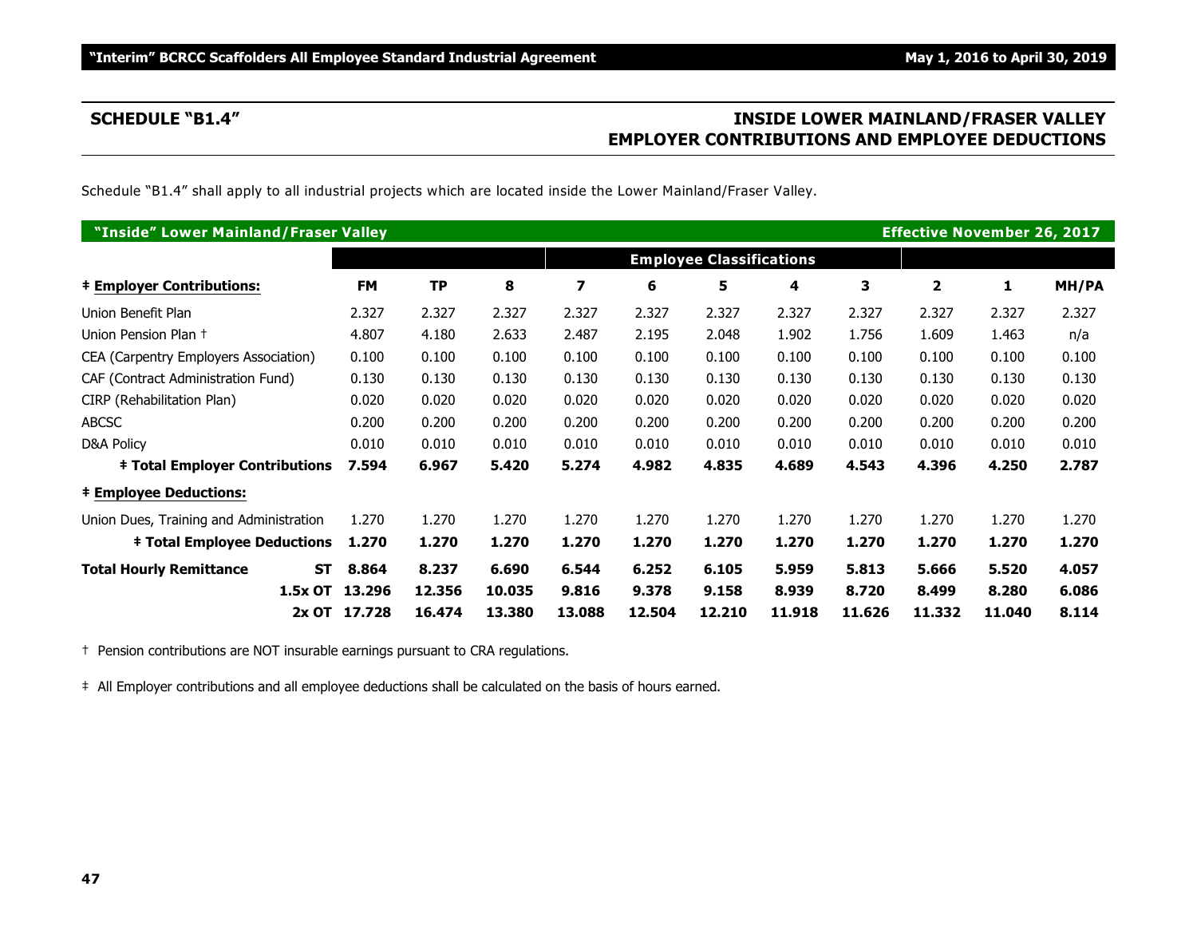## SCHEDULE "B1.4"

## INSIDE LOWER MAINLAND/FRASER VALLEY EMPLOYER CONTRIBUTIONS AND EMPLOYEE DEDUCTIONS

Schedule "B1.4" shall apply to all industrial projects which are located inside the Lower Mainland/Fraser Valley.

**"Inside" Lower Mainland/Fraser Valley** — **Effective November 26, 2017**

| | | | | | | Employee Classifications | | | | | |
|---|---|---|---|---|---|---|---|---|---|---|---|
| **‡ Employer Contributions:** | **FM** | **TP** | **8** | **7** | **6** | **5** | **4** | **3** | **2** | **1** | **MH/PA** |
| Union Benefit Plan | 2.327 | 2.327 | 2.327 | 2.327 | 2.327 | 2.327 | 2.327 | 2.327 | 2.327 | 2.327 | 2.327 |
| Union Pension Plan † | 4.807 | 4.180 | 2.633 | 2.487 | 2.195 | 2.048 | 1.902 | 1.756 | 1.609 | 1.463 | n/a |
| CEA (Carpentry Employers Association) | 0.100 | 0.100 | 0.100 | 0.100 | 0.100 | 0.100 | 0.100 | 0.100 | 0.100 | 0.100 | 0.100 |
| CAF (Contract Administration Fund) | 0.130 | 0.130 | 0.130 | 0.130 | 0.130 | 0.130 | 0.130 | 0.130 | 0.130 | 0.130 | 0.130 |
| CIRP (Rehabilitation Plan) | 0.020 | 0.020 | 0.020 | 0.020 | 0.020 | 0.020 | 0.020 | 0.020 | 0.020 | 0.020 | 0.020 |
| ABCSC | 0.200 | 0.200 | 0.200 | 0.200 | 0.200 | 0.200 | 0.200 | 0.200 | 0.200 | 0.200 | 0.200 |
| D&A Policy | 0.010 | 0.010 | 0.010 | 0.010 | 0.010 | 0.010 | 0.010 | 0.010 | 0.010 | 0.010 | 0.010 |
| **‡ Total Employer Contributions** | **7.594** | **6.967** | **5.420** | **5.274** | **4.982** | **4.835** | **4.689** | **4.543** | **4.396** | **4.250** | **2.787** |
| **‡ Employee Deductions:** | | | | | | | | | | | |
| Union Dues, Training and Administration | 1.270 | 1.270 | 1.270 | 1.270 | 1.270 | 1.270 | 1.270 | 1.270 | 1.270 | 1.270 | 1.270 |
| **‡ Total Employee Deductions** | **1.270** | **1.270** | **1.270** | **1.270** | **1.270** | **1.270** | **1.270** | **1.270** | **1.270** | **1.270** | **1.270** |
| **Total Hourly Remittance ST** | **8.864** | **8.237** | **6.690** | **6.544** | **6.252** | **6.105** | **5.959** | **5.813** | **5.666** | **5.520** | **4.057** |
| **1.5x OT** | **13.296** | **12.356** | **10.035** | **9.816** | **9.378** | **9.158** | **8.939** | **8.720** | **8.499** | **8.280** | **6.086** |
| **2x OT** | **17.728** | **16.474** | **13.380** | **13.088** | **12.504** | **12.210** | **11.918** | **11.626** | **11.332** | **11.040** | **8.114** |

† Pension contributions are NOT insurable earnings pursuant to CRA regulations.

‡ All Employer contributions and all employee deductions shall be calculated on the basis of hours earned.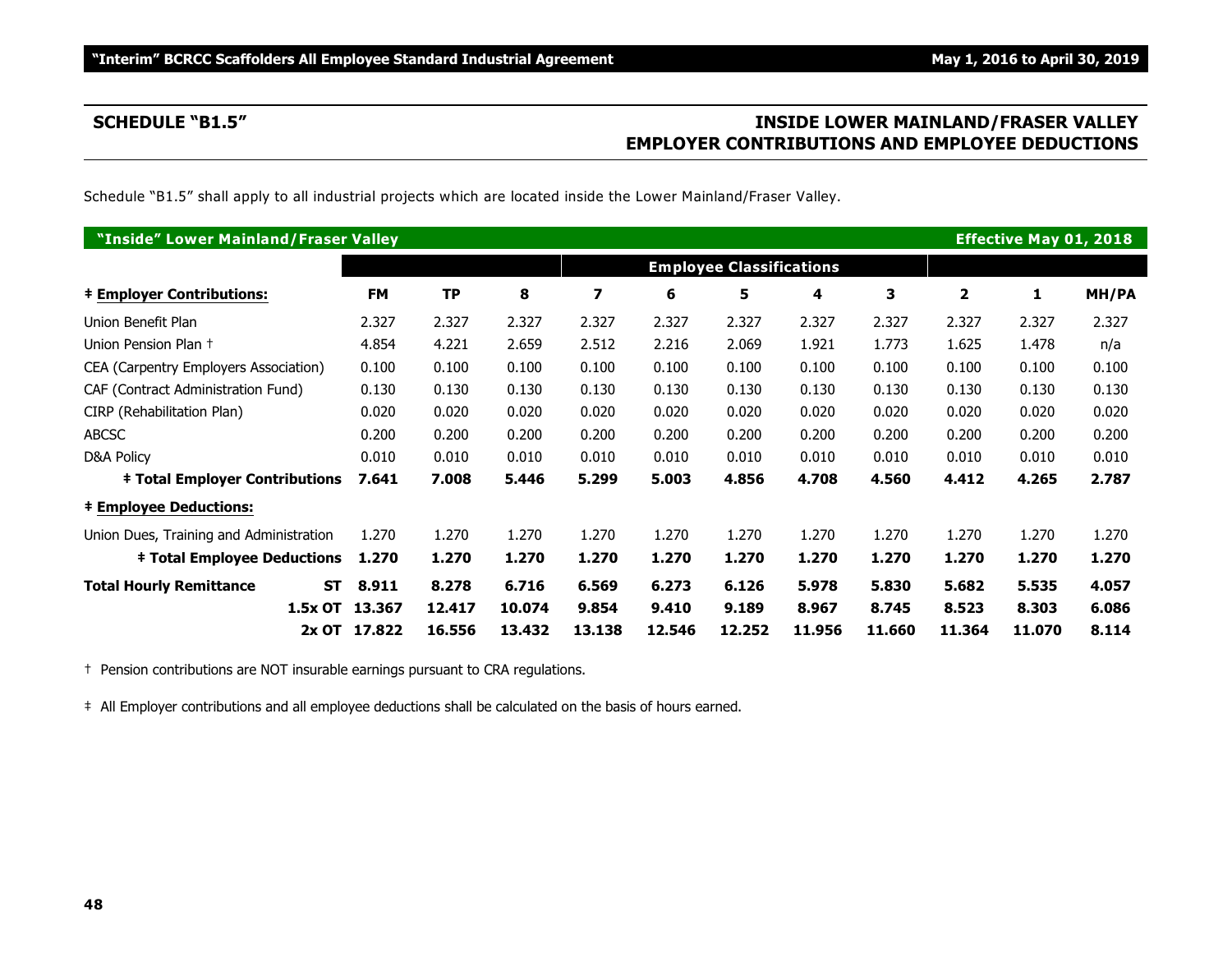## SCHEDULE "B1.5"

## INSIDE LOWER MAINLAND/FRASER VALLEY EMPLOYER CONTRIBUTIONS AND EMPLOYEE DEDUCTIONS

Schedule "B1.5" shall apply to all industrial projects which are located inside the Lower Mainland/Fraser Valley.

| "Inside" Lower Mainland/Fraser Valley | | | | | | | | | | | Effective May 01, 2018 |
|---|---|---|---|---|---|---|---|---|---|---|---|
| | | | | Employee Classifications | | | | | | | |
| **‡ Employer Contributions:** | **FM** | **TP** | **8** | **7** | **6** | **5** | **4** | **3** | **2** | **1** | **MH/PA** |
| Union Benefit Plan | 2.327 | 2.327 | 2.327 | 2.327 | 2.327 | 2.327 | 2.327 | 2.327 | 2.327 | 2.327 | 2.327 |
| Union Pension Plan † | 4.854 | 4.221 | 2.659 | 2.512 | 2.216 | 2.069 | 1.921 | 1.773 | 1.625 | 1.478 | n/a |
| CEA (Carpentry Employers Association) | 0.100 | 0.100 | 0.100 | 0.100 | 0.100 | 0.100 | 0.100 | 0.100 | 0.100 | 0.100 | 0.100 |
| CAF (Contract Administration Fund) | 0.130 | 0.130 | 0.130 | 0.130 | 0.130 | 0.130 | 0.130 | 0.130 | 0.130 | 0.130 | 0.130 |
| CIRP (Rehabilitation Plan) | 0.020 | 0.020 | 0.020 | 0.020 | 0.020 | 0.020 | 0.020 | 0.020 | 0.020 | 0.020 | 0.020 |
| ABCSC | 0.200 | 0.200 | 0.200 | 0.200 | 0.200 | 0.200 | 0.200 | 0.200 | 0.200 | 0.200 | 0.200 |
| D&A Policy | 0.010 | 0.010 | 0.010 | 0.010 | 0.010 | 0.010 | 0.010 | 0.010 | 0.010 | 0.010 | 0.010 |
| **‡ Total Employer Contributions** | **7.641** | **7.008** | **5.446** | **5.299** | **5.003** | **4.856** | **4.708** | **4.560** | **4.412** | **4.265** | **2.787** |
| **‡ Employee Deductions:** | | | | | | | | | | | |
| Union Dues, Training and Administration | 1.270 | 1.270 | 1.270 | 1.270 | 1.270 | 1.270 | 1.270 | 1.270 | 1.270 | 1.270 | 1.270 |
| **‡ Total Employee Deductions** | **1.270** | **1.270** | **1.270** | **1.270** | **1.270** | **1.270** | **1.270** | **1.270** | **1.270** | **1.270** | **1.270** |
| **Total Hourly Remittance ST** | **8.911** | **8.278** | **6.716** | **6.569** | **6.273** | **6.126** | **5.978** | **5.830** | **5.682** | **5.535** | **4.057** |
| **1.5x OT** | **13.367** | **12.417** | **10.074** | **9.854** | **9.410** | **9.189** | **8.967** | **8.745** | **8.523** | **8.303** | **6.086** |
| **2x OT** | **17.822** | **16.556** | **13.432** | **13.138** | **12.546** | **12.252** | **11.956** | **11.660** | **11.364** | **11.070** | **8.114** |

† Pension contributions are NOT insurable earnings pursuant to CRA regulations.

‡ All Employer contributions and all employee deductions shall be calculated on the basis of hours earned.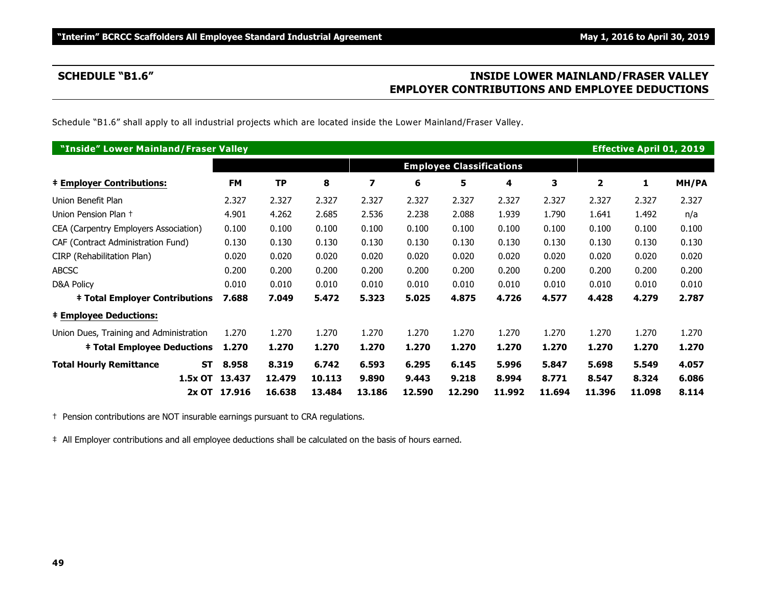## SCHEDULE "B1.6"

## INSIDE LOWER MAINLAND/FRASER VALLEY EMPLOYER CONTRIBUTIONS AND EMPLOYEE DEDUCTIONS

Schedule "B1.6" shall apply to all industrial projects which are located inside the Lower Mainland/Fraser Valley.

| "Inside" Lower Mainland/Fraser Valley | | | | | | | | | | | Effective April 01, 2019 |
|---|---|---|---|---|---|---|---|---|---|---|---|
| | | | | Employee Classifications | | | | | | | |
| **‡ Employer Contributions:** | **FM** | **TP** | **8** | **7** | **6** | **5** | **4** | **3** | **2** | **1** | **MH/PA** |
| Union Benefit Plan | 2.327 | 2.327 | 2.327 | 2.327 | 2.327 | 2.327 | 2.327 | 2.327 | 2.327 | 2.327 | 2.327 |
| Union Pension Plan † | 4.901 | 4.262 | 2.685 | 2.536 | 2.238 | 2.088 | 1.939 | 1.790 | 1.641 | 1.492 | n/a |
| CEA (Carpentry Employers Association) | 0.100 | 0.100 | 0.100 | 0.100 | 0.100 | 0.100 | 0.100 | 0.100 | 0.100 | 0.100 | 0.100 |
| CAF (Contract Administration Fund) | 0.130 | 0.130 | 0.130 | 0.130 | 0.130 | 0.130 | 0.130 | 0.130 | 0.130 | 0.130 | 0.130 |
| CIRP (Rehabilitation Plan) | 0.020 | 0.020 | 0.020 | 0.020 | 0.020 | 0.020 | 0.020 | 0.020 | 0.020 | 0.020 | 0.020 |
| ABCSC | 0.200 | 0.200 | 0.200 | 0.200 | 0.200 | 0.200 | 0.200 | 0.200 | 0.200 | 0.200 | 0.200 |
| D&A Policy | 0.010 | 0.010 | 0.010 | 0.010 | 0.010 | 0.010 | 0.010 | 0.010 | 0.010 | 0.010 | 0.010 |
| **‡ Total Employer Contributions** | **7.688** | **7.049** | **5.472** | **5.323** | **5.025** | **4.875** | **4.726** | **4.577** | **4.428** | **4.279** | **2.787** |
| **‡ Employee Deductions:** | | | | | | | | | | | |
| Union Dues, Training and Administration | 1.270 | 1.270 | 1.270 | 1.270 | 1.270 | 1.270 | 1.270 | 1.270 | 1.270 | 1.270 | 1.270 |
| **‡ Total Employee Deductions** | **1.270** | **1.270** | **1.270** | **1.270** | **1.270** | **1.270** | **1.270** | **1.270** | **1.270** | **1.270** | **1.270** |
| **Total Hourly Remittance ST** | **8.958** | **8.319** | **6.742** | **6.593** | **6.295** | **6.145** | **5.996** | **5.847** | **5.698** | **5.549** | **4.057** |
| **1.5x OT** | **13.437** | **12.479** | **10.113** | **9.890** | **9.443** | **9.218** | **8.994** | **8.771** | **8.547** | **8.324** | **6.086** |
| **2x OT** | **17.916** | **16.638** | **13.484** | **13.186** | **12.590** | **12.290** | **11.992** | **11.694** | **11.396** | **11.098** | **8.114** |

† Pension contributions are NOT insurable earnings pursuant to CRA regulations.

‡ All Employer contributions and all employee deductions shall be calculated on the basis of hours earned.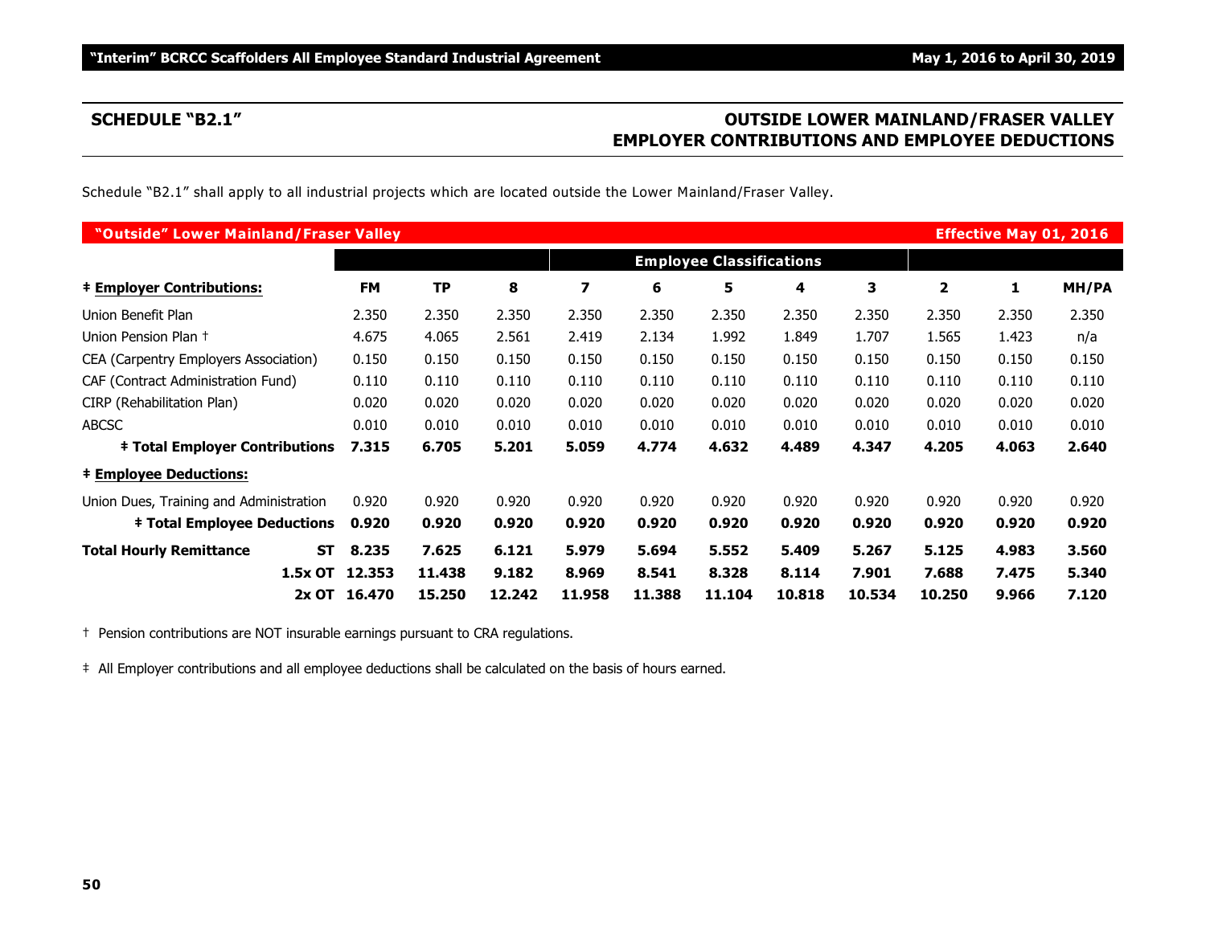## SCHEDULE "B2.1"

## OUTSIDE LOWER MAINLAND/FRASER VALLEY EMPLOYER CONTRIBUTIONS AND EMPLOYEE DEDUCTIONS

Schedule "B2.1" shall apply to all industrial projects which are located outside the Lower Mainland/Fraser Valley.

**"Outside" Lower Mainland/Fraser Valley** — **Effective May 01, 2016**

| | | Employee Classifications | | | | | | | | | | |
|---|---|---|---|---|---|---|---|---|---|---|---|---|
| **‡ Employer Contributions:** | | **FM** | **TP** | **8** | **7** | **6** | **5** | **4** | **3** | **2** | **1** | **MH/PA** |
| Union Benefit Plan | | 2.350 | 2.350 | 2.350 | 2.350 | 2.350 | 2.350 | 2.350 | 2.350 | 2.350 | 2.350 | 2.350 |
| Union Pension Plan † | | 4.675 | 4.065 | 2.561 | 2.419 | 2.134 | 1.992 | 1.849 | 1.707 | 1.565 | 1.423 | n/a |
| CEA (Carpentry Employers Association) | | 0.150 | 0.150 | 0.150 | 0.150 | 0.150 | 0.150 | 0.150 | 0.150 | 0.150 | 0.150 | 0.150 |
| CAF (Contract Administration Fund) | | 0.110 | 0.110 | 0.110 | 0.110 | 0.110 | 0.110 | 0.110 | 0.110 | 0.110 | 0.110 | 0.110 |
| CIRP (Rehabilitation Plan) | | 0.020 | 0.020 | 0.020 | 0.020 | 0.020 | 0.020 | 0.020 | 0.020 | 0.020 | 0.020 | 0.020 |
| ABCSC | | 0.010 | 0.010 | 0.010 | 0.010 | 0.010 | 0.010 | 0.010 | 0.010 | 0.010 | 0.010 | 0.010 |
| **‡ Total Employer Contributions** | | **7.315** | **6.705** | **5.201** | **5.059** | **4.774** | **4.632** | **4.489** | **4.347** | **4.205** | **4.063** | **2.640** |
| **‡ Employee Deductions:** | | | | | | | | | | | | |
| Union Dues, Training and Administration | | 0.920 | 0.920 | 0.920 | 0.920 | 0.920 | 0.920 | 0.920 | 0.920 | 0.920 | 0.920 | 0.920 |
| **‡ Total Employee Deductions** | | **0.920** | **0.920** | **0.920** | **0.920** | **0.920** | **0.920** | **0.920** | **0.920** | **0.920** | **0.920** | **0.920** |
| **Total Hourly Remittance** | **ST** | **8.235** | **7.625** | **6.121** | **5.979** | **5.694** | **5.552** | **5.409** | **5.267** | **5.125** | **4.983** | **3.560** |
| | **1.5x OT** | **12.353** | **11.438** | **9.182** | **8.969** | **8.541** | **8.328** | **8.114** | **7.901** | **7.688** | **7.475** | **5.340** |
| | **2x OT** | **16.470** | **15.250** | **12.242** | **11.958** | **11.388** | **11.104** | **10.818** | **10.534** | **10.250** | **9.966** | **7.120** |

† Pension contributions are NOT insurable earnings pursuant to CRA regulations.

‡ All Employer contributions and all employee deductions shall be calculated on the basis of hours earned.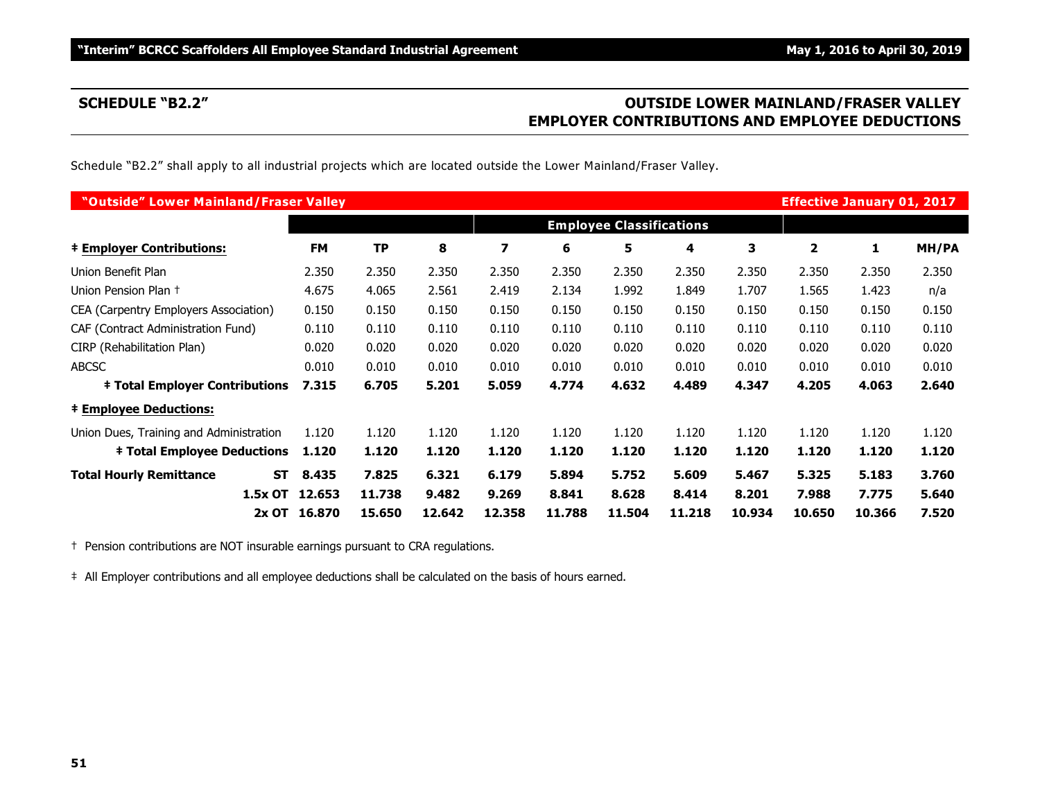## SCHEDULE "B2.2"

## OUTSIDE LOWER MAINLAND/FRASER VALLEY EMPLOYER CONTRIBUTIONS AND EMPLOYEE DEDUCTIONS

Schedule "B2.2" shall apply to all industrial projects which are located outside the Lower Mainland/Fraser Valley.

**"Outside" Lower Mainland/Fraser Valley** — **Effective January 01, 2017**

| | | | | Employee Classifications | | | | | | | |
|---|---|---|---|---|---|---|---|---|---|---|---|
| **‡ Employer Contributions:** | **FM** | **TP** | **8** | **7** | **6** | **5** | **4** | **3** | **2** | **1** | **MH/PA** |
| Union Benefit Plan | 2.350 | 2.350 | 2.350 | 2.350 | 2.350 | 2.350 | 2.350 | 2.350 | 2.350 | 2.350 | 2.350 |
| Union Pension Plan † | 4.675 | 4.065 | 2.561 | 2.419 | 2.134 | 1.992 | 1.849 | 1.707 | 1.565 | 1.423 | n/a |
| CEA (Carpentry Employers Association) | 0.150 | 0.150 | 0.150 | 0.150 | 0.150 | 0.150 | 0.150 | 0.150 | 0.150 | 0.150 | 0.150 |
| CAF (Contract Administration Fund) | 0.110 | 0.110 | 0.110 | 0.110 | 0.110 | 0.110 | 0.110 | 0.110 | 0.110 | 0.110 | 0.110 |
| CIRP (Rehabilitation Plan) | 0.020 | 0.020 | 0.020 | 0.020 | 0.020 | 0.020 | 0.020 | 0.020 | 0.020 | 0.020 | 0.020 |
| ABCSC | 0.010 | 0.010 | 0.010 | 0.010 | 0.010 | 0.010 | 0.010 | 0.010 | 0.010 | 0.010 | 0.010 |
| **‡ Total Employer Contributions** | **7.315** | **6.705** | **5.201** | **5.059** | **4.774** | **4.632** | **4.489** | **4.347** | **4.205** | **4.063** | **2.640** |
| **‡ Employee Deductions:** | | | | | | | | | | | |
| Union Dues, Training and Administration | 1.120 | 1.120 | 1.120 | 1.120 | 1.120 | 1.120 | 1.120 | 1.120 | 1.120 | 1.120 | 1.120 |
| **‡ Total Employee Deductions** | **1.120** | **1.120** | **1.120** | **1.120** | **1.120** | **1.120** | **1.120** | **1.120** | **1.120** | **1.120** | **1.120** |
| **Total Hourly Remittance ST** | **8.435** | **7.825** | **6.321** | **6.179** | **5.894** | **5.752** | **5.609** | **5.467** | **5.325** | **5.183** | **3.760** |
| **1.5x OT** | **12.653** | **11.738** | **9.482** | **9.269** | **8.841** | **8.628** | **8.414** | **8.201** | **7.988** | **7.775** | **5.640** |
| **2x OT** | **16.870** | **15.650** | **12.642** | **12.358** | **11.788** | **11.504** | **11.218** | **10.934** | **10.650** | **10.366** | **7.520** |

† Pension contributions are NOT insurable earnings pursuant to CRA regulations.

‡ All Employer contributions and all employee deductions shall be calculated on the basis of hours earned.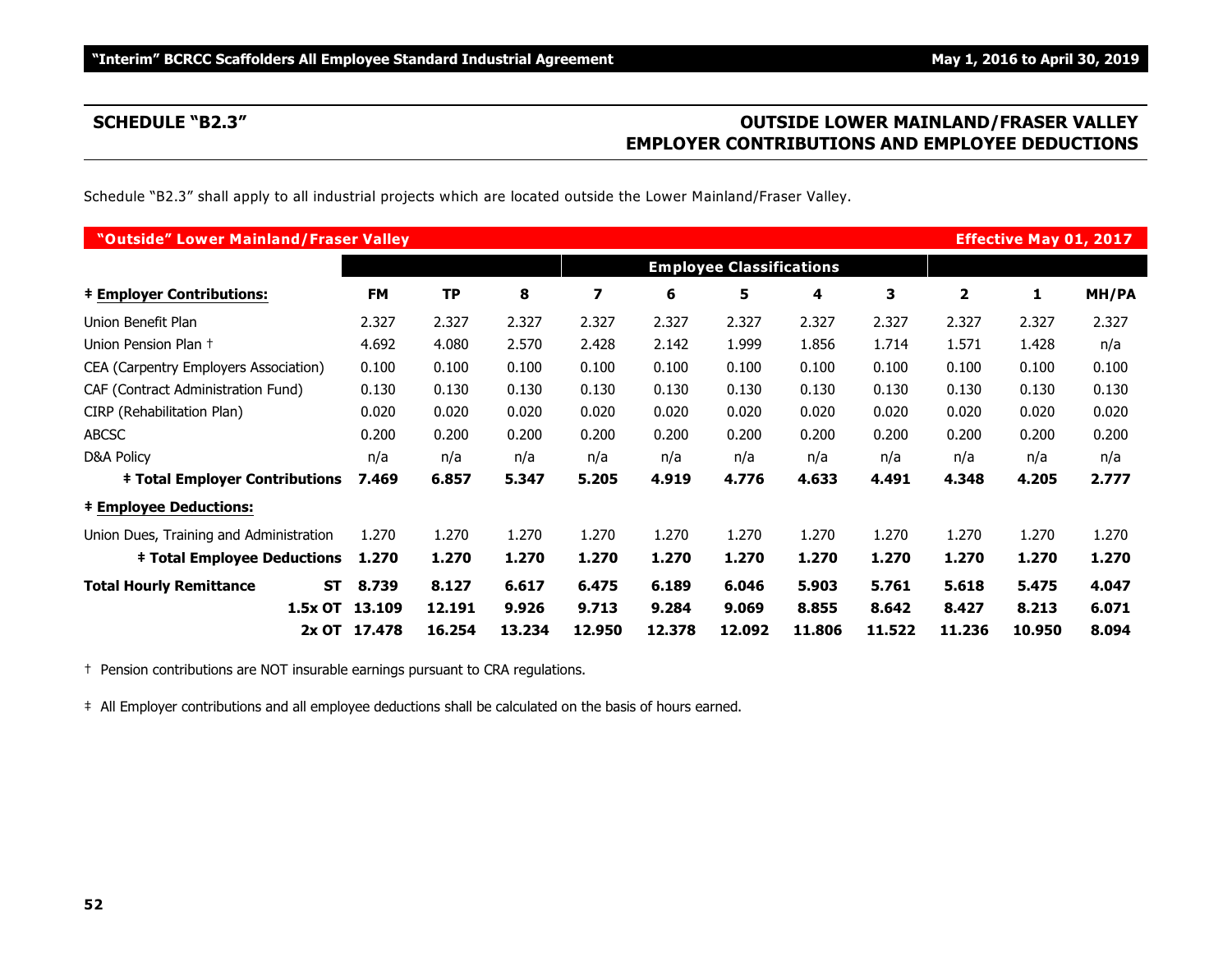## SCHEDULE "B2.3"

## OUTSIDE LOWER MAINLAND/FRASER VALLEY EMPLOYER CONTRIBUTIONS AND EMPLOYEE DEDUCTIONS

Schedule "B2.3" shall apply to all industrial projects which are located outside the Lower Mainland/Fraser Valley.

| "Outside" Lower Mainland/Fraser Valley | | | | | | | | | | | Effective May 01, 2017 |
|---|---|---|---|---|---|---|---|---|---|---|---|
| | | | | Employee Classifications | | | | | | | |
| ‡ **Employer Contributions:** | **FM** | **TP** | **8** | **7** | **6** | **5** | **4** | **3** | **2** | **1** | **MH/PA** |
| Union Benefit Plan | 2.327 | 2.327 | 2.327 | 2.327 | 2.327 | 2.327 | 2.327 | 2.327 | 2.327 | 2.327 | 2.327 |
| Union Pension Plan † | 4.692 | 4.080 | 2.570 | 2.428 | 2.142 | 1.999 | 1.856 | 1.714 | 1.571 | 1.428 | n/a |
| CEA (Carpentry Employers Association) | 0.100 | 0.100 | 0.100 | 0.100 | 0.100 | 0.100 | 0.100 | 0.100 | 0.100 | 0.100 | 0.100 |
| CAF (Contract Administration Fund) | 0.130 | 0.130 | 0.130 | 0.130 | 0.130 | 0.130 | 0.130 | 0.130 | 0.130 | 0.130 | 0.130 |
| CIRP (Rehabilitation Plan) | 0.020 | 0.020 | 0.020 | 0.020 | 0.020 | 0.020 | 0.020 | 0.020 | 0.020 | 0.020 | 0.020 |
| ABCSC | 0.200 | 0.200 | 0.200 | 0.200 | 0.200 | 0.200 | 0.200 | 0.200 | 0.200 | 0.200 | 0.200 |
| D&A Policy | n/a | n/a | n/a | n/a | n/a | n/a | n/a | n/a | n/a | n/a | n/a |
| **‡ Total Employer Contributions** | **7.469** | **6.857** | **5.347** | **5.205** | **4.919** | **4.776** | **4.633** | **4.491** | **4.348** | **4.205** | **2.777** |
| ‡ **Employee Deductions:** | | | | | | | | | | | |
| Union Dues, Training and Administration | 1.270 | 1.270 | 1.270 | 1.270 | 1.270 | 1.270 | 1.270 | 1.270 | 1.270 | 1.270 | 1.270 |
| **‡ Total Employee Deductions** | **1.270** | **1.270** | **1.270** | **1.270** | **1.270** | **1.270** | **1.270** | **1.270** | **1.270** | **1.270** | **1.270** |
| **Total Hourly Remittance ST** | **8.739** | **8.127** | **6.617** | **6.475** | **6.189** | **6.046** | **5.903** | **5.761** | **5.618** | **5.475** | **4.047** |
| **1.5x OT** | **13.109** | **12.191** | **9.926** | **9.713** | **9.284** | **9.069** | **8.855** | **8.642** | **8.427** | **8.213** | **6.071** |
| **2x OT** | **17.478** | **16.254** | **13.234** | **12.950** | **12.378** | **12.092** | **11.806** | **11.522** | **11.236** | **10.950** | **8.094** |

† Pension contributions are NOT insurable earnings pursuant to CRA regulations.

‡ All Employer contributions and all employee deductions shall be calculated on the basis of hours earned.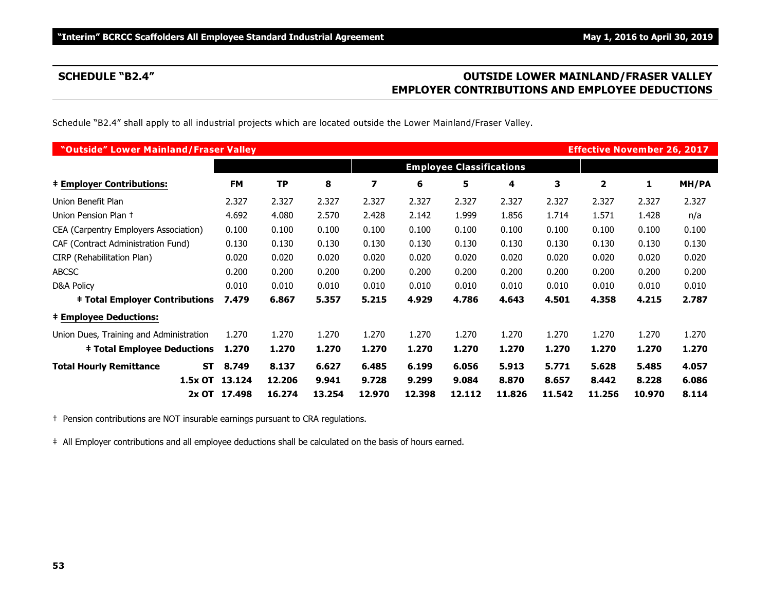## SCHEDULE "B2.4"

## OUTSIDE LOWER MAINLAND/FRASER VALLEY EMPLOYER CONTRIBUTIONS AND EMPLOYEE DEDUCTIONS

Schedule "B2.4" shall apply to all industrial projects which are located outside the Lower Mainland/Fraser Valley.

**"Outside" Lower Mainland/Fraser Valley** — **Effective November 26, 2017**

| | | | | Employee Classifications | | | | | | | |
|---|---|---|---|---|---|---|---|---|---|---|---|
| **‡ Employer Contributions:** | **FM** | **TP** | **8** | **7** | **6** | **5** | **4** | **3** | **2** | **1** | **MH/PA** |
| Union Benefit Plan | 2.327 | 2.327 | 2.327 | 2.327 | 2.327 | 2.327 | 2.327 | 2.327 | 2.327 | 2.327 | 2.327 |
| Union Pension Plan † | 4.692 | 4.080 | 2.570 | 2.428 | 2.142 | 1.999 | 1.856 | 1.714 | 1.571 | 1.428 | n/a |
| CEA (Carpentry Employers Association) | 0.100 | 0.100 | 0.100 | 0.100 | 0.100 | 0.100 | 0.100 | 0.100 | 0.100 | 0.100 | 0.100 |
| CAF (Contract Administration Fund) | 0.130 | 0.130 | 0.130 | 0.130 | 0.130 | 0.130 | 0.130 | 0.130 | 0.130 | 0.130 | 0.130 |
| CIRP (Rehabilitation Plan) | 0.020 | 0.020 | 0.020 | 0.020 | 0.020 | 0.020 | 0.020 | 0.020 | 0.020 | 0.020 | 0.020 |
| ABCSC | 0.200 | 0.200 | 0.200 | 0.200 | 0.200 | 0.200 | 0.200 | 0.200 | 0.200 | 0.200 | 0.200 |
| D&A Policy | 0.010 | 0.010 | 0.010 | 0.010 | 0.010 | 0.010 | 0.010 | 0.010 | 0.010 | 0.010 | 0.010 |
| **‡ Total Employer Contributions** | **7.479** | **6.867** | **5.357** | **5.215** | **4.929** | **4.786** | **4.643** | **4.501** | **4.358** | **4.215** | **2.787** |
| **‡ Employee Deductions:** | | | | | | | | | | | |
| Union Dues, Training and Administration | 1.270 | 1.270 | 1.270 | 1.270 | 1.270 | 1.270 | 1.270 | 1.270 | 1.270 | 1.270 | 1.270 |
| **‡ Total Employee Deductions** | **1.270** | **1.270** | **1.270** | **1.270** | **1.270** | **1.270** | **1.270** | **1.270** | **1.270** | **1.270** | **1.270** |
| **Total Hourly Remittance ST** | **8.749** | **8.137** | **6.627** | **6.485** | **6.199** | **6.056** | **5.913** | **5.771** | **5.628** | **5.485** | **4.057** |
| **1.5x OT** | **13.124** | **12.206** | **9.941** | **9.728** | **9.299** | **9.084** | **8.870** | **8.657** | **8.442** | **8.228** | **6.086** |
| **2x OT** | **17.498** | **16.274** | **13.254** | **12.970** | **12.398** | **12.112** | **11.826** | **11.542** | **11.256** | **10.970** | **8.114** |

† Pension contributions are NOT insurable earnings pursuant to CRA regulations.

‡ All Employer contributions and all employee deductions shall be calculated on the basis of hours earned.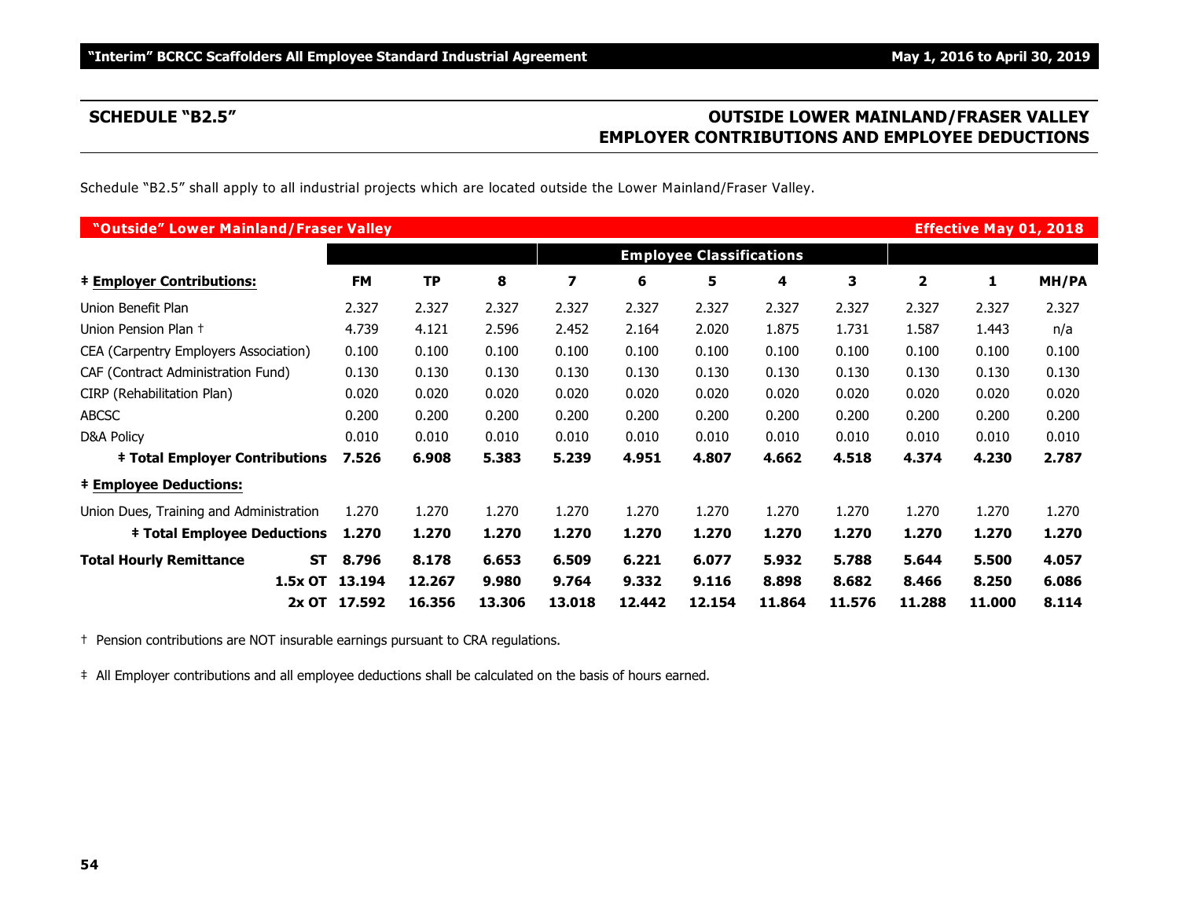## SCHEDULE "B2.5"

## OUTSIDE LOWER MAINLAND/FRASER VALLEY EMPLOYER CONTRIBUTIONS AND EMPLOYEE DEDUCTIONS

Schedule "B2.5" shall apply to all industrial projects which are located outside the Lower Mainland/Fraser Valley.

| **"Outside" Lower Mainland/Fraser Valley** | | | | | | | | | | | **Effective May 01, 2018** |
|---|---|---|---|---|---|---|---|---|---|---|---|
| | | | | | | **Employee Classifications** | | | | | |
| **‡ Employer Contributions:** | **FM** | **TP** | **8** | **7** | **6** | **5** | **4** | **3** | **2** | **1** | **MH/PA** |
| Union Benefit Plan | 2.327 | 2.327 | 2.327 | 2.327 | 2.327 | 2.327 | 2.327 | 2.327 | 2.327 | 2.327 | 2.327 |
| Union Pension Plan † | 4.739 | 4.121 | 2.596 | 2.452 | 2.164 | 2.020 | 1.875 | 1.731 | 1.587 | 1.443 | n/a |
| CEA (Carpentry Employers Association) | 0.100 | 0.100 | 0.100 | 0.100 | 0.100 | 0.100 | 0.100 | 0.100 | 0.100 | 0.100 | 0.100 |
| CAF (Contract Administration Fund) | 0.130 | 0.130 | 0.130 | 0.130 | 0.130 | 0.130 | 0.130 | 0.130 | 0.130 | 0.130 | 0.130 |
| CIRP (Rehabilitation Plan) | 0.020 | 0.020 | 0.020 | 0.020 | 0.020 | 0.020 | 0.020 | 0.020 | 0.020 | 0.020 | 0.020 |
| ABCSC | 0.200 | 0.200 | 0.200 | 0.200 | 0.200 | 0.200 | 0.200 | 0.200 | 0.200 | 0.200 | 0.200 |
| D&A Policy | 0.010 | 0.010 | 0.010 | 0.010 | 0.010 | 0.010 | 0.010 | 0.010 | 0.010 | 0.010 | 0.010 |
| **‡ Total Employer Contributions** | **7.526** | **6.908** | **5.383** | **5.239** | **4.951** | **4.807** | **4.662** | **4.518** | **4.374** | **4.230** | **2.787** |
| **‡ Employee Deductions:** | | | | | | | | | | | |
| Union Dues, Training and Administration | 1.270 | 1.270 | 1.270 | 1.270 | 1.270 | 1.270 | 1.270 | 1.270 | 1.270 | 1.270 | 1.270 |
| **‡ Total Employee Deductions** | **1.270** | **1.270** | **1.270** | **1.270** | **1.270** | **1.270** | **1.270** | **1.270** | **1.270** | **1.270** | **1.270** |
| **Total Hourly Remittance ST** | **8.796** | **8.178** | **6.653** | **6.509** | **6.221** | **6.077** | **5.932** | **5.788** | **5.644** | **5.500** | **4.057** |
| **1.5x OT** | **13.194** | **12.267** | **9.980** | **9.764** | **9.332** | **9.116** | **8.898** | **8.682** | **8.466** | **8.250** | **6.086** |
| **2x OT** | **17.592** | **16.356** | **13.306** | **13.018** | **12.442** | **12.154** | **11.864** | **11.576** | **11.288** | **11.000** | **8.114** |

† Pension contributions are NOT insurable earnings pursuant to CRA regulations.

‡ All Employer contributions and all employee deductions shall be calculated on the basis of hours earned.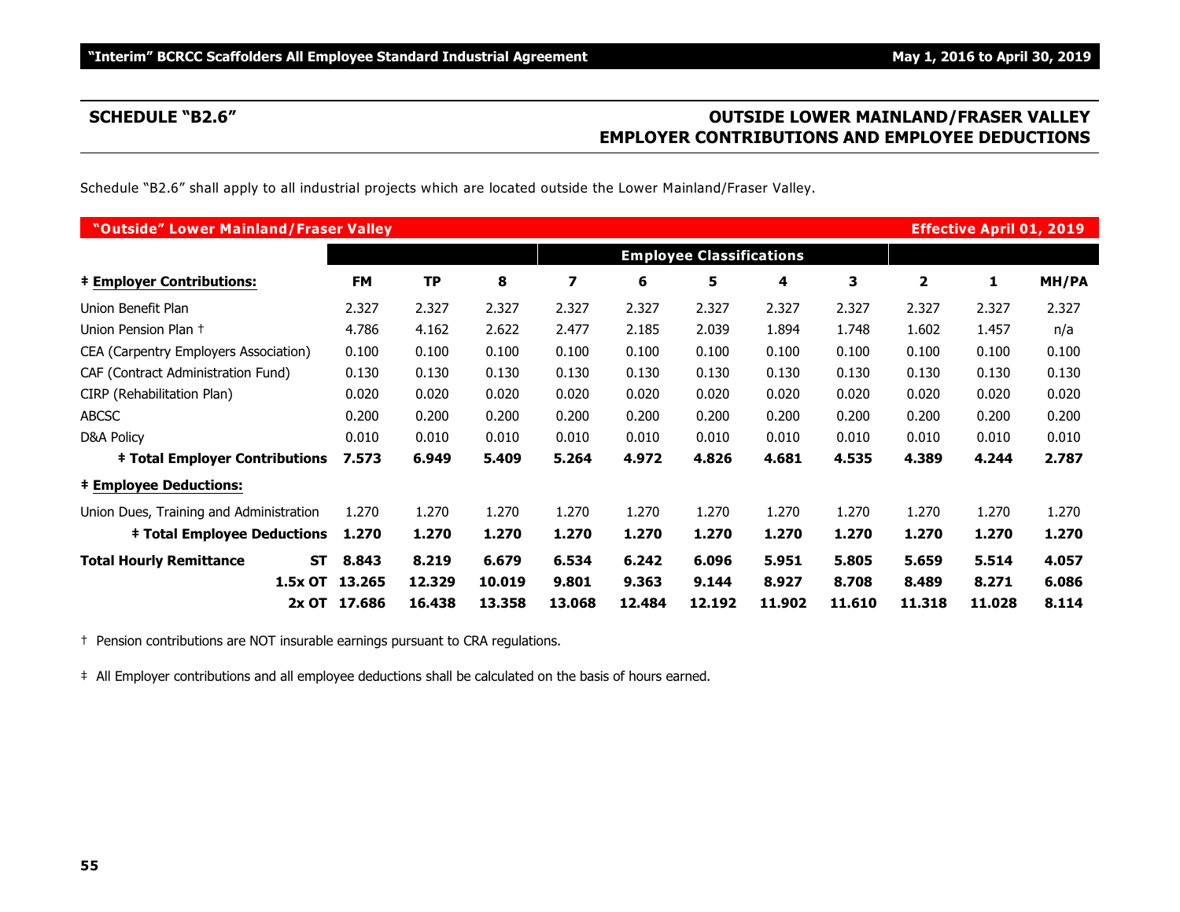## SCHEDULE "B2.6"

## OUTSIDE LOWER MAINLAND/FRASER VALLEY EMPLOYER CONTRIBUTIONS AND EMPLOYEE DEDUCTIONS

Schedule "B2.6" shall apply to all industrial projects which are located outside the Lower Mainland/Fraser Valley.

| "Outside" Lower Mainland/Fraser Valley | | | | | | | | | | | Effective April 01, 2019 |
|---|---|---|---|---|---|---|---|---|---|---|---|
| | | | | | | Employee Classifications | | | | | |
| **‡ Employer Contributions:** | **FM** | **TP** | **8** | **7** | **6** | **5** | **4** | **3** | **2** | **1** | **MH/PA** |
| Union Benefit Plan | 2.327 | 2.327 | 2.327 | 2.327 | 2.327 | 2.327 | 2.327 | 2.327 | 2.327 | 2.327 | 2.327 |
| Union Pension Plan † | 4.786 | 4.162 | 2.622 | 2.477 | 2.185 | 2.039 | 1.894 | 1.748 | 1.602 | 1.457 | n/a |
| CEA (Carpentry Employers Association) | 0.100 | 0.100 | 0.100 | 0.100 | 0.100 | 0.100 | 0.100 | 0.100 | 0.100 | 0.100 | 0.100 |
| CAF (Contract Administration Fund) | 0.130 | 0.130 | 0.130 | 0.130 | 0.130 | 0.130 | 0.130 | 0.130 | 0.130 | 0.130 | 0.130 |
| CIRP (Rehabilitation Plan) | 0.020 | 0.020 | 0.020 | 0.020 | 0.020 | 0.020 | 0.020 | 0.020 | 0.020 | 0.020 | 0.020 |
| ABCSC | 0.200 | 0.200 | 0.200 | 0.200 | 0.200 | 0.200 | 0.200 | 0.200 | 0.200 | 0.200 | 0.200 |
| D&A Policy | 0.010 | 0.010 | 0.010 | 0.010 | 0.010 | 0.010 | 0.010 | 0.010 | 0.010 | 0.010 | 0.010 |
| **‡ Total Employer Contributions** | **7.573** | **6.949** | **5.409** | **5.264** | **4.972** | **4.826** | **4.681** | **4.535** | **4.389** | **4.244** | **2.787** |
| **‡ Employee Deductions:** | | | | | | | | | | | |
| Union Dues, Training and Administration | 1.270 | 1.270 | 1.270 | 1.270 | 1.270 | 1.270 | 1.270 | 1.270 | 1.270 | 1.270 | 1.270 |
| **‡ Total Employee Deductions** | **1.270** | **1.270** | **1.270** | **1.270** | **1.270** | **1.270** | **1.270** | **1.270** | **1.270** | **1.270** | **1.270** |
| **Total Hourly Remittance ST** | **8.843** | **8.219** | **6.679** | **6.534** | **6.242** | **6.096** | **5.951** | **5.805** | **5.659** | **5.514** | **4.057** |
| **1.5x OT** | **13.265** | **12.329** | **10.019** | **9.801** | **9.363** | **9.144** | **8.927** | **8.708** | **8.489** | **8.271** | **6.086** |
| **2x OT** | **17.686** | **16.438** | **13.358** | **13.068** | **12.484** | **12.192** | **11.902** | **11.610** | **11.318** | **11.028** | **8.114** |

† Pension contributions are NOT insurable earnings pursuant to CRA regulations.

‡ All Employer contributions and all employee deductions shall be calculated on the basis of hours earned.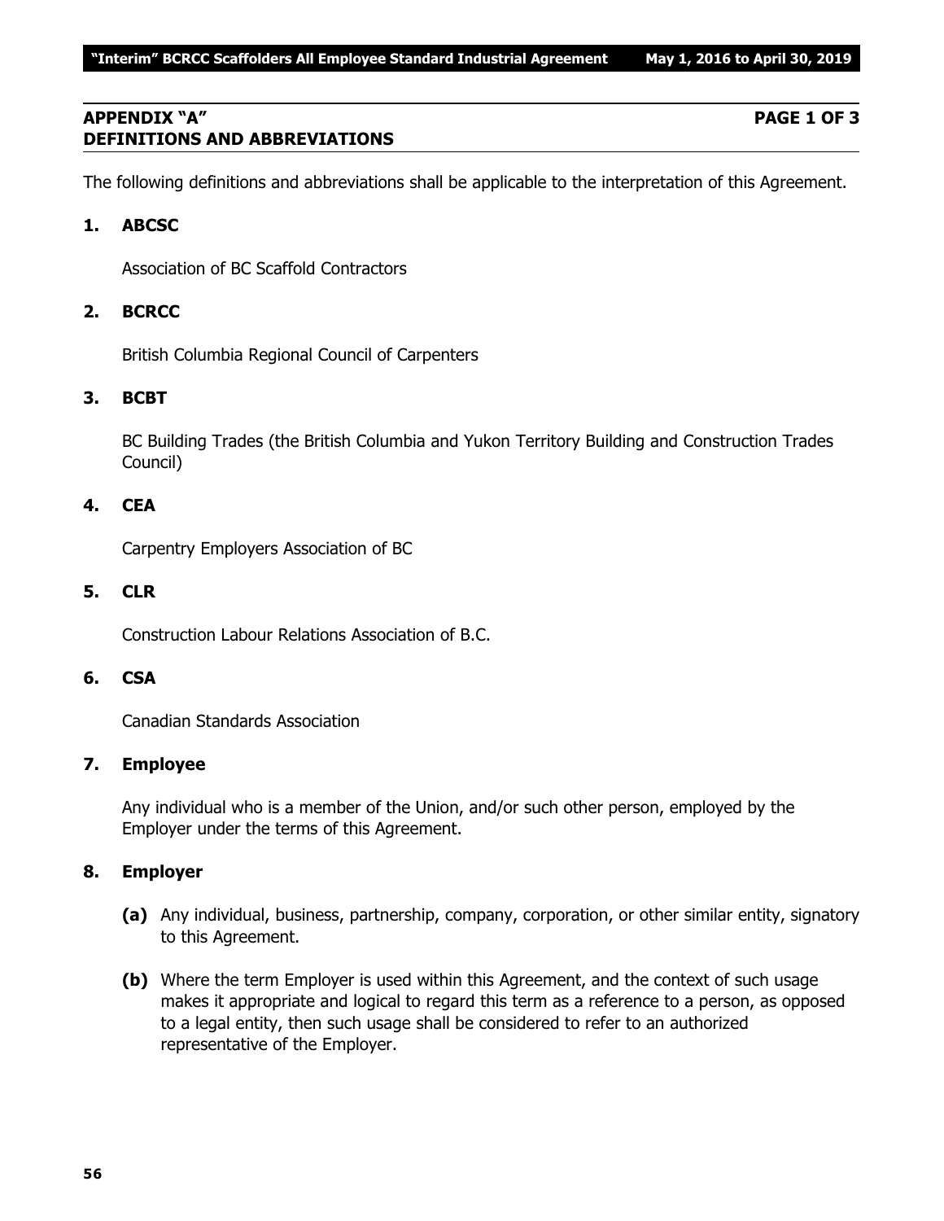## APPENDIX "A" PAGE 1 OF 3
## DEFINITIONS AND ABBREVIATIONS

The following definitions and abbreviations shall be applicable to the interpretation of this Agreement.

**1. ABCSC**

Association of BC Scaffold Contractors

**2. BCRCC**

British Columbia Regional Council of Carpenters

**3. BCBT**

BC Building Trades (the British Columbia and Yukon Territory Building and Construction Trades Council)

**4. CEA**

Carpentry Employers Association of BC

**5. CLR**

Construction Labour Relations Association of B.C.

**6. CSA**

Canadian Standards Association

**7. Employee**

Any individual who is a member of the Union, and/or such other person, employed by the Employer under the terms of this Agreement.

**8. Employer**

**(a)** Any individual, business, partnership, company, corporation, or other similar entity, signatory to this Agreement.

**(b)** Where the term Employer is used within this Agreement, and the context of such usage makes it appropriate and logical to regard this term as a reference to a person, as opposed to a legal entity, then such usage shall be considered to refer to an authorized representative of the Employer.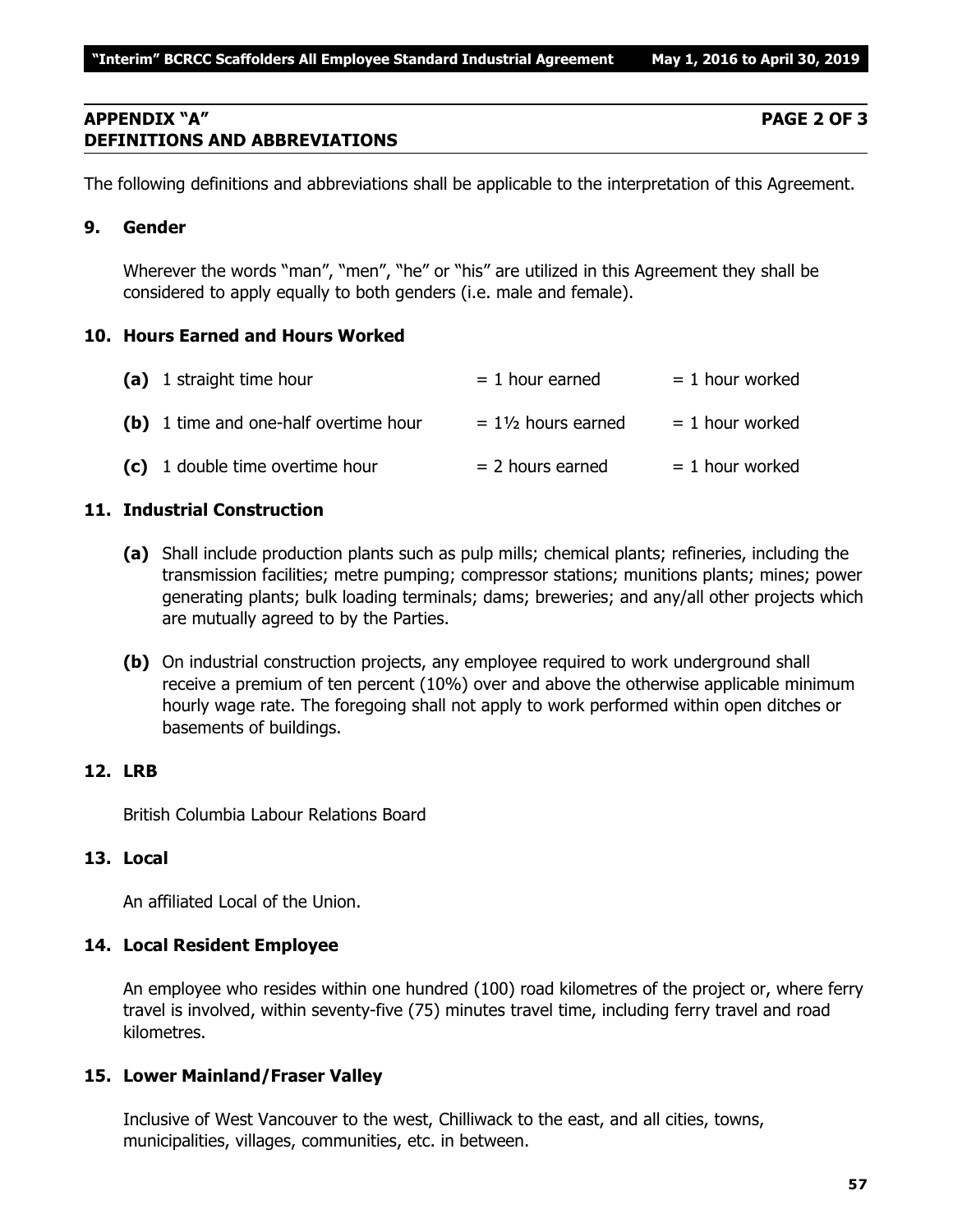## APPENDIX "A" PAGE 2 OF 3
## DEFINITIONS AND ABBREVIATIONS

The following definitions and abbreviations shall be applicable to the interpretation of this Agreement.

### 9. Gender

Wherever the words "man", "men", "he" or "his" are utilized in this Agreement they shall be considered to apply equally to both genders (i.e. male and female).

### 10. Hours Earned and Hours Worked

| | | |
|---|---|---|
| **(a)** 1 straight time hour | = 1 hour earned | = 1 hour worked |
| **(b)** 1 time and one-half overtime hour | = 1½ hours earned | = 1 hour worked |
| **(c)** 1 double time overtime hour | = 2 hours earned | = 1 hour worked |

### 11. Industrial Construction

**(a)** Shall include production plants such as pulp mills; chemical plants; refineries, including the transmission facilities; metre pumping; compressor stations; munitions plants; mines; power generating plants; bulk loading terminals; dams; breweries; and any/all other projects which are mutually agreed to by the Parties.

**(b)** On industrial construction projects, any employee required to work underground shall receive a premium of ten percent (10%) over and above the otherwise applicable minimum hourly wage rate. The foregoing shall not apply to work performed within open ditches or basements of buildings.

### 12. LRB

British Columbia Labour Relations Board

### 13. Local

An affiliated Local of the Union.

### 14. Local Resident Employee

An employee who resides within one hundred (100) road kilometres of the project or, where ferry travel is involved, within seventy-five (75) minutes travel time, including ferry travel and road kilometres.

### 15. Lower Mainland/Fraser Valley

Inclusive of West Vancouver to the west, Chilliwack to the east, and all cities, towns, municipalities, villages, communities, etc. in between.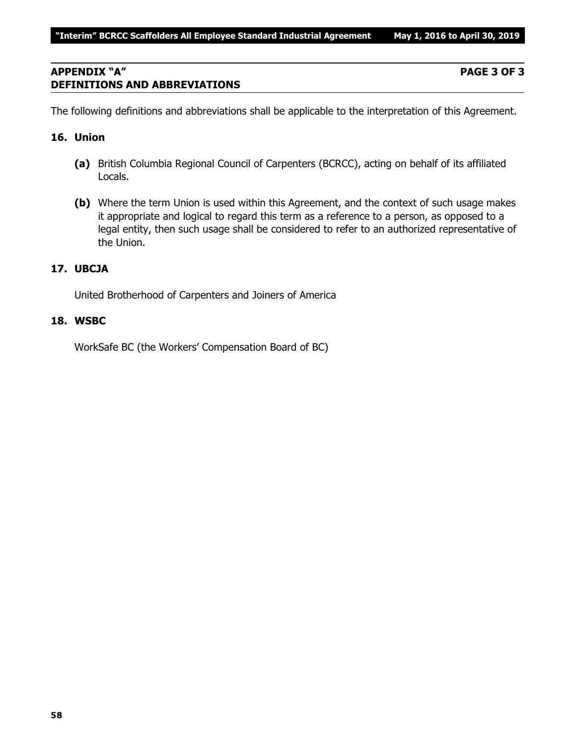## APPENDIX "A" PAGE 3 OF 3
## DEFINITIONS AND ABBREVIATIONS

The following definitions and abbreviations shall be applicable to the interpretation of this Agreement.

### 16. Union

**(a)** British Columbia Regional Council of Carpenters (BCRCC), acting on behalf of its affiliated Locals.

**(b)** Where the term Union is used within this Agreement, and the context of such usage makes it appropriate and logical to regard this term as a reference to a person, as opposed to a legal entity, then such usage shall be considered to refer to an authorized representative of the Union.

### 17. UBCJA

United Brotherhood of Carpenters and Joiners of America

### 18. WSBC

WorkSafe BC (the Workers' Compensation Board of BC)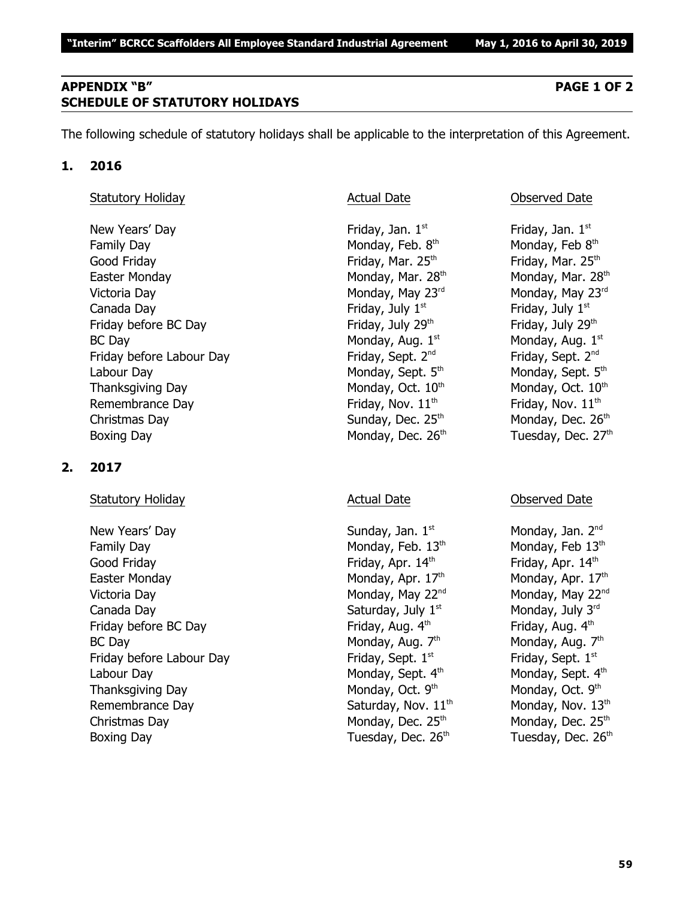## APPENDIX "B" PAGE 1 OF 2
## SCHEDULE OF STATUTORY HOLIDAYS

The following schedule of statutory holidays shall be applicable to the interpretation of this Agreement.

### 1. 2016

| Statutory Holiday | Actual Date | Observed Date |
|---|---|---|
| New Years' Day | Friday, Jan. 1st | Friday, Jan. 1st |
| Family Day | Monday, Feb. 8th | Monday, Feb 8th |
| Good Friday | Friday, Mar. 25th | Friday, Mar. 25th |
| Easter Monday | Monday, Mar. 28th | Monday, Mar. 28th |
| Victoria Day | Monday, May 23rd | Monday, May 23rd |
| Canada Day | Friday, July 1st | Friday, July 1st |
| Friday before BC Day | Friday, July 29th | Friday, July 29th |
| BC Day | Monday, Aug. 1st | Monday, Aug. 1st |
| Friday before Labour Day | Friday, Sept. 2nd | Friday, Sept. 2nd |
| Labour Day | Monday, Sept. 5th | Monday, Sept. 5th |
| Thanksgiving Day | Monday, Oct. 10th | Monday, Oct. 10th |
| Remembrance Day | Friday, Nov. 11th | Friday, Nov. 11th |
| Christmas Day | Sunday, Dec. 25th | Monday, Dec. 26th |
| Boxing Day | Monday, Dec. 26th | Tuesday, Dec. 27th |

### 2. 2017

| Statutory Holiday | Actual Date | Observed Date |
|---|---|---|
| New Years' Day | Sunday, Jan. 1st | Monday, Jan. 2nd |
| Family Day | Monday, Feb. 13th | Monday, Feb 13th |
| Good Friday | Friday, Apr. 14th | Friday, Apr. 14th |
| Easter Monday | Monday, Apr. 17th | Monday, Apr. 17th |
| Victoria Day | Monday, May 22nd | Monday, May 22nd |
| Canada Day | Saturday, July 1st | Monday, July 3rd |
| Friday before BC Day | Friday, Aug. 4th | Friday, Aug. 4th |
| BC Day | Monday, Aug. 7th | Monday, Aug. 7th |
| Friday before Labour Day | Friday, Sept. 1st | Friday, Sept. 1st |
| Labour Day | Monday, Sept. 4th | Monday, Sept. 4th |
| Thanksgiving Day | Monday, Oct. 9th | Monday, Oct. 9th |
| Remembrance Day | Saturday, Nov. 11th | Monday, Nov. 13th |
| Christmas Day | Monday, Dec. 25th | Monday, Dec. 25th |
| Boxing Day | Tuesday, Dec. 26th | Tuesday, Dec. 26th |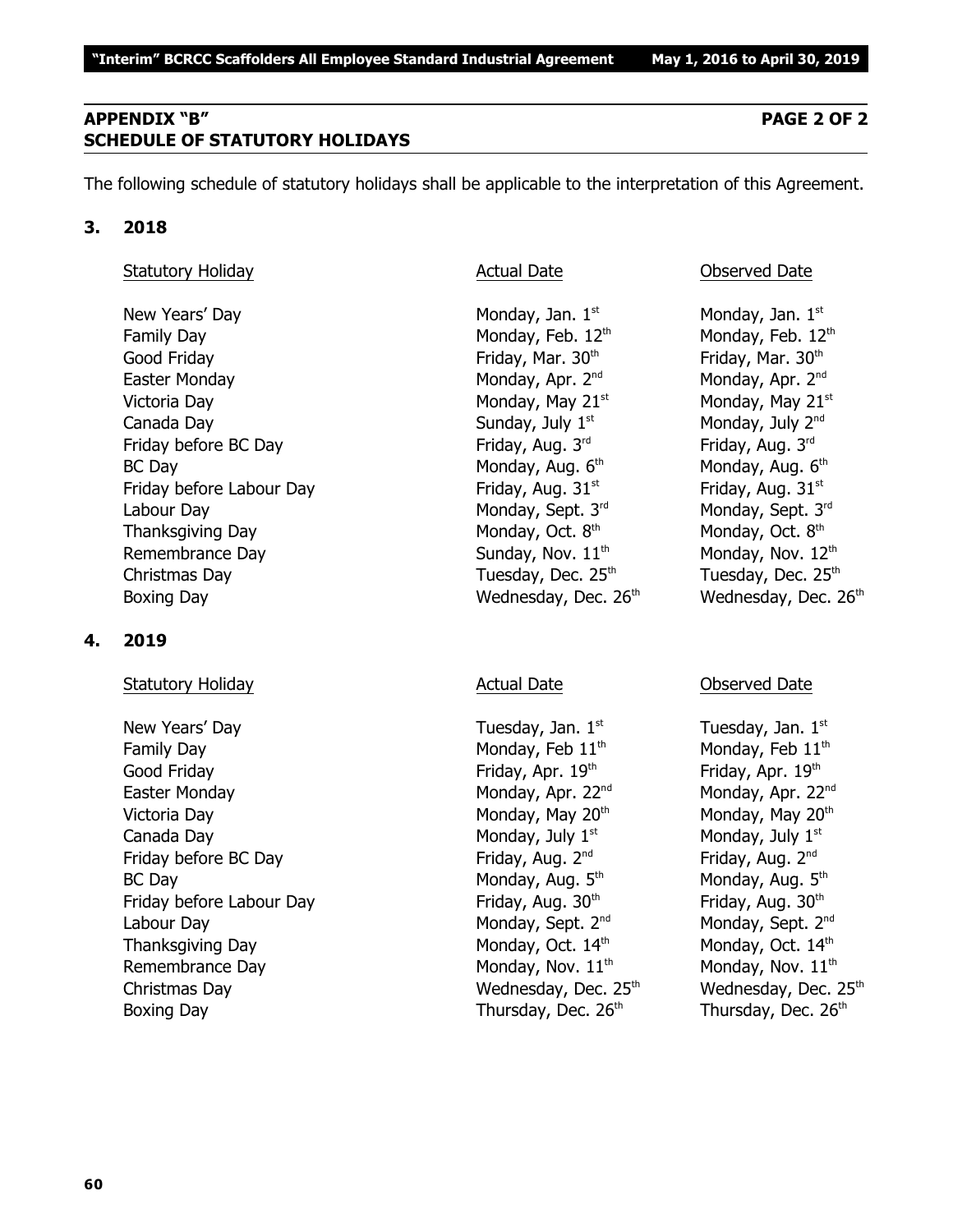## APPENDIX "B" — PAGE 2 OF 2
## SCHEDULE OF STATUTORY HOLIDAYS

The following schedule of statutory holidays shall be applicable to the interpretation of this Agreement.

### 3. 2018

| Statutory Holiday | Actual Date | Observed Date |
|---|---|---|
| New Years' Day | Monday, Jan. 1st | Monday, Jan. 1st |
| Family Day | Monday, Feb. 12th | Monday, Feb. 12th |
| Good Friday | Friday, Mar. 30th | Friday, Mar. 30th |
| Easter Monday | Monday, Apr. 2nd | Monday, Apr. 2nd |
| Victoria Day | Monday, May 21st | Monday, May 21st |
| Canada Day | Sunday, July 1st | Monday, July 2nd |
| Friday before BC Day | Friday, Aug. 3rd | Friday, Aug. 3rd |
| BC Day | Monday, Aug. 6th | Monday, Aug. 6th |
| Friday before Labour Day | Friday, Aug. 31st | Friday, Aug. 31st |
| Labour Day | Monday, Sept. 3rd | Monday, Sept. 3rd |
| Thanksgiving Day | Monday, Oct. 8th | Monday, Oct. 8th |
| Remembrance Day | Sunday, Nov. 11th | Monday, Nov. 12th |
| Christmas Day | Tuesday, Dec. 25th | Tuesday, Dec. 25th |
| Boxing Day | Wednesday, Dec. 26th | Wednesday, Dec. 26th |

### 4. 2019

| Statutory Holiday | Actual Date | Observed Date |
|---|---|---|
| New Years' Day | Tuesday, Jan. 1st | Tuesday, Jan. 1st |
| Family Day | Monday, Feb 11th | Monday, Feb 11th |
| Good Friday | Friday, Apr. 19th | Friday, Apr. 19th |
| Easter Monday | Monday, Apr. 22nd | Monday, Apr. 22nd |
| Victoria Day | Monday, May 20th | Monday, May 20th |
| Canada Day | Monday, July 1st | Monday, July 1st |
| Friday before BC Day | Friday, Aug. 2nd | Friday, Aug. 2nd |
| BC Day | Monday, Aug. 5th | Monday, Aug. 5th |
| Friday before Labour Day | Friday, Aug. 30th | Friday, Aug. 30th |
| Labour Day | Monday, Sept. 2nd | Monday, Sept. 2nd |
| Thanksgiving Day | Monday, Oct. 14th | Monday, Oct. 14th |
| Remembrance Day | Monday, Nov. 11th | Monday, Nov. 11th |
| Christmas Day | Wednesday, Dec. 25th | Wednesday, Dec. 25th |
| Boxing Day | Thursday, Dec. 26th | Thursday, Dec. 26th |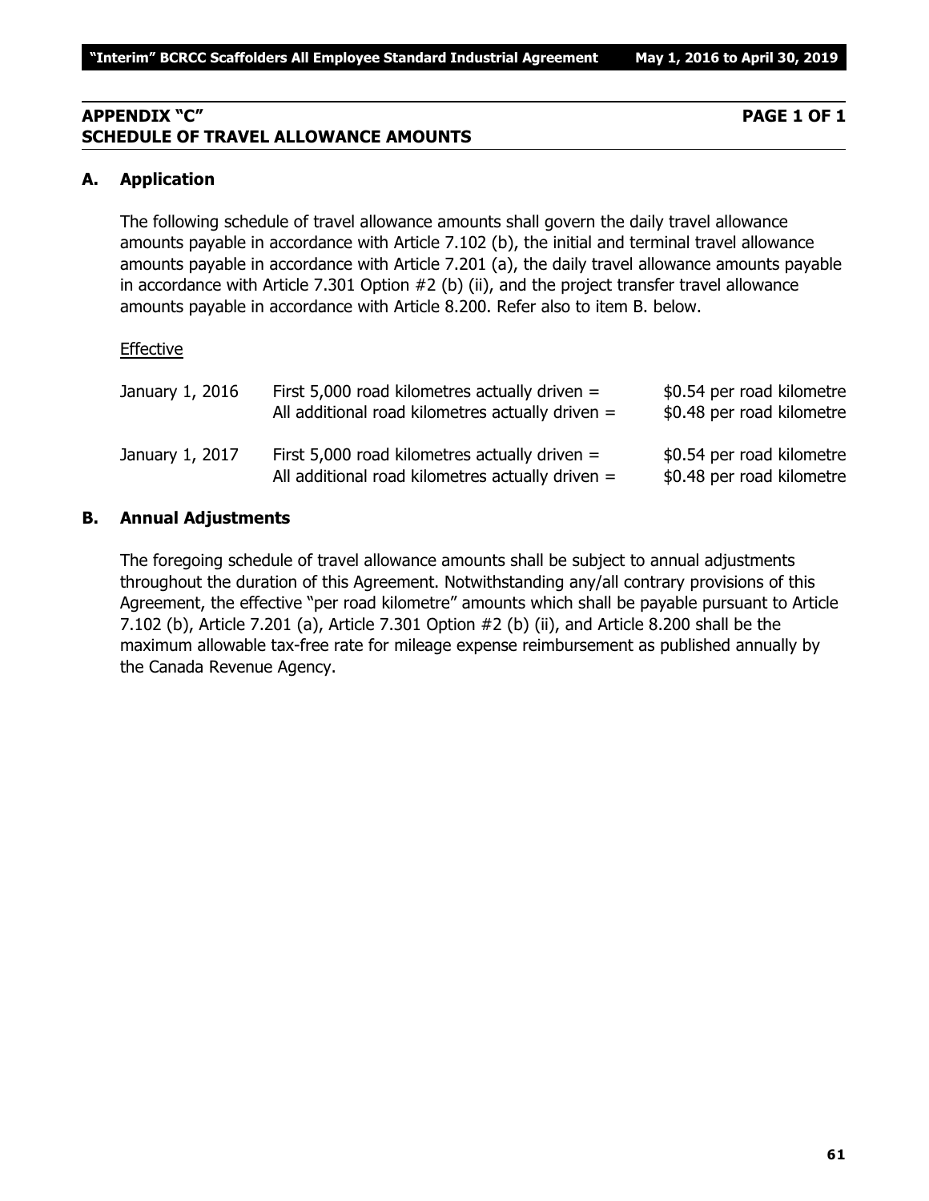## APPENDIX "C" PAGE 1 OF 1
## SCHEDULE OF TRAVEL ALLOWANCE AMOUNTS

### A. Application

The following schedule of travel allowance amounts shall govern the daily travel allowance amounts payable in accordance with Article 7.102 (b), the initial and terminal travel allowance amounts payable in accordance with Article 7.201 (a), the daily travel allowance amounts payable in accordance with Article 7.301 Option #2 (b) (ii), and the project transfer travel allowance amounts payable in accordance with Article 8.200. Refer also to item B. below.

<u>Effective</u>

| | | |
|---|---|---|
| January 1, 2016 | First 5,000 road kilometres actually driven = | $0.54 per road kilometre |
| | All additional road kilometres actually driven = | $0.48 per road kilometre |
| January 1, 2017 | First 5,000 road kilometres actually driven = | $0.54 per road kilometre |
| | All additional road kilometres actually driven = | $0.48 per road kilometre |

### B. Annual Adjustments

The foregoing schedule of travel allowance amounts shall be subject to annual adjustments throughout the duration of this Agreement. Notwithstanding any/all contrary provisions of this Agreement, the effective "per road kilometre" amounts which shall be payable pursuant to Article 7.102 (b), Article 7.201 (a), Article 7.301 Option #2 (b) (ii), and Article 8.200 shall be the maximum allowable tax-free rate for mileage expense reimbursement as published annually by the Canada Revenue Agency.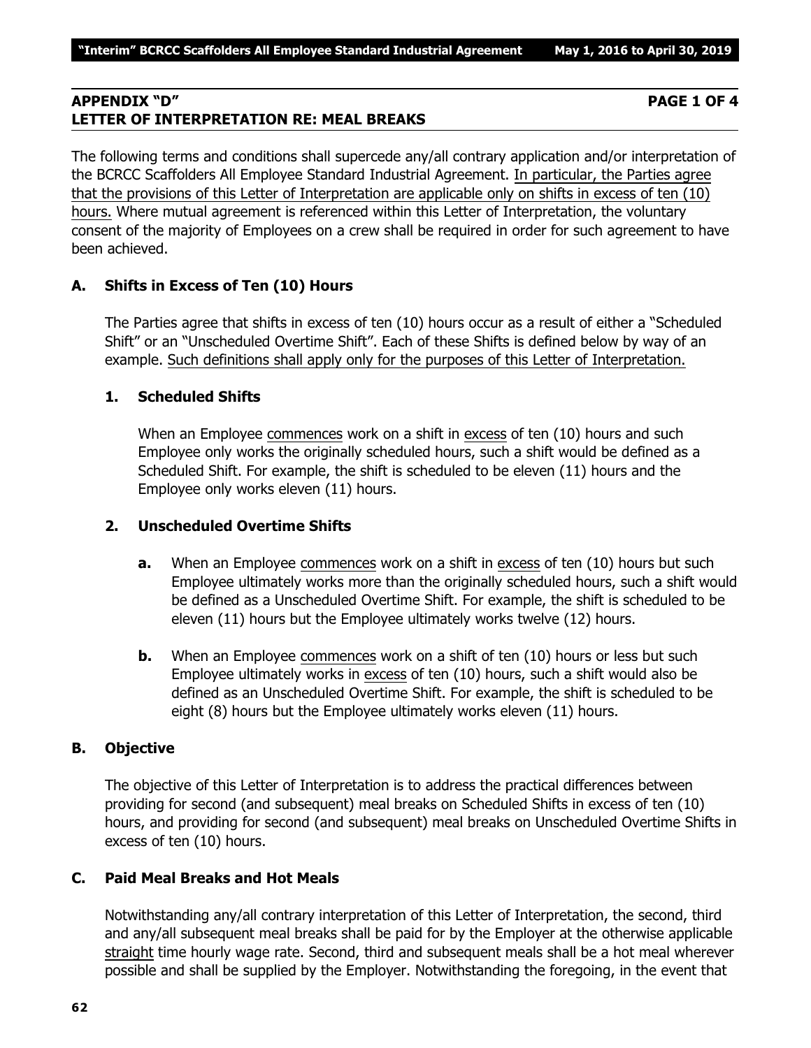## APPENDIX "D" PAGE 1 OF 4
## LETTER OF INTERPRETATION RE: MEAL BREAKS

The following terms and conditions shall supercede any/all contrary application and/or interpretation of the BCRCC Scaffolders All Employee Standard Industrial Agreement. In particular, the Parties agree that the provisions of this Letter of Interpretation are applicable only on shifts in excess of ten (10) hours. Where mutual agreement is referenced within this Letter of Interpretation, the voluntary consent of the majority of Employees on a crew shall be required in order for such agreement to have been achieved.

### A. Shifts in Excess of Ten (10) Hours

The Parties agree that shifts in excess of ten (10) hours occur as a result of either a "Scheduled Shift" or an "Unscheduled Overtime Shift". Each of these Shifts is defined below by way of an example. Such definitions shall apply only for the purposes of this Letter of Interpretation.

#### 1. Scheduled Shifts

When an Employee commences work on a shift in excess of ten (10) hours and such Employee only works the originally scheduled hours, such a shift would be defined as a Scheduled Shift. For example, the shift is scheduled to be eleven (11) hours and the Employee only works eleven (11) hours.

#### 2. Unscheduled Overtime Shifts

**a.** When an Employee commences work on a shift in excess of ten (10) hours but such Employee ultimately works more than the originally scheduled hours, such a shift would be defined as a Unscheduled Overtime Shift. For example, the shift is scheduled to be eleven (11) hours but the Employee ultimately works twelve (12) hours.

**b.** When an Employee commences work on a shift of ten (10) hours or less but such Employee ultimately works in excess of ten (10) hours, such a shift would also be defined as an Unscheduled Overtime Shift. For example, the shift is scheduled to be eight (8) hours but the Employee ultimately works eleven (11) hours.

### B. Objective

The objective of this Letter of Interpretation is to address the practical differences between providing for second (and subsequent) meal breaks on Scheduled Shifts in excess of ten (10) hours, and providing for second (and subsequent) meal breaks on Unscheduled Overtime Shifts in excess of ten (10) hours.

### C. Paid Meal Breaks and Hot Meals

Notwithstanding any/all contrary interpretation of this Letter of Interpretation, the second, third and any/all subsequent meal breaks shall be paid for by the Employer at the otherwise applicable straight time hourly wage rate. Second, third and subsequent meals shall be a hot meal wherever possible and shall be supplied by the Employer. Notwithstanding the foregoing, in the event that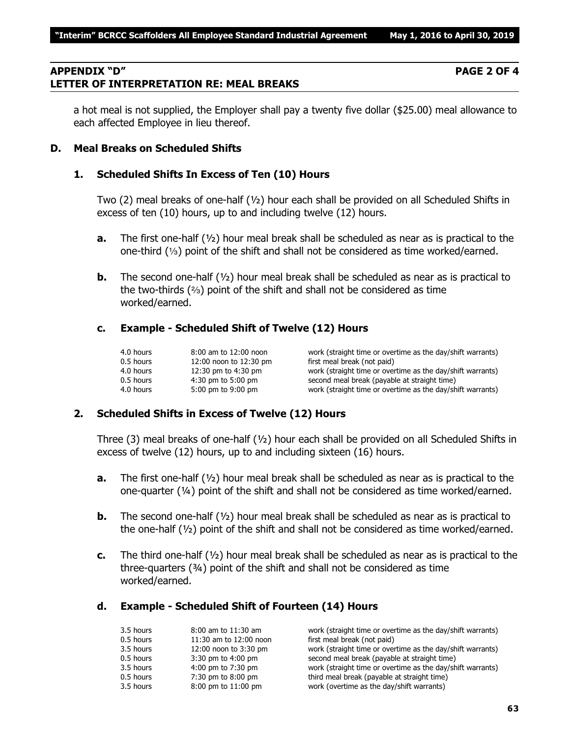## APPENDIX "D" PAGE 2 OF 4
## LETTER OF INTERPRETATION RE: MEAL BREAKS

a hot meal is not supplied, the Employer shall pay a twenty five dollar ($25.00) meal allowance to each affected Employee in lieu thereof.

### D. Meal Breaks on Scheduled Shifts

#### 1. Scheduled Shifts In Excess of Ten (10) Hours

Two (2) meal breaks of one-half (½) hour each shall be provided on all Scheduled Shifts in excess of ten (10) hours, up to and including twelve (12) hours.

**a.** The first one-half (½) hour meal break shall be scheduled as near as is practical to the one-third (⅓) point of the shift and shall not be considered as time worked/earned.

**b.** The second one-half (½) hour meal break shall be scheduled as near as is practical to the two-thirds (⅔) point of the shift and shall not be considered as time worked/earned.

**c. Example - Scheduled Shift of Twelve (12) Hours**

| | | |
|---|---|---|
| 4.0 hours | 8:00 am to 12:00 noon | work (straight time or overtime as the day/shift warrants) |
| 0.5 hours | 12:00 noon to 12:30 pm | first meal break (not paid) |
| 4.0 hours | 12:30 pm to 4:30 pm | work (straight time or overtime as the day/shift warrants) |
| 0.5 hours | 4:30 pm to 5:00 pm | second meal break (payable at straight time) |
| 4.0 hours | 5:00 pm to 9:00 pm | work (straight time or overtime as the day/shift warrants) |

#### 2. Scheduled Shifts in Excess of Twelve (12) Hours

Three (3) meal breaks of one-half (½) hour each shall be provided on all Scheduled Shifts in excess of twelve (12) hours, up to and including sixteen (16) hours.

**a.** The first one-half (½) hour meal break shall be scheduled as near as is practical to the one-quarter (¼) point of the shift and shall not be considered as time worked/earned.

**b.** The second one-half (½) hour meal break shall be scheduled as near as is practical to the one-half (½) point of the shift and shall not be considered as time worked/earned.

**c.** The third one-half (½) hour meal break shall be scheduled as near as is practical to the three-quarters (¾) point of the shift and shall not be considered as time worked/earned.

**d. Example - Scheduled Shift of Fourteen (14) Hours**

| | | |
|---|---|---|
| 3.5 hours | 8:00 am to 11:30 am | work (straight time or overtime as the day/shift warrants) |
| 0.5 hours | 11:30 am to 12:00 noon | first meal break (not paid) |
| 3.5 hours | 12:00 noon to 3:30 pm | work (straight time or overtime as the day/shift warrants) |
| 0.5 hours | 3:30 pm to 4:00 pm | second meal break (payable at straight time) |
| 3.5 hours | 4:00 pm to 7:30 pm | work (straight time or overtime as the day/shift warrants) |
| 0.5 hours | 7:30 pm to 8:00 pm | third meal break (payable at straight time) |
| 3.5 hours | 8:00 pm to 11:00 pm | work (overtime as the day/shift warrants) |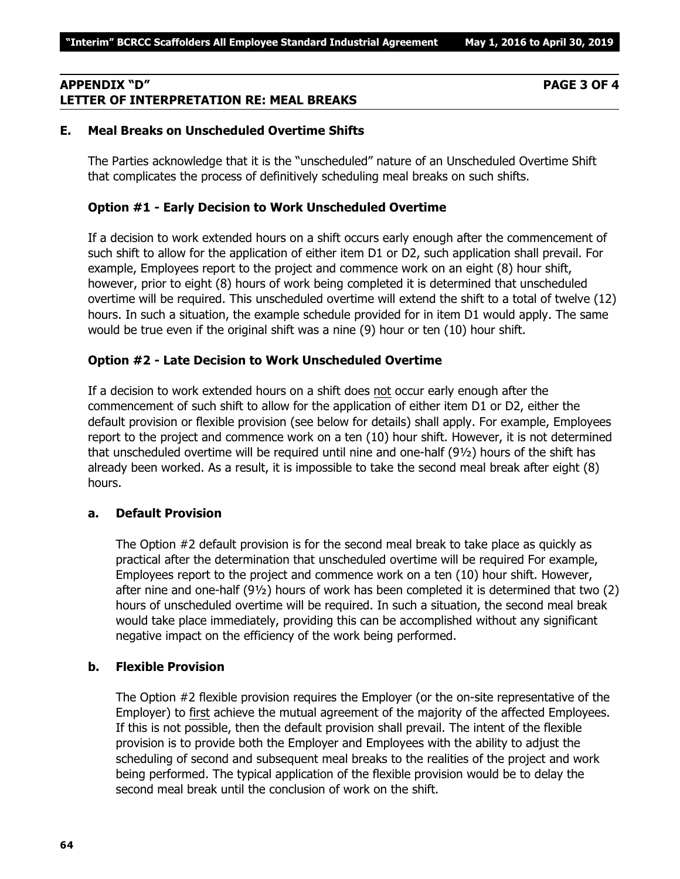## APPENDIX "D" PAGE 3 OF 4
## LETTER OF INTERPRETATION RE: MEAL BREAKS

### E. Meal Breaks on Unscheduled Overtime Shifts

The Parties acknowledge that it is the "unscheduled" nature of an Unscheduled Overtime Shift that complicates the process of definitively scheduling meal breaks on such shifts.

#### Option #1 - Early Decision to Work Unscheduled Overtime

If a decision to work extended hours on a shift occurs early enough after the commencement of such shift to allow for the application of either item D1 or D2, such application shall prevail. For example, Employees report to the project and commence work on an eight (8) hour shift, however, prior to eight (8) hours of work being completed it is determined that unscheduled overtime will be required. This unscheduled overtime will extend the shift to a total of twelve (12) hours. In such a situation, the example schedule provided for in item D1 would apply. The same would be true even if the original shift was a nine (9) hour or ten (10) hour shift.

#### Option #2 - Late Decision to Work Unscheduled Overtime

If a decision to work extended hours on a shift does <u>not</u> occur early enough after the commencement of such shift to allow for the application of either item D1 or D2, either the default provision or flexible provision (see below for details) shall apply. For example, Employees report to the project and commence work on a ten (10) hour shift. However, it is not determined that unscheduled overtime will be required until nine and one-half (9½) hours of the shift has already been worked. As a result, it is impossible to take the second meal break after eight (8) hours.

#### a. Default Provision

The Option #2 default provision is for the second meal break to take place as quickly as practical after the determination that unscheduled overtime will be required For example, Employees report to the project and commence work on a ten (10) hour shift. However, after nine and one-half (9½) hours of work has been completed it is determined that two (2) hours of unscheduled overtime will be required. In such a situation, the second meal break would take place immediately, providing this can be accomplished without any significant negative impact on the efficiency of the work being performed.

#### b. Flexible Provision

The Option #2 flexible provision requires the Employer (or the on-site representative of the Employer) to <u>first</u> achieve the mutual agreement of the majority of the affected Employees. If this is not possible, then the default provision shall prevail. The intent of the flexible provision is to provide both the Employer and Employees with the ability to adjust the scheduling of second and subsequent meal breaks to the realities of the project and work being performed. The typical application of the flexible provision would be to delay the second meal break until the conclusion of work on the shift.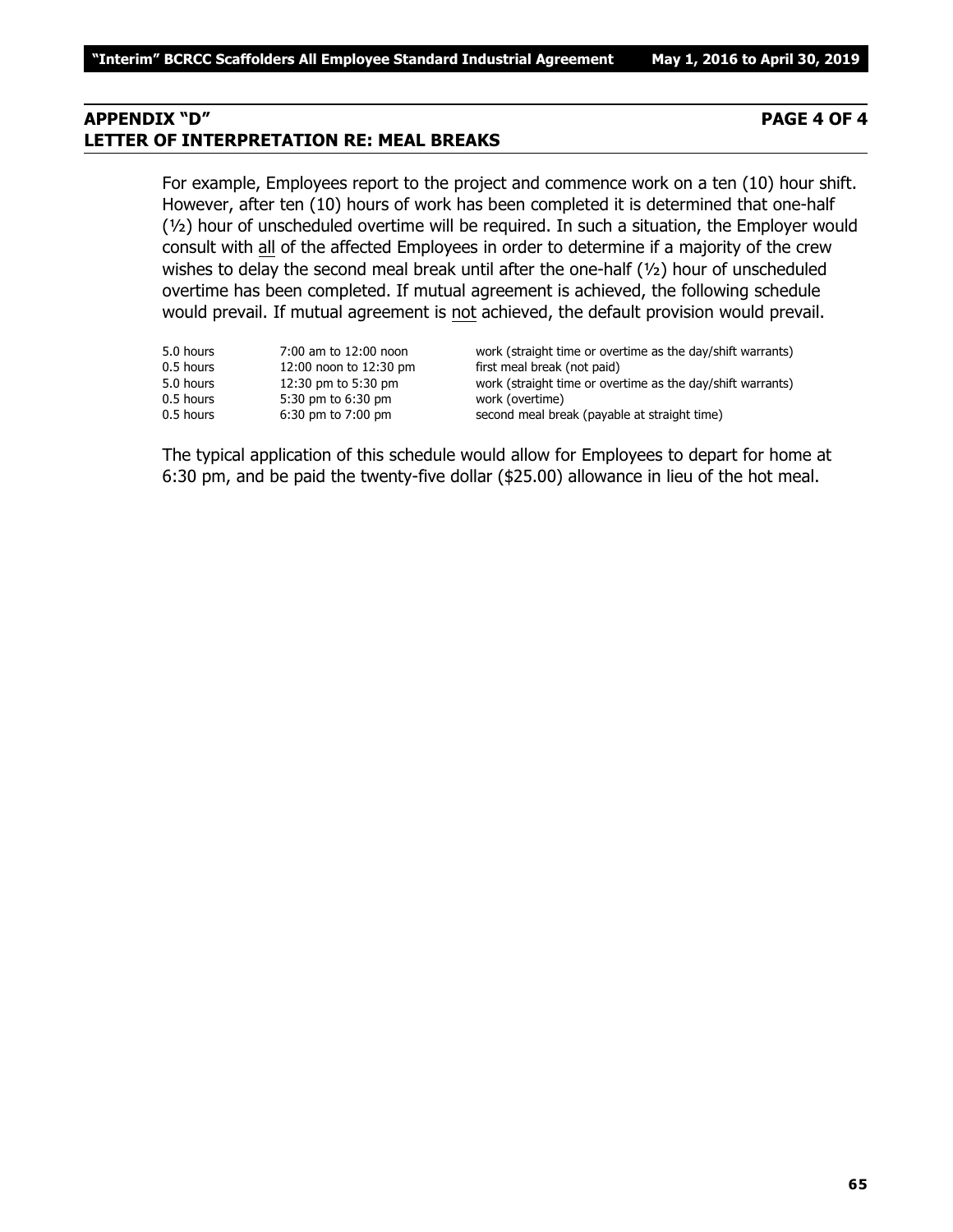## APPENDIX "D" PAGE 4 OF 4
## LETTER OF INTERPRETATION RE: MEAL BREAKS

For example, Employees report to the project and commence work on a ten (10) hour shift. However, after ten (10) hours of work has been completed it is determined that one-half (½) hour of unscheduled overtime will be required. In such a situation, the Employer would consult with all of the affected Employees in order to determine if a majority of the crew wishes to delay the second meal break until after the one-half (½) hour of unscheduled overtime has been completed. If mutual agreement is achieved, the following schedule would prevail. If mutual agreement is not achieved, the default provision would prevail.

| | | |
|---|---|---|
| 5.0 hours | 7:00 am to 12:00 noon | work (straight time or overtime as the day/shift warrants) |
| 0.5 hours | 12:00 noon to 12:30 pm | first meal break (not paid) |
| 5.0 hours | 12:30 pm to 5:30 pm | work (straight time or overtime as the day/shift warrants) |
| 0.5 hours | 5:30 pm to 6:30 pm | work (overtime) |
| 0.5 hours | 6:30 pm to 7:00 pm | second meal break (payable at straight time) |

The typical application of this schedule would allow for Employees to depart for home at 6:30 pm, and be paid the twenty-five dollar ($25.00) allowance in lieu of the hot meal.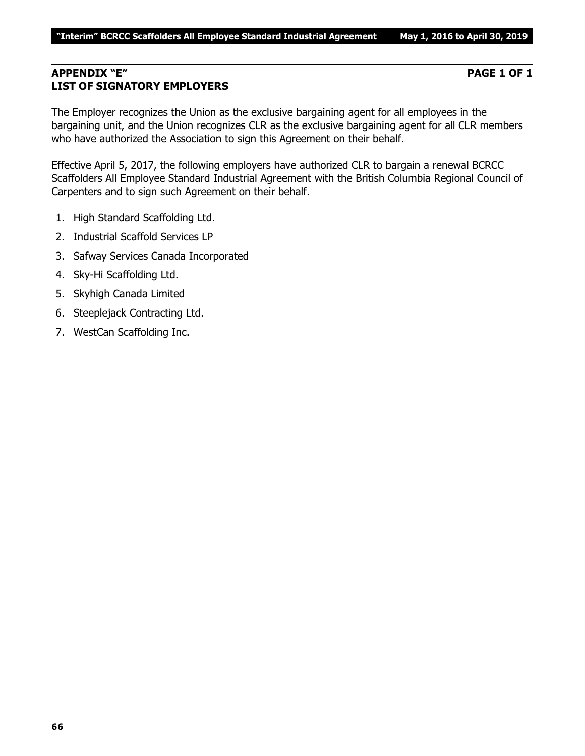## APPENDIX "E" PAGE 1 OF 1
## LIST OF SIGNATORY EMPLOYERS

The Employer recognizes the Union as the exclusive bargaining agent for all employees in the bargaining unit, and the Union recognizes CLR as the exclusive bargaining agent for all CLR members who have authorized the Association to sign this Agreement on their behalf.

Effective April 5, 2017, the following employers have authorized CLR to bargain a renewal BCRCC Scaffolders All Employee Standard Industrial Agreement with the British Columbia Regional Council of Carpenters and to sign such Agreement on their behalf.

1. High Standard Scaffolding Ltd.
2. Industrial Scaffold Services LP
3. Safway Services Canada Incorporated
4. Sky-Hi Scaffolding Ltd.
5. Skyhigh Canada Limited
6. Steeplejack Contracting Ltd.
7. WestCan Scaffolding Inc.